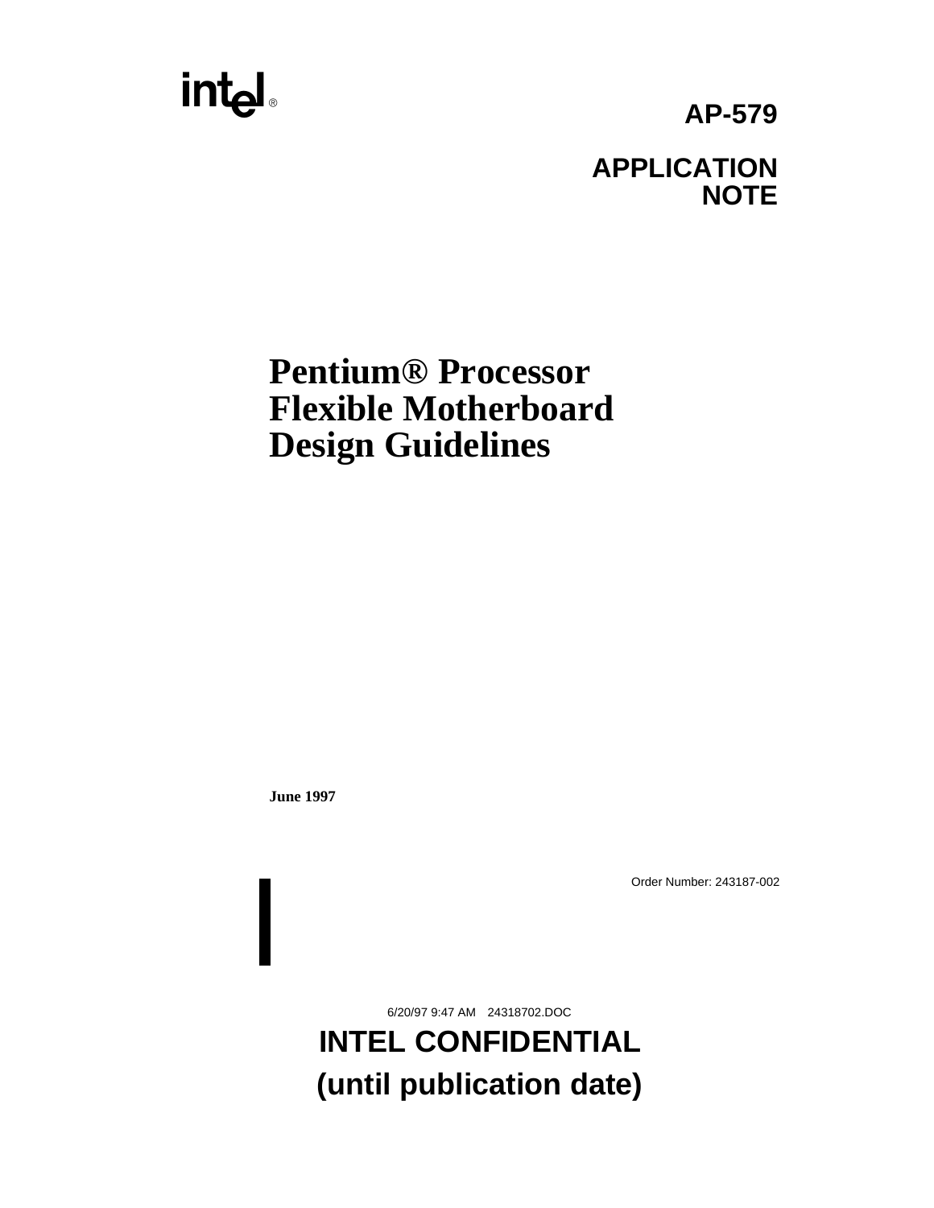intel®

**AP-579**

**APPLICATION NOTE**

# Pentium® Processor Flexible Motherboard Design Guidelines

**June 1997**

Order Number: 243187-002

6/20/97 9:47 AM 24318702.DOC

**INTEL CONFIDENTIAL**

**(until publication date)**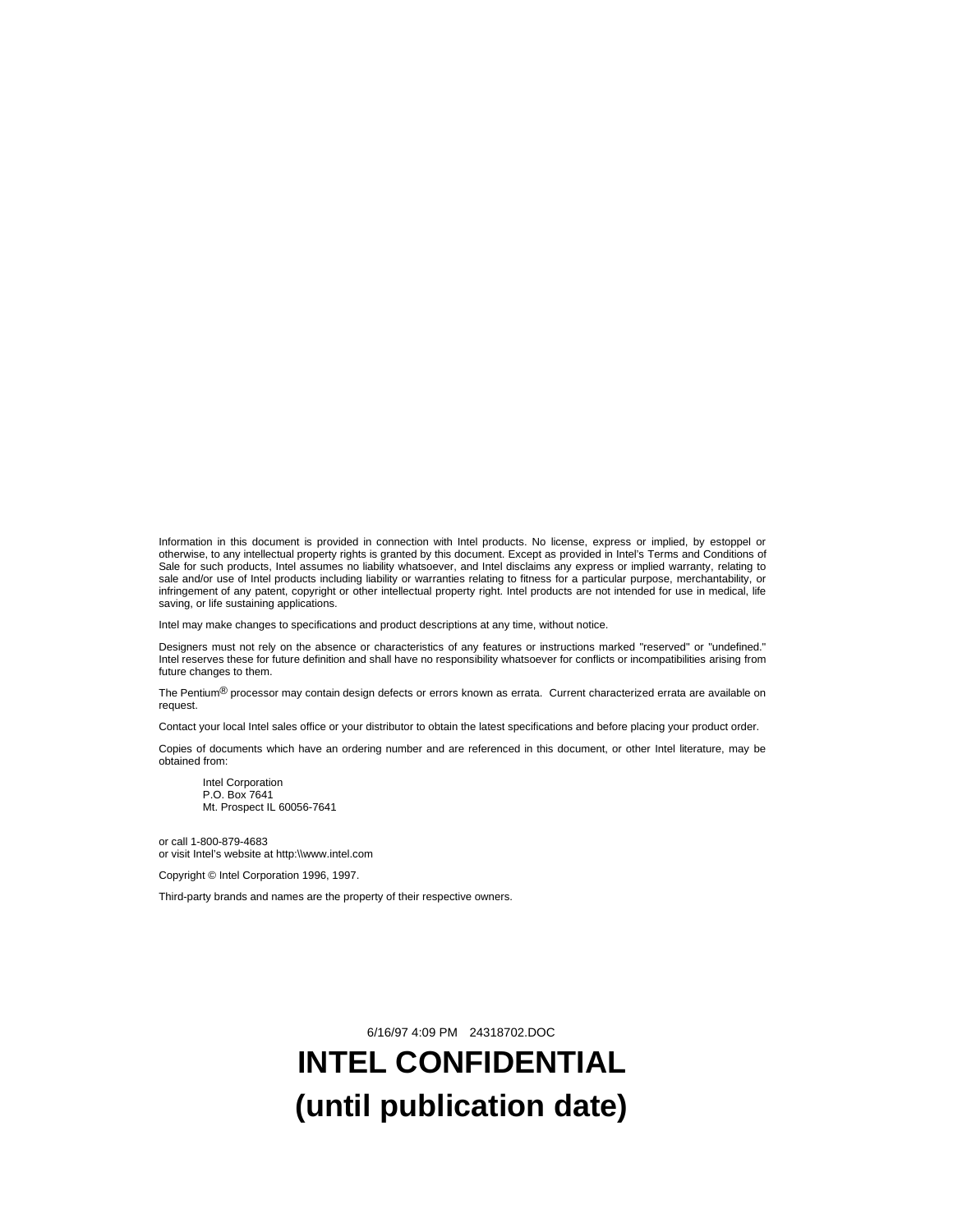Information in this document is provided in connection with Intel products. No license, express or implied, by estoppel or otherwise, to any intellectual property rights is granted by this document. Except as provided in Intel's Terms and Conditions of Sale for such products, Intel assumes no liability whatsoever, and Intel disclaims any express or implied warranty, relating to sale and/or use of Intel products including liability or warranties relating to fitness for a particular purpose, merchantability, or infringement of any patent, copyright or other intellectual property right. Intel products are not intended for use in medical, life saving, or life sustaining applications.

Intel may make changes to specifications and product descriptions at any time, without notice.

Designers must not rely on the absence or characteristics of any features or instructions marked "reserved" or "undefined." Intel reserves these for future definition and shall have no responsibility whatsoever for conflicts or incompatibilities arising from future changes to them.

The Pentium® processor may contain design defects or errors known as errata. Current characterized errata are available on request.

Contact your local Intel sales office or your distributor to obtain the latest specifications and before placing your product order.

Copies of documents which have an ordering number and are referenced in this document, or other Intel literature, may be obtained from:

> Intel Corporation
> P.O. Box 7641
> Mt. Prospect IL 60056-7641

or call 1-800-879-4683
or visit Intel's website at http:\\www.intel.com

Copyright © Intel Corporation 1996, 1997.

Third-party brands and names are the property of their respective owners.

6/16/97 4:09 PM 24318702.DOC

**INTEL CONFIDENTIAL**
**(until publication date)**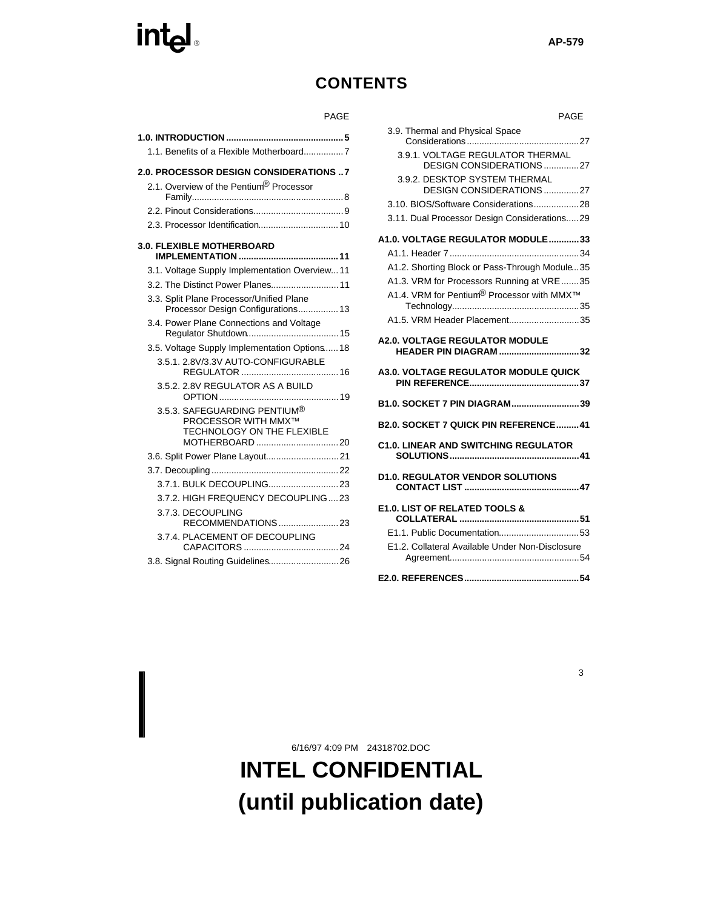# CONTENTS

| | PAGE |
|---|---|
| **1.0. INTRODUCTION** | **5** |
| 1.1. Benefits of a Flexible Motherboard | 7 |
| **2.0. PROCESSOR DESIGN CONSIDERATIONS** | **7** |
| 2.1. Overview of the Pentium® Processor Family | 8 |
| 2.2. Pinout Considerations | 9 |
| 2.3. Processor Identification | 10 |
| **3.0. FLEXIBLE MOTHERBOARD IMPLEMENTATION** | **11** |
| 3.1. Voltage Supply Implementation Overview | 11 |
| 3.2. The Distinct Power Planes | 11 |
| 3.3. Split Plane Processor/Unified Plane Processor Design Configurations | 13 |
| 3.4. Power Plane Connections and Voltage Regulator Shutdown | 15 |
| 3.5. Voltage Supply Implementation Options | 18 |
| 3.5.1. 2.8V/3.3V AUTO-CONFIGURABLE REGULATOR | 16 |
| 3.5.2. 2.8V REGULATOR AS A BUILD OPTION | 19 |
| 3.5.3. SAFEGUARDING PENTIUM® PROCESSOR WITH MMX™ TECHNOLOGY ON THE FLEXIBLE MOTHERBOARD | 20 |
| 3.6. Split Power Plane Layout | 21 |
| 3.7. Decoupling | 22 |
| 3.7.1. BULK DECOUPLING | 23 |
| 3.7.2. HIGH FREQUENCY DECOUPLING | 23 |
| 3.7.3. DECOUPLING RECOMMENDATIONS | 23 |
| 3.7.4. PLACEMENT OF DECOUPLING CAPACITORS | 24 |
| 3.8. Signal Routing Guidelines | 26 |
| 3.9. Thermal and Physical Space Considerations | 27 |
| 3.9.1. VOLTAGE REGULATOR THERMAL DESIGN CONSIDERATIONS | 27 |
| 3.9.2. DESKTOP SYSTEM THERMAL DESIGN CONSIDERATIONS | 27 |
| 3.10. BIOS/Software Considerations | 28 |
| 3.11. Dual Processor Design Considerations | 29 |
| **A1.0. VOLTAGE REGULATOR MODULE** | **33** |
| A1.1. Header 7 | 34 |
| A1.2. Shorting Block or Pass-Through Module | 35 |
| A1.3. VRM for Processors Running at VRE | 35 |
| A1.4. VRM for Pentium® Processor with MMX™ Technology | 35 |
| A1.5. VRM Header Placement | 35 |
| **A2.0. VOLTAGE REGULATOR MODULE HEADER PIN DIAGRAM** | **32** |
| **A3.0. VOLTAGE REGULATOR MODULE QUICK PIN REFERENCE** | **37** |
| **B1.0. SOCKET 7 PIN DIAGRAM** | **39** |
| **B2.0. SOCKET 7 QUICK PIN REFERENCE** | **41** |
| **C1.0. LINEAR AND SWITCHING REGULATOR SOLUTIONS** | **41** |
| **D1.0. REGULATOR VENDOR SOLUTIONS CONTACT LIST** | **47** |
| **E1.0. LIST OF RELATED TOOLS & COLLATERAL** | **51** |
| E1.1. Public Documentation | 53 |
| E1.2. Collateral Available Under Non-Disclosure Agreement | 54 |
| **E2.0. REFERENCES** | **54** |

6/16/97 4:09 PM 24318702.DOC

**INTEL CONFIDENTIAL**
**(until publication date)**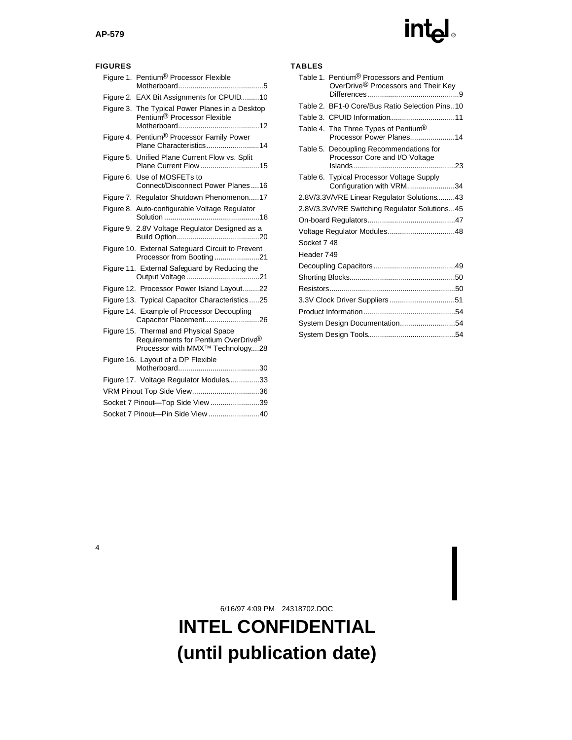## FIGURES

- Figure 1. Pentium® Processor Flexible Motherboard..........................................5
- Figure 2. EAX Bit Assignments for CPUID.........10
- Figure 3. The Typical Power Planes in a Desktop Pentium® Processor Flexible Motherboard........................................12
- Figure 4. Pentium® Processor Family Power Plane Characteristics..........................14
- Figure 5. Unified Plane Current Flow vs. Split Plane Current Flow.............................15
- Figure 6. Use of MOSFETs to Connect/Disconnect Power Planes....16
- Figure 7. Regulator Shutdown Phenomenon.....17
- Figure 8. Auto-configurable Voltage Regulator Solution ...............................................18
- Figure 9. 2.8V Voltage Regulator Designed as a Build Option.........................................20
- Figure 10. External Safeguard Circuit to Prevent Processor from Booting......................21
- Figure 11. External Safeguard by Reducing the Output Voltage....................................21
- Figure 12. Processor Power Island Layout........22
- Figure 13. Typical Capacitor Characteristics.....25
- Figure 14. Example of Processor Decoupling Capacitor Placement...........................26
- Figure 15. Thermal and Physical Space Requirements for Pentium OverDrive® Processor with MMX™ Technology....28
- Figure 16. Layout of a DP Flexible Motherboard........................................30
- Figure 17. Voltage Regulator Modules...............33
- VRM Pinout Top Side View.................................36
- Socket 7 Pinout—Top Side View ........................39
- Socket 7 Pinout—Pin Side View .........................40

## TABLES

- Table 1. Pentium® Processors and Pentium OverDrive® Processors and Their Key Differences ............................................9
- Table 2. BF1-0 Core/Bus Ratio Selection Pins..10
- Table 3. CPUID Information................................11
- Table 4. The Three Types of Pentium® Processor Power Planes......................14
- Table 5. Decoupling Recommendations for Processor Core and I/O Voltage Islands .................................................23
- Table 6. Typical Processor Voltage Supply Configuration with VRM........................34
- 2.8V/3.3V/VRE Linear Regulator Solutions.........43
- 2.8V/3.3V/VRE Switching Regulator Solutions...45
- On-board Regulators...........................................47
- Voltage Regulator Modules.................................48
- Socket 7 48
- Header 7 49
- Decoupling Capacitors ........................................49
- Shorting Blocks...................................................50
- Resistors.............................................................50
- 3.3V Clock Driver Suppliers ................................51
- Product Information ............................................54
- System Design Documentation...........................54
- System Design Tools...........................................54

6/16/97 4:09 PM 24318702.DOC

**INTEL CONFIDENTIAL (until publication date)**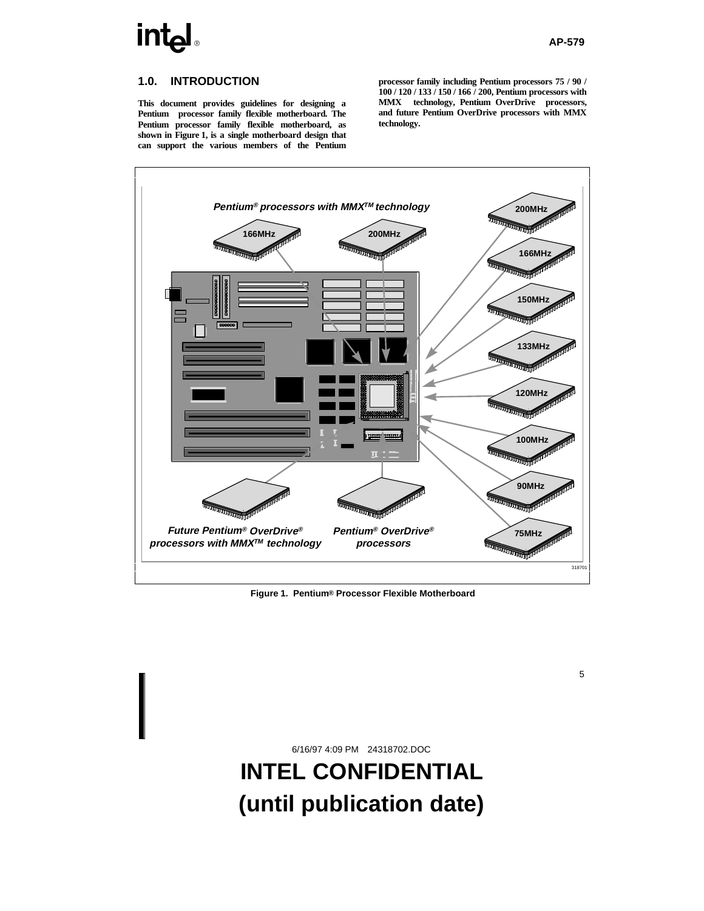## 1.0. INTRODUCTION

**This document provides guidelines for designing a Pentium processor family flexible motherboard. The Pentium processor family flexible motherboard, as shown in Figure 1, is a single motherboard design that can support the various members of the Pentium processor family including Pentium processors 75 / 90 / 100 / 120 / 133 / 150 / 166 / 200, Pentium processors with MMX technology, Pentium OverDrive processors, and future Pentium OverDrive processors with MMX technology.**

Figure 1. Pentium® Processor Flexible Motherboard

6/16/97 4:09 PM 24318702.DOC

**INTEL CONFIDENTIAL**
**(until publication date)**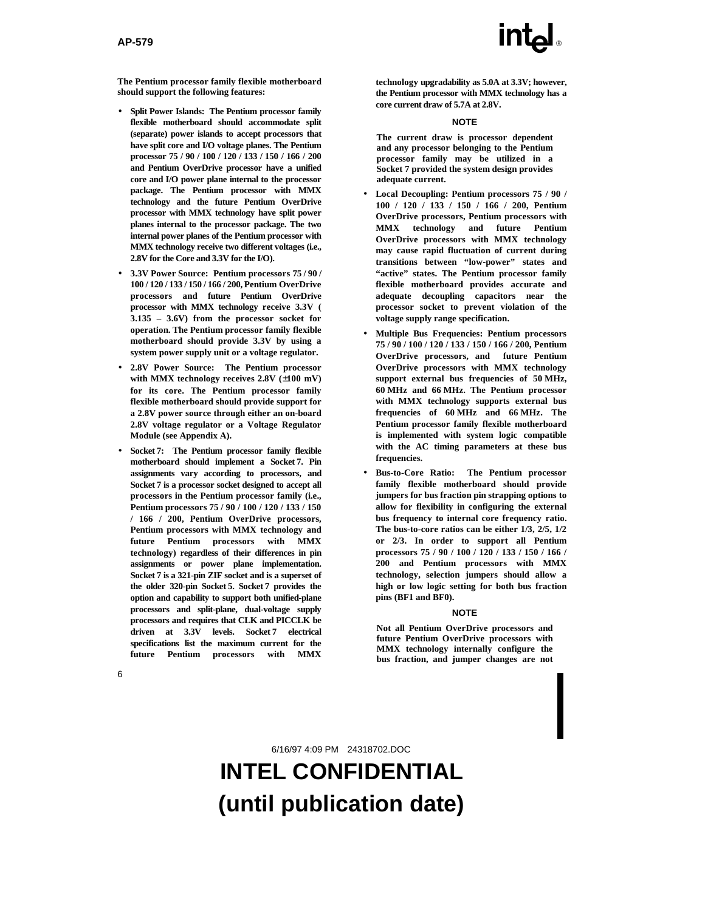**The Pentium processor family flexible motherboard should support the following features:**

- **Split Power Islands: The Pentium processor family flexible motherboard should accommodate split (separate) power islands to accept processors that have split core and I/O voltage planes. The Pentium processor 75 / 90 / 100 / 120 / 133 / 150 / 166 / 200 and Pentium OverDrive processor have a unified core and I/O power plane internal to the processor package. The Pentium processor with MMX technology and the future Pentium OverDrive processor with MMX technology have split power planes internal to the processor package. The two internal power planes of the Pentium processor with MMX technology receive two different voltages (i.e., 2.8V for the Core and 3.3V for the I/O).**
- **3.3V Power Source: Pentium processors 75 / 90 / 100 / 120 / 133 / 150 / 166 / 200, Pentium OverDrive processors and future Pentium OverDrive processor with MMX technology receive 3.3V ( 3.135 – 3.6V) from the processor socket for operation. The Pentium processor family flexible motherboard should provide 3.3V by using a system power supply unit or a voltage regulator.**
- **2.8V Power Source: The Pentium processor with MMX technology receives 2.8V (±100 mV) for its core. The Pentium processor family flexible motherboard should provide support for a 2.8V power source through either an on-board 2.8V voltage regulator or a Voltage Regulator Module (see Appendix A).**
- **Socket 7: The Pentium processor family flexible motherboard should implement a Socket 7. Pin assignments vary according to processors, and Socket 7 is a processor socket designed to accept all processors in the Pentium processor family (i.e., Pentium processors 75 / 90 / 100 / 120 / 133 / 150 / 166 / 200, Pentium OverDrive processors, Pentium processors with MMX technology and future Pentium processors with MMX technology) regardless of their differences in pin assignments or power plane implementation. Socket 7 is a 321-pin ZIF socket and is a superset of the older 320-pin Socket 5. Socket 7 provides the option and capability to support both unified-plane processors and split-plane, dual-voltage supply processors and requires that CLK and PICCLK be driven at 3.3V levels. Socket 7 electrical specifications list the maximum current for the future Pentium processors with MMX technology upgradability as 5.0A at 3.3V; however, the Pentium processor with MMX technology has a core current draw of 5.7A at 2.8V.**

**NOTE**

**The current draw is processor dependent and any processor belonging to the Pentium processor family may be utilized in a Socket 7 provided the system design provides adequate current.**

- **Local Decoupling: Pentium processors 75 / 90 / 100 / 120 / 133 / 150 / 166 / 200, Pentium OverDrive processors, Pentium processors with MMX technology and future Pentium OverDrive processors with MMX technology may cause rapid fluctuation of current during transitions between "low-power" states and "active" states. The Pentium processor family flexible motherboard provides accurate and adequate decoupling capacitors near the processor socket to prevent violation of the voltage supply range specification.**
- **Multiple Bus Frequencies: Pentium processors 75 / 90 / 100 / 120 / 133 / 150 / 166 / 200, Pentium OverDrive processors, and future Pentium OverDrive processors with MMX technology support external bus frequencies of 50 MHz, 60 MHz and 66 MHz. The Pentium processor with MMX technology supports external bus frequencies of 60 MHz and 66 MHz. The Pentium processor family flexible motherboard is implemented with system logic compatible with the AC timing parameters at these bus frequencies.**
- **Bus-to-Core Ratio: The Pentium processor family flexible motherboard should provide jumpers for bus fraction pin strapping options to allow for flexibility in configuring the external bus frequency to internal core frequency ratio. The bus-to-core ratios can be either 1/3, 2/5, 1/2 or 2/3. In order to support all Pentium processors 75 / 90 / 100 / 120 / 133 / 150 / 166 / 200 and Pentium processors with MMX technology, selection jumpers should allow a high or low logic setting for both bus fraction pins (BF1 and BF0).**

**NOTE**

**Not all Pentium OverDrive processors and future Pentium OverDrive processors with MMX technology internally configure the bus fraction, and jumper changes are not**

6/16/97 4:09 PM 24318702.DOC

**INTEL CONFIDENTIAL (until publication date)**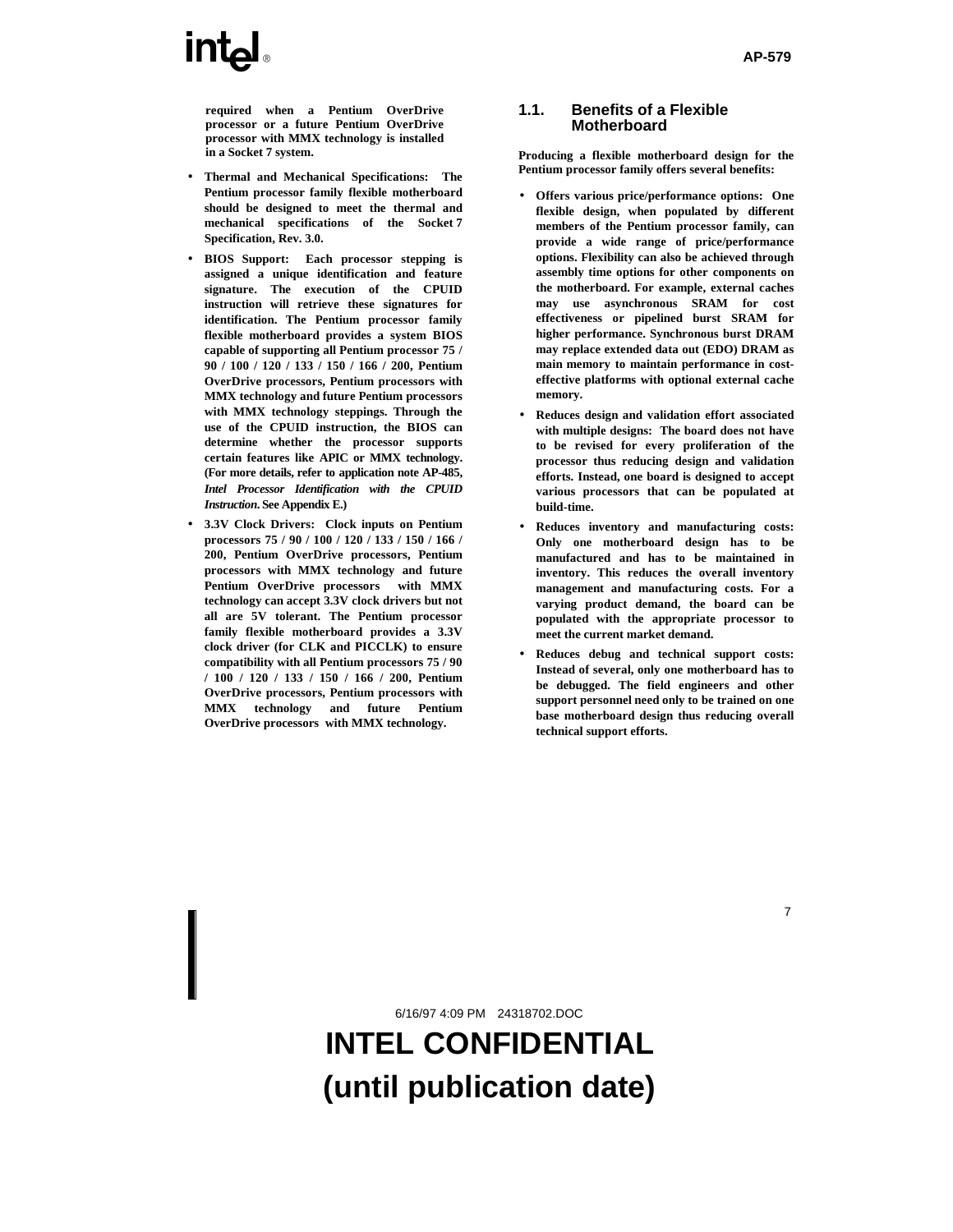required when a Pentium OverDrive processor or a future Pentium OverDrive processor with MMX technology is installed in a Socket 7 system.

- **Thermal and Mechanical Specifications:** The Pentium processor family flexible motherboard should be designed to meet the thermal and mechanical specifications of the Socket 7 Specification, Rev. 3.0.
- **BIOS Support:** Each processor stepping is assigned a unique identification and feature signature. The execution of the CPUID instruction will retrieve these signatures for identification. The Pentium processor family flexible motherboard provides a system BIOS capable of supporting all Pentium processor 75 / 90 / 100 / 120 / 133 / 150 / 166 / 200, Pentium OverDrive processors, Pentium processors with MMX technology and future Pentium processors with MMX technology steppings. Through the use of the CPUID instruction, the BIOS can determine whether the processor supports certain features like APIC or MMX technology. (For more details, refer to application note AP-485, *Intel Processor Identification with the CPUID Instruction*. See Appendix E.)
- **3.3V Clock Drivers:** Clock inputs on Pentium processors 75 / 90 / 100 / 120 / 133 / 150 / 166 / 200, Pentium OverDrive processors, Pentium processors with MMX technology and future Pentium OverDrive processors with MMX technology can accept 3.3V clock drivers but not all are 5V tolerant. The Pentium processor family flexible motherboard provides a 3.3V clock driver (for CLK and PICCLK) to ensure compatibility with all Pentium processors 75 / 90 / 100 / 120 / 133 / 150 / 166 / 200, Pentium OverDrive processors, Pentium processors with MMX technology and future Pentium OverDrive processors with MMX technology.

## 1.1. Benefits of a Flexible Motherboard

Producing a flexible motherboard design for the Pentium processor family offers several benefits:

- **Offers various price/performance options:** One flexible design, when populated by different members of the Pentium processor family, can provide a wide range of price/performance options. Flexibility can also be achieved through assembly time options for other components on the motherboard. For example, external caches may use asynchronous SRAM for cost effectiveness or pipelined burst SRAM for higher performance. Synchronous burst DRAM may replace extended data out (EDO) DRAM as main memory to maintain performance in cost-effective platforms with optional external cache memory.
- **Reduces design and validation effort associated with multiple designs:** The board does not have to be revised for every proliferation of the processor thus reducing design and validation efforts. Instead, one board is designed to accept various processors that can be populated at build-time.
- **Reduces inventory and manufacturing costs:** Only one motherboard design has to be manufactured and has to be maintained in inventory. This reduces the overall inventory management and manufacturing costs. For a varying product demand, the board can be populated with the appropriate processor to meet the current market demand.
- **Reduces debug and technical support costs:** Instead of several, only one motherboard has to be debugged. The field engineers and other support personnel need only to be trained on one base motherboard design thus reducing overall technical support efforts.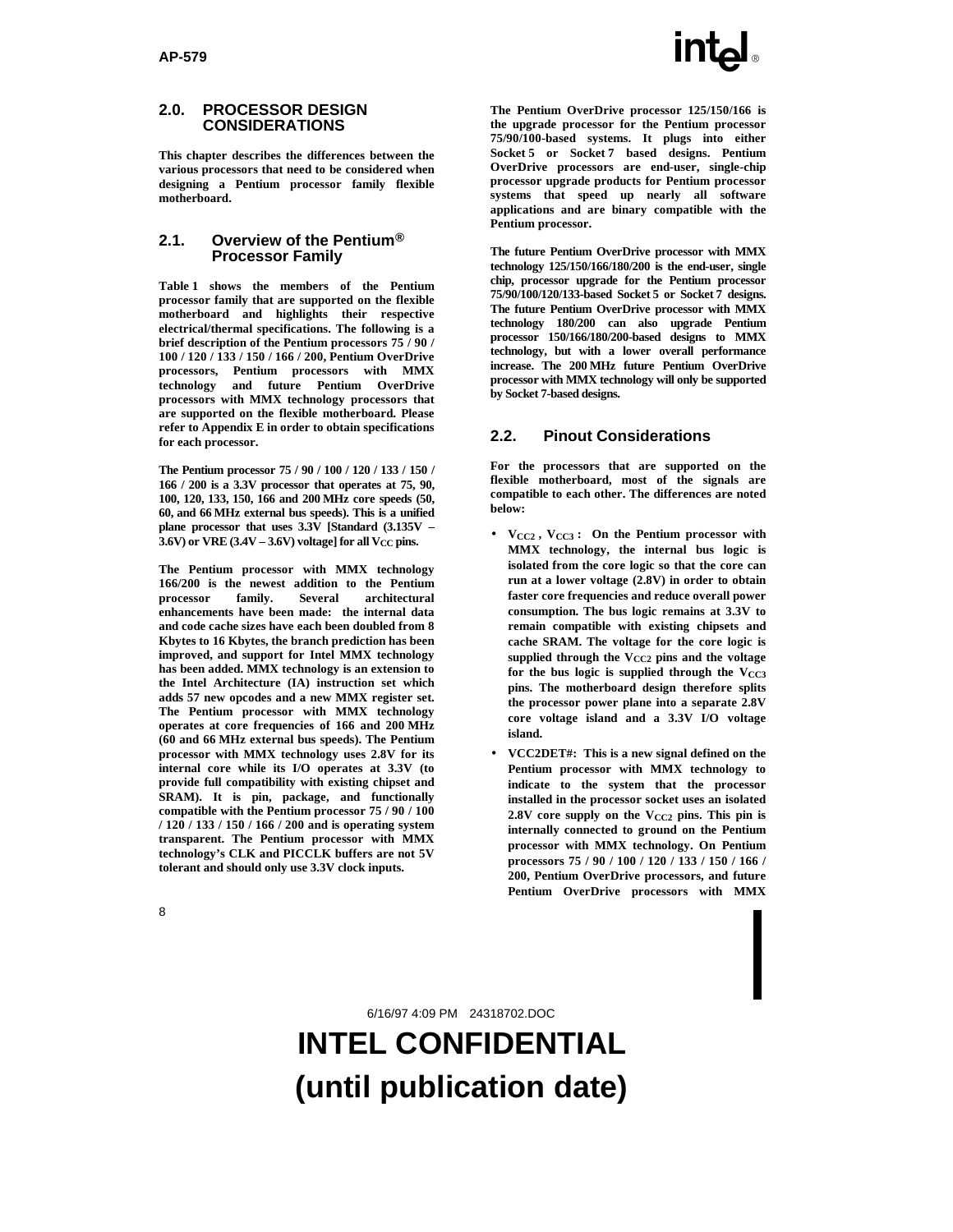## 2.0. PROCESSOR DESIGN CONSIDERATIONS

This chapter describes the differences between the various processors that need to be considered when designing a Pentium processor family flexible motherboard.

### 2.1. Overview of the Pentium® Processor Family

Table 1 shows the members of the Pentium processor family that are supported on the flexible motherboard and highlights their respective electrical/thermal specifications. The following is a brief description of the Pentium processors 75 / 90 / 100 / 120 / 133 / 150 / 166 / 200, Pentium OverDrive processors, Pentium processors with MMX technology and future Pentium OverDrive processors with MMX technology processors that are supported on the flexible motherboard. Please refer to Appendix E in order to obtain specifications for each processor.

The Pentium processor 75 / 90 / 100 / 120 / 133 / 150 / 166 / 200 is a 3.3V processor that operates at 75, 90, 100, 120, 133, 150, 166 and 200 MHz core speeds (50, 60, and 66 MHz external bus speeds). This is a unified plane processor that uses 3.3V [Standard (3.135V – 3.6V) or VRE (3.4V – 3.6V) voltage] for all $V_{CC}$ pins.

The Pentium processor with MMX technology 166/200 is the newest addition to the Pentium processor family. Several architectural enhancements have been made: the internal data and code cache sizes have each been doubled from 8 Kbytes to 16 Kbytes, the branch prediction has been improved, and support for Intel MMX technology has been added. MMX technology is an extension to the Intel Architecture (IA) instruction set which adds 57 new opcodes and a new MMX register set. The Pentium processor with MMX technology operates at core frequencies of 166 and 200 MHz (60 and 66 MHz external bus speeds). The Pentium processor with MMX technology uses 2.8V for its internal core while its I/O operates at 3.3V (to provide full compatibility with existing chipset and SRAM). It is pin, package, and functionally compatible with the Pentium processor 75 / 90 / 100 / 120 / 133 / 150 / 166 / 200 and is operating system transparent. The Pentium processor with MMX technology's CLK and PICCLK buffers are not 5V tolerant and should only use 3.3V clock inputs.

The Pentium OverDrive processor 125/150/166 is the upgrade processor for the Pentium processor 75/90/100-based systems. It plugs into either Socket 5 or Socket 7 based designs. Pentium OverDrive processors are end-user, single-chip processor upgrade products for Pentium processor systems that speed up nearly all software applications and are binary compatible with the Pentium processor.

The future Pentium OverDrive processor with MMX technology 125/150/166/180/200 is the end-user, single chip, processor upgrade for the Pentium processor 75/90/100/120/133-based Socket 5 or Socket 7 designs. The future Pentium OverDrive processor with MMX technology 180/200 can also upgrade Pentium processor 150/166/180/200-based designs to MMX technology, but with a lower overall performance increase. The 200 MHz future Pentium OverDrive processor with MMX technology will only be supported by Socket 7-based designs.

### 2.2. Pinout Considerations

For the processors that are supported on the flexible motherboard, most of the signals are compatible to each other. The differences are noted below:

- $V_{CC2}$ , $V_{CC3}$ : On the Pentium processor with MMX technology, the internal bus logic is isolated from the core logic so that the core can run at a lower voltage (2.8V) in order to obtain faster core frequencies and reduce overall power consumption. The bus logic remains at 3.3V to remain compatible with existing chipsets and cache SRAM. The voltage for the core logic is supplied through the $V_{CC2}$ pins and the voltage for the bus logic is supplied through the $V_{CC3}$ pins. The motherboard design therefore splits the processor power plane into a separate 2.8V core voltage island and a 3.3V I/O voltage island.
- VCC2DET#: This is a new signal defined on the Pentium processor with MMX technology to indicate to the system that the processor installed in the processor socket uses an isolated 2.8V core supply on the $V_{CC2}$ pins. This pin is internally connected to ground on the Pentium processor with MMX technology. On Pentium processors 75 / 90 / 100 / 120 / 133 / 150 / 166 / 200, Pentium OverDrive processors, and future Pentium OverDrive processors with MMX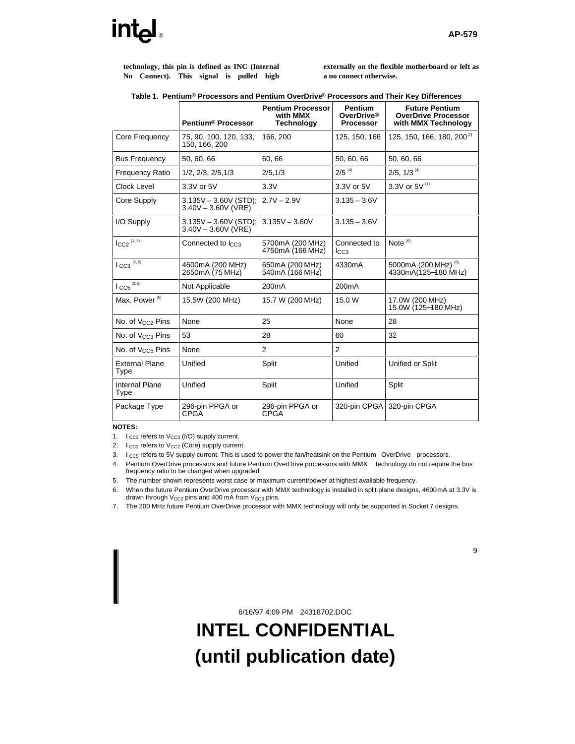**technology, this pin is defined as INC (Internal No Connect). This signal is pulled high externally on the flexible motherboard or left as a no connect otherwise.**

**Table 1. Pentium® Processors and Pentium OverDrive® Processors and Their Key Differences**

| | Pentium® Processor | Pentium Processor with MMX Technology | Pentium OverDrive® Processor | Future Pentium OverDrive Processor with MMX Technology |
|---|---|---|---|---|
| Core Frequency | 75, 90, 100, 120, 133, 150, 166, 200 | 166, 200 | 125, 150, 166 | 125, 150, 166, 180, 200 (7) |
| Bus Frequency | 50, 60, 66 | 60, 66 | 50, 60, 66 | 50, 60, 66 |
| Frequency Ratio | 1/2, 2/3, 2/5,1/3 | 2/5,1/3 | 2/5 (4) | 2/5, 1/3 (4) |
| Clock Level | 3.3V or 5V | 3.3V | 3.3V or 5V | 3.3V or 5V (7) |
| Core Supply | 3.135V – 3.60V (STD); 3.40V – 3.60V (VRE) | 2.7V – 2.9V | 3.135 – 3.6V | |
| I/O Supply | 3.135V – 3.60V (STD); 3.40V – 3.60V (VRE) | 3.135V – 3.60V | 3.135 – 3.6V | |
| $I_{CC2}$ (1, 5) | Connected to $I_{CC3}$ | 5700mA (200 MHz) 4750mA (166 MHz) | Connected to $I_{CC3}$ | Note (6) |
| $I_{CC3}$ (2, 5) | 4600mA (200 MHz) 2650mA (75 MHz) | 650mA (200 MHz) 540mA (166 MHz) | 4330mA | 5000mA (200 MHz) (6) 4330mA(125–180 MHz) |
| $I_{CC5}$ (3, 5) | Not Applicable | 200mA | 200mA | |
| Max. Power (5) | 15.5W (200 MHz) | 15.7 W (200 MHz) | 15.0 W | 17.0W (200 MHz) 15.0W (125–180 MHz) |
| No. of $V_{CC2}$ Pins | None | 25 | None | 28 |
| No. of $V_{CC3}$ Pins | 53 | 28 | 60 | 32 |
| No. of $V_{CC5}$ Pins | None | 2 | 2 | |
| External Plane Type | Unified | Split | Unified | Unified or Split |
| Internal Plane Type | Unified | Split | Unified | Split |
| Package Type | 296-pin PPGA or CPGA | 296-pin PPGA or CPGA | 320-pin CPGA | 320-pin CPGA |

**NOTES:**

1. $I_{CC3}$ refers to $V_{CC3}$ (I/O) supply current.
2. $I_{CC2}$ refers to $V_{CC2}$ (Core) supply current.
3. $I_{CC5}$ refers to 5V supply current. This is used to power the fan/heatsink on the Pentium OverDrive processors.
4. Pentium OverDrive processors and future Pentium OverDrive processors with MMX technology do not require the bus frequency ratio to be changed when upgraded.
5. The number shown represents worst case or maximum current/power at highest available frequency.
6. When the future Pentium OverDrive processor with MMX technology is installed in split plane designs, 4600mA at 3.3V is drawn through $V_{CC2}$ pins and 400 mA from $V_{CC3}$ pins.
7. The 200 MHz future Pentium OverDrive processor with MMX technology will only be supported in Socket 7 designs.

6/16/97 4:09 PM 24318702.DOC

**INTEL CONFIDENTIAL (until publication date)**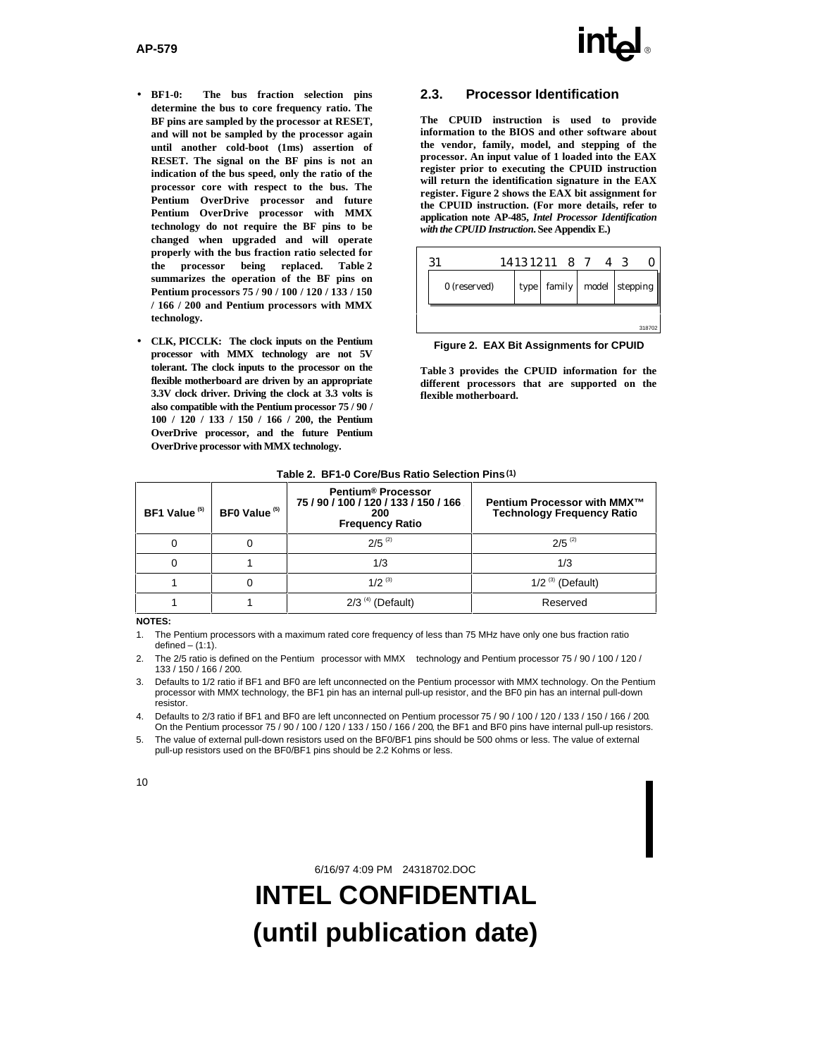- **BF1-0: The bus fraction selection pins determine the bus to core frequency ratio. The BF pins are sampled by the processor at RESET, and will not be sampled by the processor again until another cold-boot (1ms) assertion of RESET. The signal on the BF pins is not an indication of the bus speed, only the ratio of the processor core with respect to the bus. The Pentium OverDrive processor and future Pentium OverDrive processor with MMX technology do not require the BF pins to be changed when upgraded and will operate properly with the bus fraction ratio selected for the processor being replaced. Table 2 summarizes the operation of the BF pins on Pentium processors 75 / 90 / 100 / 120 / 133 / 150 / 166 / 200 and Pentium processors with MMX technology.**

- **CLK, PICCLK: The clock inputs on the Pentium processor with MMX technology are not 5V tolerant. The clock inputs to the processor on the flexible motherboard are driven by an appropriate 3.3V clock driver. Driving the clock at 3.3 volts is also compatible with the Pentium processor 75 / 90 / 100 / 120 / 133 / 150 / 166 / 200, the Pentium OverDrive processor, and the future Pentium OverDrive processor with MMX technology.**

## 2.3. Processor Identification

**The CPUID instruction is used to provide information to the BIOS and other software about the vendor, family, model, and stepping of the processor. An input value of 1 loaded into the EAX register prior to executing the CPUID instruction will return the identification signature in the EAX register. Figure 2 shows the EAX bit assignment for the CPUID instruction. (For more details, refer to application note AP-485, *Intel Processor Identification with the CPUID Instruction*. See Appendix E.)**

| 31–14 | 13–12 | 11–8 | 7–4 | 3–0 |
|---|---|---|---|---|
| 0 (reserved) | type | family | model | stepping |

318702

**Figure 2. EAX Bit Assignments for CPUID**

**Table 3 provides the CPUID information for the different processors that are supported on the flexible motherboard.**

**Table 2. BF1-0 Core/Bus Ratio Selection Pins (1)**

| BF1 Value (5) | BF0 Value (5) | Pentium® Processor 75 / 90 / 100 / 120 / 133 / 150 / 166 200 Frequency Ratio | Pentium Processor with MMX™ Technology Frequency Ratio |
|---|---|---|---|
| 0 | 0 | 2/5 (2) | 2/5 (2) |
| 0 | 1 | 1/3 | 1/3 |
| 1 | 0 | 1/2 (3) | 1/2 (3) (Default) |
| 1 | 1 | 2/3 (4) (Default) | Reserved |

**NOTES:**

1. The Pentium processors with a maximum rated core frequency of less than 75 MHz have only one bus fraction ratio defined – (1:1).
2. The 2/5 ratio is defined on the Pentium processor with MMX technology and Pentium processor 75 / 90 / 100 / 120 / 133 / 150 / 166 / 200.
3. Defaults to 1/2 ratio if BF1 and BF0 are left unconnected on the Pentium processor with MMX technology. On the Pentium processor with MMX technology, the BF1 pin has an internal pull-up resistor, and the BF0 pin has an internal pull-down resistor.
4. Defaults to 2/3 ratio if BF1 and BF0 are left unconnected on Pentium processor 75 / 90 / 100 / 120 / 133 / 150 / 166 / 200. On the Pentium processor 75 / 90 / 100 / 120 / 133 / 150 / 166 / 200, the BF1 and BF0 pins have internal pull-up resistors.
5. The value of external pull-down resistors used on the BF0/BF1 pins should be 500 ohms or less. The value of external pull-up resistors used on the BF0/BF1 pins should be 2.2 Kohms or less.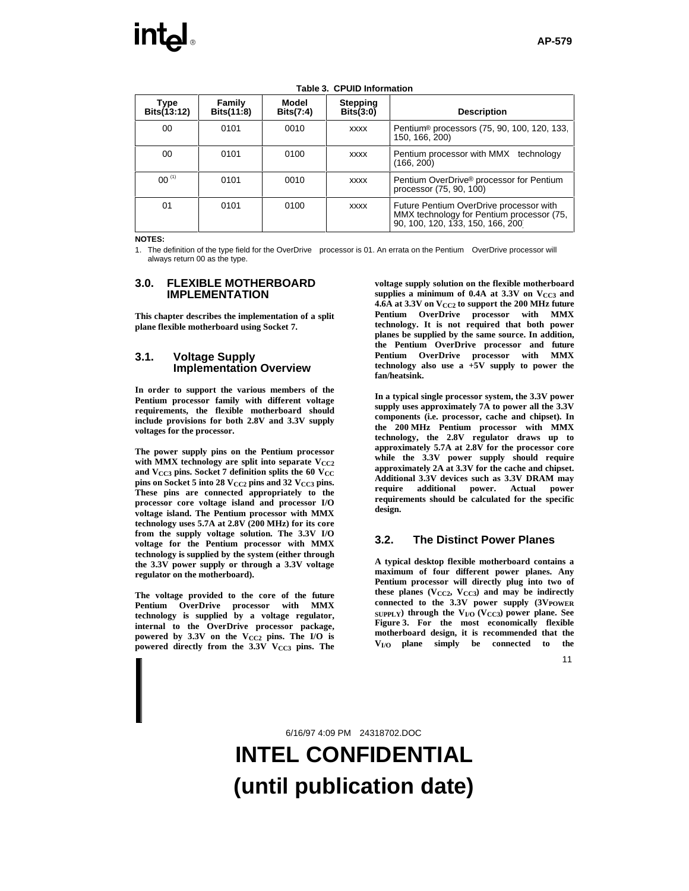**Table 3. CPUID Information**

| Type Bits(13:12) | Family Bits(11:8) | Model Bits(7:4) | Stepping Bits(3:0) | Description |
|---|---|---|---|---|
| 00 | 0101 | 0010 | xxxx | Pentium® processors (75, 90, 100, 120, 133, 150, 166, 200) |
| 00 | 0101 | 0100 | xxxx | Pentium processor with MMX technology (166, 200) |
| 00 [(1)] | 0101 | 0010 | xxxx | Pentium OverDrive® processor for Pentium processor (75, 90, 100) |
| 01 | 0101 | 0100 | xxxx | Future Pentium OverDrive processor with MMX technology for Pentium processor (75, 90, 100, 120, 133, 150, 166, 200) |

**NOTES:**

1. The definition of the type field for the OverDrive processor is 01. An errata on the Pentium OverDrive processor will always return 00 as the type.

## 3.0. FLEXIBLE MOTHERBOARD IMPLEMENTATION

**This chapter describes the implementation of a split plane flexible motherboard using Socket 7.**

### 3.1. Voltage Supply Implementation Overview

**In order to support the various members of the Pentium processor family with different voltage requirements, the flexible motherboard should include provisions for both 2.8V and 3.3V supply voltages for the processor.**

**The power supply pins on the Pentium processor with MMX technology are split into separate $V_{CC2}$ and $V_{CC3}$ pins. Socket 7 definition splits the 60 $V_{CC}$ pins on Socket 5 into 28 $V_{CC2}$ pins and 32 $V_{CC3}$ pins. These pins are connected appropriately to the processor core voltage island and processor I/O voltage island. The Pentium processor with MMX technology uses 5.7A at 2.8V (200 MHz) for its core from the supply voltage solution. The 3.3V I/O voltage for the Pentium processor with MMX technology is supplied by the system (either through the 3.3V power supply or through a 3.3V voltage regulator on the motherboard).**

**The voltage provided to the core of the future Pentium OverDrive processor with MMX technology is supplied by a voltage regulator, internal to the OverDrive processor package, powered by 3.3V on the $V_{CC2}$ pins. The I/O is powered directly from the 3.3V $V_{CC3}$ pins. The voltage supply solution on the flexible motherboard supplies a minimum of 0.4A at 3.3V on $V_{CC3}$ and 4.6A at 3.3V on $V_{CC2}$ to support the 200 MHz future Pentium OverDrive processor with MMX technology. It is not required that both power planes be supplied by the same source. In addition, the Pentium OverDrive processor and future Pentium OverDrive processor with MMX technology also use a +5V supply to power the fan/heatsink.**

**In a typical single processor system, the 3.3V power supply uses approximately 7A to power all the 3.3V components (i.e. processor, cache and chipset). In the 200 MHz Pentium processor with MMX technology, the 2.8V regulator draws up to approximately 5.7A at 2.8V for the processor core while the 3.3V power supply should require approximately 2A at 3.3V for the cache and chipset. Additional 3.3V devices such as 3.3V DRAM may require additional power. Actual power requirements should be calculated for the specific design.**

### 3.2. The Distinct Power Planes

**A typical desktop flexible motherboard contains a maximum of four different power planes. Any Pentium processor will directly plug into two of these planes ($V_{CC2}$, $V_{CC3}$) and may be indirectly connected to the 3.3V power supply ($3V_{POWER\ SUPPLY}$) through the $V_{I/O}$ ($V_{CC3}$) power plane. See Figure 3. For the most economically flexible motherboard design, it is recommended that the $V_{I/O}$ plane simply be connected to the**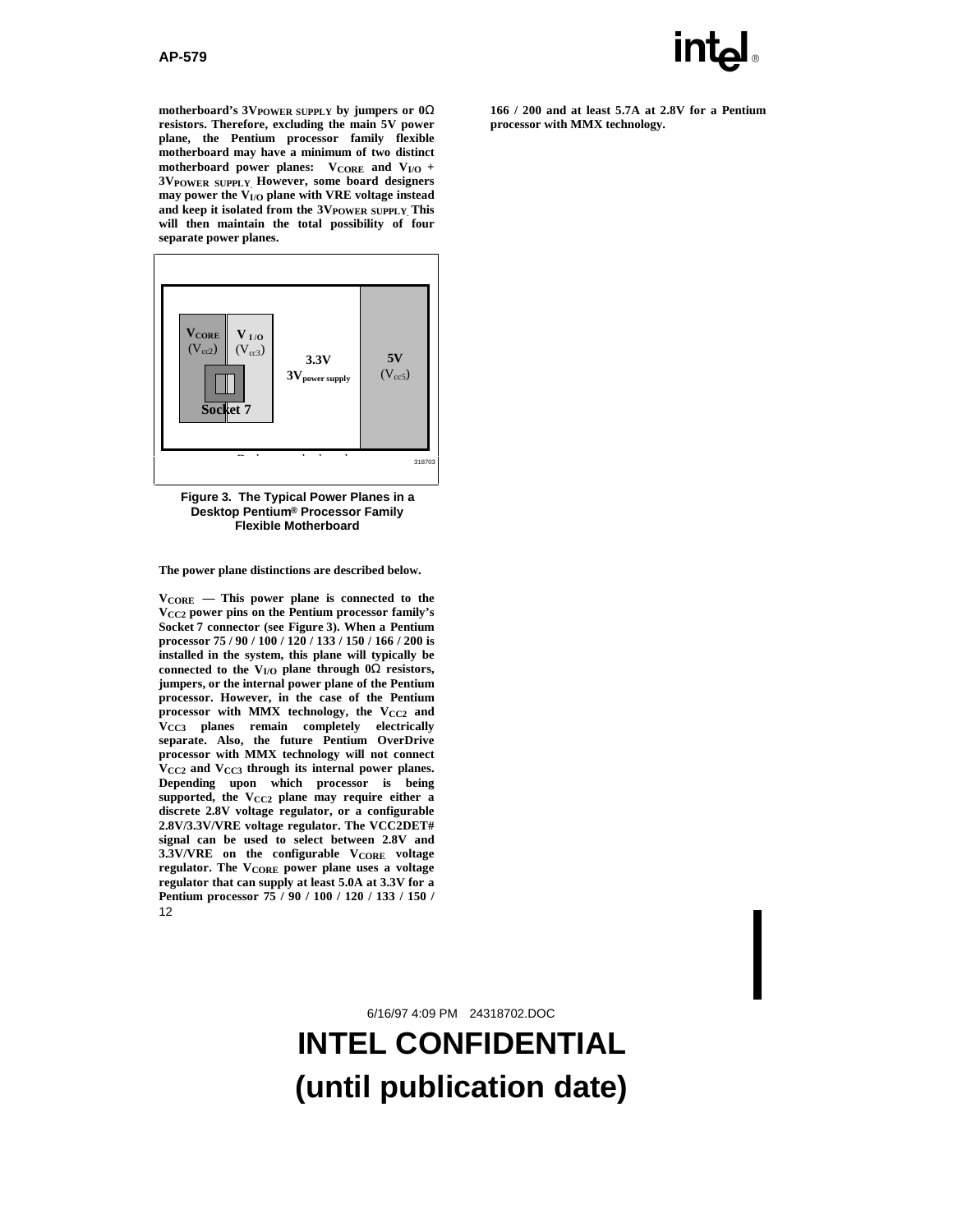motherboard's $3V_{POWER\ SUPPLY}$ by jumpers or 0Ω resistors. Therefore, excluding the main 5V power plane, the Pentium processor family flexible motherboard may have a minimum of two distinct motherboard power planes: $V_{CORE}$ and $V_{I/O}$ + $3V_{POWER\ SUPPLY}$. However, some board designers may power the $V_{I/O}$ plane with VRE voltage instead and keep it isolated from the $3V_{POWER\ SUPPLY}$. This will then maintain the total possibility of four separate power planes.

**Figure 3. The Typical Power Planes in a Desktop Pentium® Processor Family Flexible Motherboard**

The power plane distinctions are described below.

$V_{CORE}$ — This power plane is connected to the $V_{CC2}$ power pins on the Pentium processor family's Socket 7 connector (see Figure 3). When a Pentium processor 75 / 90 / 100 / 120 / 133 / 150 / 166 / 200 is installed in the system, this plane will typically be connected to the $V_{I/O}$ plane through 0Ω resistors, jumpers, or the internal power plane of the Pentium processor. However, in the case of the Pentium processor with MMX technology, the $V_{CC2}$ and $V_{CC3}$ planes remain completely electrically separate. Also, the future Pentium OverDrive processor with MMX technology will not connect $V_{CC2}$ and $V_{CC3}$ through its internal power planes. Depending upon which processor is being supported, the $V_{CC2}$ plane may require either a discrete 2.8V voltage regulator, or a configurable 2.8V/3.3V/VRE voltage regulator. The VCC2DET# signal can be used to select between 2.8V and 3.3V/VRE on the configurable $V_{CORE}$ voltage regulator. The $V_{CORE}$ power plane uses a voltage regulator that can supply at least 5.0A at 3.3V for a Pentium processor 75 / 90 / 100 / 120 / 133 / 150 / 166 / 200 and at least 5.7A at 2.8V for a Pentium processor with MMX technology.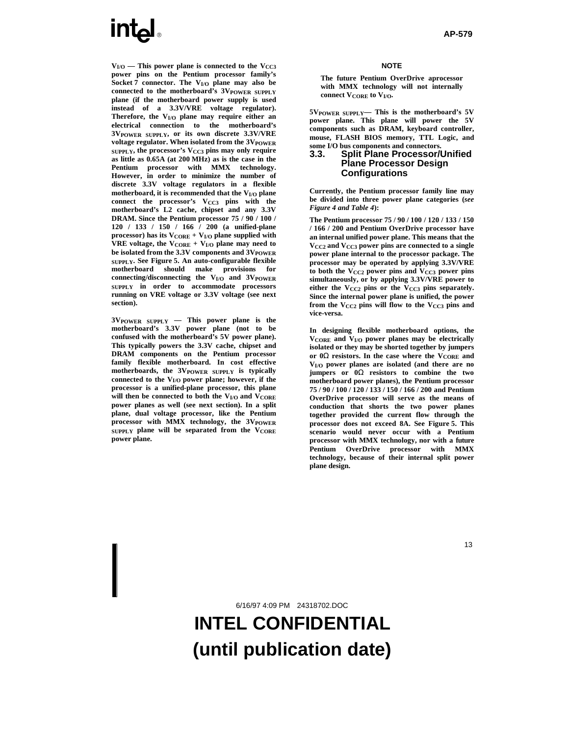**$V_{I/O}$ — This power plane is connected to the $V_{CC3}$ power pins on the Pentium processor family's Socket 7 connector. The $V_{I/O}$ plane may also be connected to the motherboard's $3V_{POWER\ SUPPLY}$ plane (if the motherboard power supply is used instead of a 3.3V/VRE voltage regulator). Therefore, the $V_{I/O}$ plane may require either an electrical connection to the motherboard's $3V_{POWER\ SUPPLY}$, or its own discrete 3.3V/VRE voltage regulator. When isolated from the $3V_{POWER\ SUPPLY}$, the processor's $V_{CC3}$ pins may only require as little as 0.65A (at 200 MHz) as is the case in the Pentium processor with MMX technology. However, in order to minimize the number of discrete 3.3V voltage regulators in a flexible motherboard, it is recommended that the $V_{I/O}$ plane connect the processor's $V_{CC3}$ pins with the motherboard's L2 cache, chipset and any 3.3V DRAM. Since the Pentium processor 75 / 90 / 100 / 120 / 133 / 150 / 166 / 200 (a unified-plane processor) has its $V_{CORE}$ + $V_{I/O}$ plane supplied with VRE voltage, the $V_{CORE}$ + $V_{I/O}$ plane may need to be isolated from the 3.3V components and $3V_{POWER\ SUPPLY}$. See Figure 5. An auto-configurable flexible motherboard should make provisions for connecting/disconnecting the $V_{I/O}$ and $3V_{POWER\ SUPPLY}$ in order to accommodate processors running on VRE voltage or 3.3V voltage (see next section).**

**$3V_{POWER\ SUPPLY}$ — This power plane is the motherboard's 3.3V power plane (not to be confused with the motherboard's 5V power plane). This typically powers the 3.3V cache, chipset and DRAM components on the Pentium processor family flexible motherboard. In cost effective motherboards, the $3V_{POWER\ SUPPLY}$ is typically connected to the $V_{I/O}$ power plane; however, if the processor is a unified-plane processor, this plane will then be connected to both the $V_{I/O}$ and $V_{CORE}$ power planes as well (see next section). In a split plane, dual voltage processor, like the Pentium processor with MMX technology, the $3V_{POWER\ SUPPLY}$ plane will be separated from the $V_{CORE}$ power plane.**

**NOTE**

**The future Pentium OverDrive aprocessor with MMX technology will not internally connect $V_{CORE}$ to $V_{I/O}$.**

**$5V_{POWER\ SUPPLY}$— This is the motherboard's 5V power plane. This plane will power the 5V components such as DRAM, keyboard controller, mouse, FLASH BIOS memory, TTL Logic, and some I/O bus components and connectors.**

## 3.3. Split Plane Processor/Unified Plane Processor Design Configurations

**Currently, the Pentium processor family line may be divided into three power plane categories (*see Figure 4 and Table 4*):**

**The Pentium processor 75 / 90 / 100 / 120 / 133 / 150 / 166 / 200 and Pentium OverDrive processor have an internal unified power plane. This means that the $V_{CC2}$ and $V_{CC3}$ power pins are connected to a single power plane internal to the processor package. The processor may be operated by applying 3.3V/VRE to both the $V_{CC2}$ power pins and $V_{CC3}$ power pins simultaneously, or by applying 3.3V/VRE power to either the $V_{CC2}$ pins or the $V_{CC3}$ pins separately. Since the internal power plane is unified, the power from the $V_{CC2}$ pins will flow to the $V_{CC3}$ pins and vice-versa.**

**In designing flexible motherboard options, the $V_{CORE}$ and $V_{I/O}$ power planes may be electrically isolated or they may be shorted together by jumpers or 0Ω resistors. In the case where the $V_{CORE}$ and $V_{I/O}$ power planes are isolated (and there are no jumpers or 0Ω resistors to combine the two motherboard power planes), the Pentium processor 75 / 90 / 100 / 120 / 133 / 150 / 166 / 200 and Pentium OverDrive processor will serve as the means of conduction that shorts the two power planes together provided the current flow through the processor does not exceed 8A. See Figure 5. This scenario would never occur with a Pentium processor with MMX technology, nor with a future Pentium OverDrive processor with MMX technology, because of their internal split power plane design.**

6/16/97 4:09 PM 24318702.DOC

**INTEL CONFIDENTIAL**
**(until publication date)**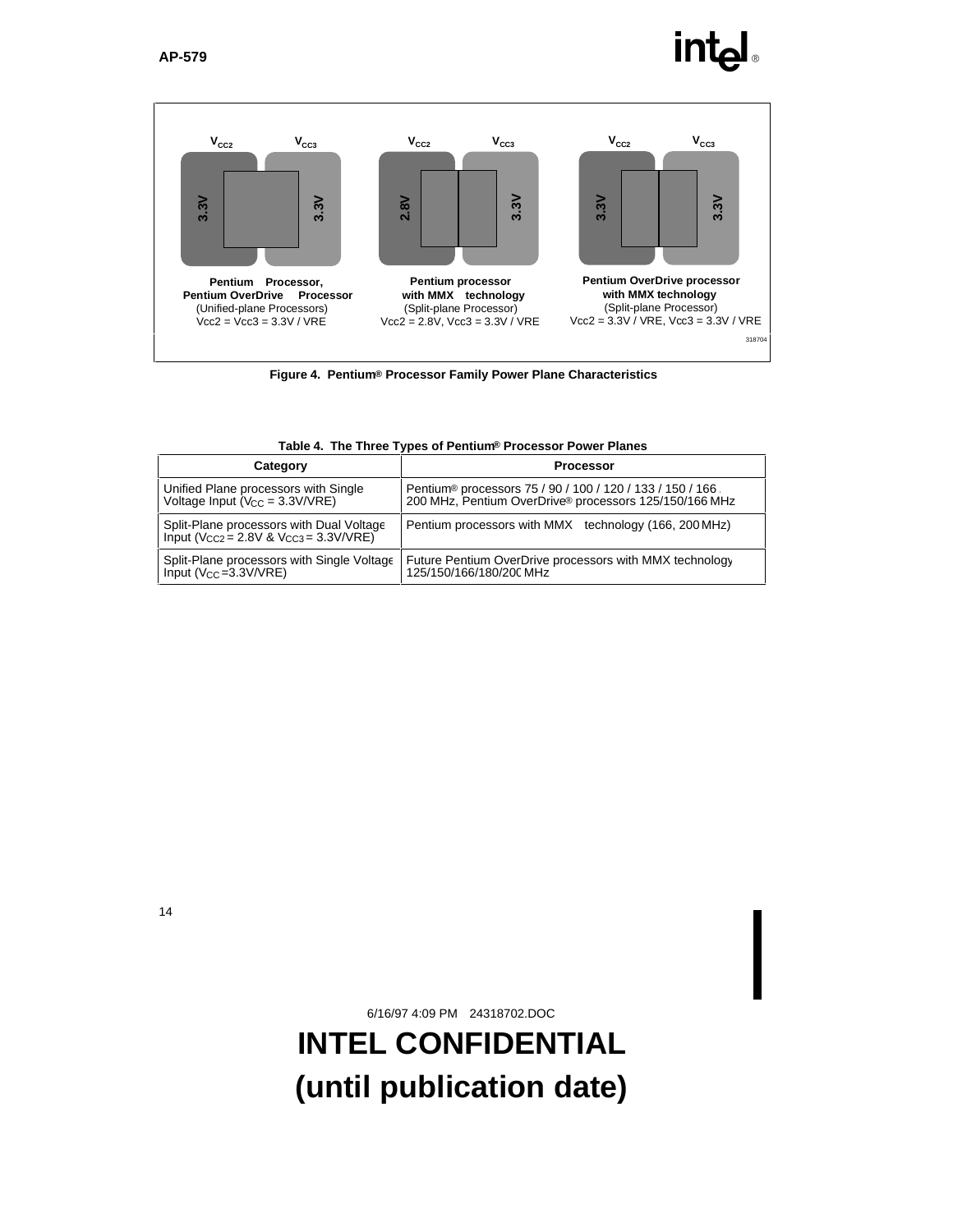$V_{CC2}$ $V_{CC3}$ — 3.3V | 3.3V

**Pentium Processor, Pentium OverDrive Processor**
(Unified-plane Processors)
Vcc2 = Vcc3 = 3.3V / VRE

$V_{CC2}$ $V_{CC3}$ — 2.8V | 3.3V

**Pentium processor with MMX technology**
(Split-plane Processor)
Vcc2 = 2.8V, Vcc3 = 3.3V / VRE

$V_{CC2}$ $V_{CC3}$ — 3.3V | 3.3V

**Pentium OverDrive processor with MMX technology**
(Split-plane Processor)
Vcc2 = 3.3V / VRE, Vcc3 = 3.3V / VRE

318704

**Figure 4. Pentium® Processor Family Power Plane Characteristics**

**Table 4. The Three Types of Pentium® Processor Power Planes**

| Category | Processor |
|---|---|
| Unified Plane processors with Single Voltage Input ($V_{CC}$ = 3.3V/VRE) | Pentium® processors 75 / 90 / 100 / 120 / 133 / 150 / 166 / 200 MHz, Pentium OverDrive® processors 125/150/166 MHz |
| Split-Plane processors with Dual Voltage Input ($V_{CC2}$ = 2.8V & $V_{CC3}$ = 3.3V/VRE) | Pentium processors with MMX technology (166, 200 MHz) |
| Split-Plane processors with Single Voltage Input ($V_{CC}$ =3.3V/VRE) | Future Pentium OverDrive processors with MMX technology 125/150/166/180/200 MHz |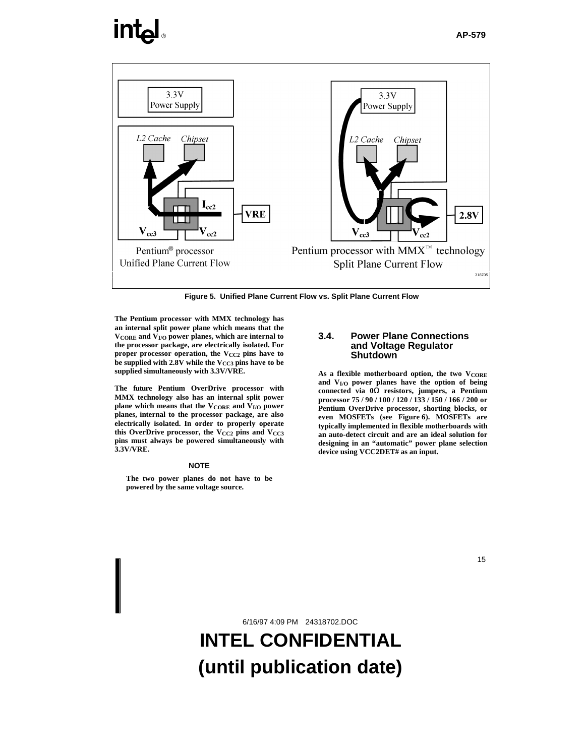Figure 5. Unified Plane Current Flow vs. Split Plane Current Flow

**The Pentium processor with MMX technology has an internal split power plane which means that the $V_{CORE}$ and $V_{I/O}$ power planes, which are internal to the processor package, are electrically isolated. For proper processor operation, the $V_{CC2}$ pins have to be supplied with 2.8V while the $V_{CC3}$ pins have to be supplied simultaneously with 3.3V/VRE.**

**The future Pentium OverDrive processor with MMX technology also has an internal split power plane which means that the $V_{CORE}$ and $V_{I/O}$ power planes, internal to the processor package, are also electrically isolated. In order to properly operate this OverDrive processor, the $V_{CC2}$ pins and $V_{CC3}$ pins must always be powered simultaneously with 3.3V/VRE.**

**NOTE**

**The two power planes do not have to be powered by the same voltage source.**

### 3.4. Power Plane Connections and Voltage Regulator Shutdown

**As a flexible motherboard option, the two $V_{CORE}$ and $V_{I/O}$ power planes have the option of being connected via 0Ω resistors, jumpers, a Pentium processor 75 / 90 / 100 / 120 / 133 / 150 / 166 / 200 or Pentium OverDrive processor, shorting blocks, or even MOSFETs (see Figure 6). MOSFETs are typically implemented in flexible motherboards with an auto-detect circuit and are an ideal solution for designing in an "automatic" power plane selection device using VCC2DET# as an input.**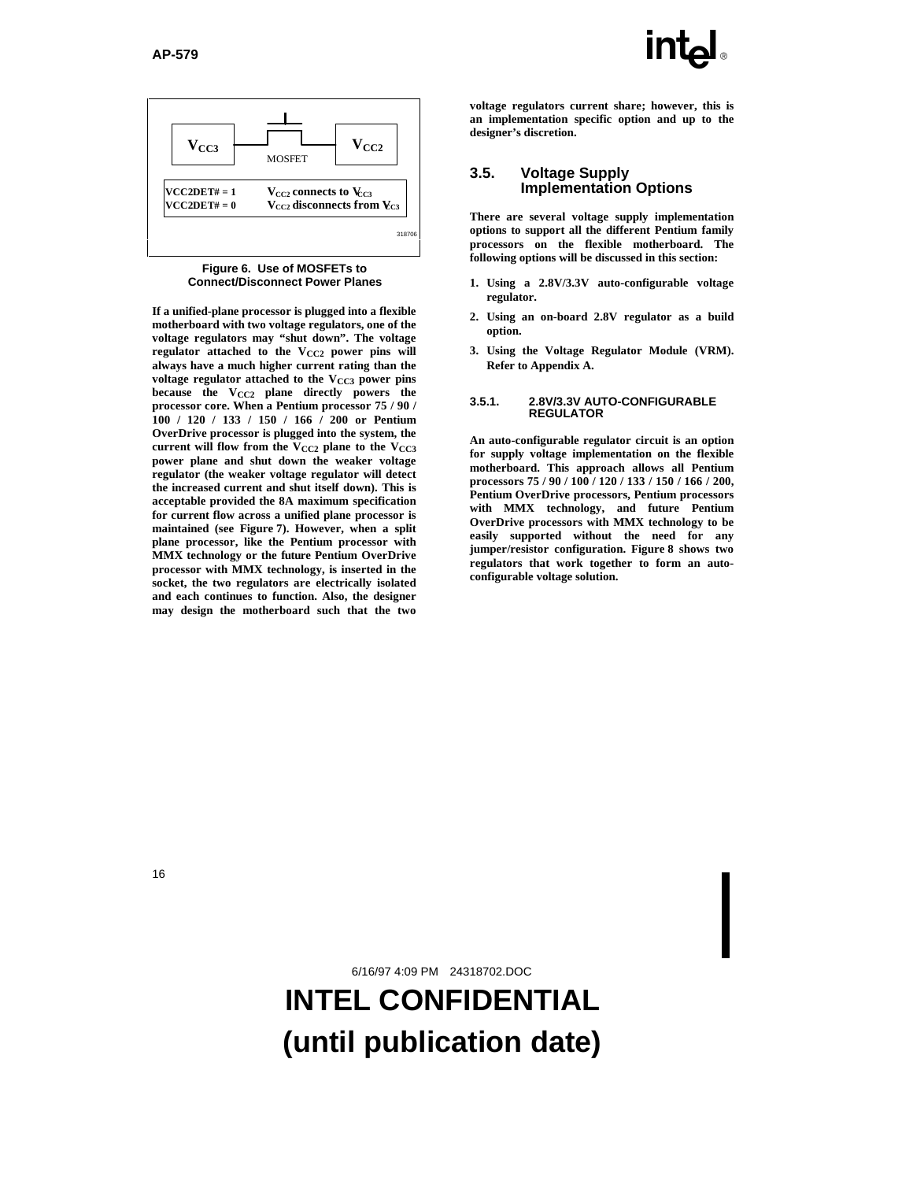$V_{CC3}$ — MOSFET — $V_{CC2}$

VCC2DET# = 1 $V_{CC2}$ connects to $V_{CC3}$
VCC2DET# = 0 $V_{CC2}$ disconnects from $V_{CC3}$

318706

**Figure 6. Use of MOSFETs to Connect/Disconnect Power Planes**

If a unified-plane processor is plugged into a flexible motherboard with two voltage regulators, one of the voltage regulators may "shut down". The voltage regulator attached to the $V_{CC2}$ power pins will always have a much higher current rating than the voltage regulator attached to the $V_{CC3}$ power pins because the $V_{CC2}$ plane directly powers the processor core. When a Pentium processor 75 / 90 / 100 / 120 / 133 / 150 / 166 / 200 or Pentium OverDrive processor is plugged into the system, the current will flow from the $V_{CC2}$ plane to the $V_{CC3}$ power plane and shut down the weaker voltage regulator (the weaker voltage regulator will detect the increased current and shut itself down). This is acceptable provided the 8A maximum specification for current flow across a unified plane processor is maintained (see Figure 7). However, when a split plane processor, like the Pentium processor with MMX technology or the future Pentium OverDrive processor with MMX technology, is inserted in the socket, the two regulators are electrically isolated and each continues to function. Also, the designer may design the motherboard such that the two voltage regulators current share; however, this is an implementation specific option and up to the designer's discretion.

## 3.5. Voltage Supply Implementation Options

There are several voltage supply implementation options to support all the different Pentium family processors on the flexible motherboard. The following options will be discussed in this section:

1. Using a 2.8V/3.3V auto-configurable voltage regulator.
2. Using an on-board 2.8V regulator as a build option.
3. Using the Voltage Regulator Module (VRM). Refer to Appendix A.

### 3.5.1. 2.8V/3.3V AUTO-CONFIGURABLE REGULATOR

An auto-configurable regulator circuit is an option for supply voltage implementation on the flexible motherboard. This approach allows all Pentium processors 75 / 90 / 100 / 120 / 133 / 150 / 166 / 200, Pentium OverDrive processors, Pentium processors with MMX technology, and future Pentium OverDrive processors with MMX technology to be easily supported without the need for any jumper/resistor configuration. Figure 8 shows two regulators that work together to form an auto-configurable voltage solution.

6/16/97 4:09 PM 24318702.DOC

**INTEL CONFIDENTIAL**
**(until publication date)**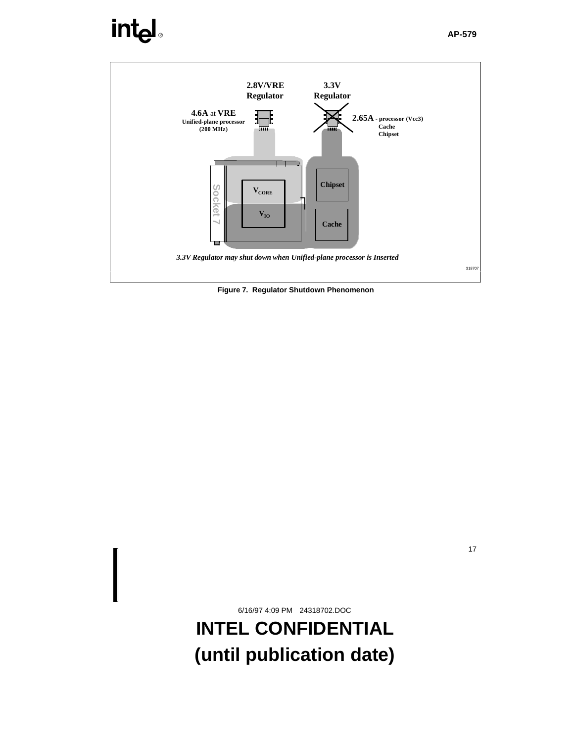2.8V/VRE Regulator

3.3V Regulator

**4.6A** at **VRE**
Unified-plane processor (200 MHz)

**2.65A** - processor (Vcc3)
Cache
Chipset

Socket 7

$V_{CORE}$

$V_{IO}$

Chipset

Cache

*3.3V Regulator may shut down when Unified-plane processor is Inserted*

318707

**Figure 7. Regulator Shutdown Phenomenon**

6/16/97 4:09 PM 24318702.DOC

**INTEL CONFIDENTIAL (until publication date)**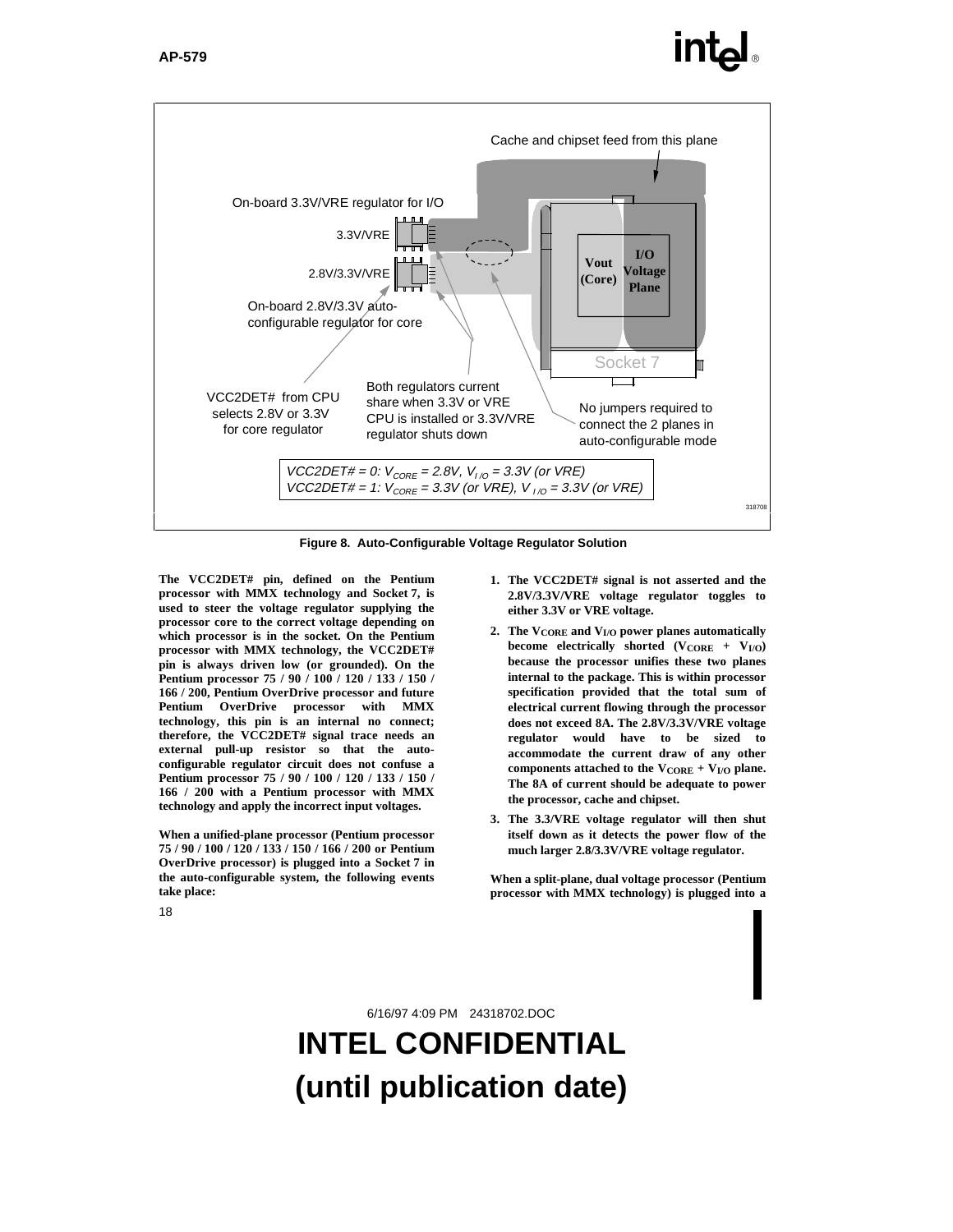Cache and chipset feed from this plane

On-board 3.3V/VRE regulator for I/O

3.3V/VRE

2.8V/3.3V/VRE

On-board 2.8V/3.3V auto-configurable regulator for core

Vout (Core)

I/O Voltage Plane

Socket 7

VCC2DET# from CPU selects 2.8V or 3.3V for core regulator

Both regulators current share when 3.3V or VRE CPU is installed or 3.3V/VRE regulator shuts down

No jumpers required to connect the 2 planes in auto-configurable mode

*VCC2DET# = 0: $V_{CORE}$ = 2.8V, $V_{I/O}$ = 3.3V (or VRE)*
*VCC2DET# = 1: $V_{CORE}$ = 3.3V (or VRE), $V_{I/O}$ = 3.3V (or VRE)*

318708

**Figure 8. Auto-Configurable Voltage Regulator Solution**

**The VCC2DET# pin, defined on the Pentium processor with MMX technology and Socket 7, is used to steer the voltage regulator supplying the processor core to the correct voltage depending on which processor is in the socket. On the Pentium processor with MMX technology, the VCC2DET# pin is always driven low (or grounded). On the Pentium processor 75 / 90 / 100 / 120 / 133 / 150 / 166 / 200, Pentium OverDrive processor and future Pentium OverDrive processor with MMX technology, this pin is an internal no connect; therefore, the VCC2DET# signal trace needs an external pull-up resistor so that the auto-configurable regulator circuit does not confuse a Pentium processor 75 / 90 / 100 / 120 / 133 / 150 / 166 / 200 with a Pentium processor with MMX technology and apply the incorrect input voltages.**

**When a unified-plane processor (Pentium processor 75 / 90 / 100 / 120 / 133 / 150 / 166 / 200 or Pentium OverDrive processor) is plugged into a Socket 7 in the auto-configurable system, the following events take place:**

1. **The VCC2DET# signal is not asserted and the 2.8V/3.3V/VRE voltage regulator toggles to either 3.3V or VRE voltage.**
2. **The $V_{CORE}$ and $V_{I/O}$ power planes automatically become electrically shorted ($V_{CORE}$ + $V_{I/O}$) because the processor unifies these two planes internal to the package. This is within processor specification provided that the total sum of electrical current flowing through the processor does not exceed 8A. The 2.8V/3.3V/VRE voltage regulator would have to be sized to accommodate the current draw of any other components attached to the $V_{CORE}$ + $V_{I/O}$ plane. The 8A of current should be adequate to power the processor, cache and chipset.**
3. **The 3.3/VRE voltage regulator will then shut itself down as it detects the power flow of the much larger 2.8/3.3V/VRE voltage regulator.**

**When a split-plane, dual voltage processor (Pentium processor with MMX technology) is plugged into a**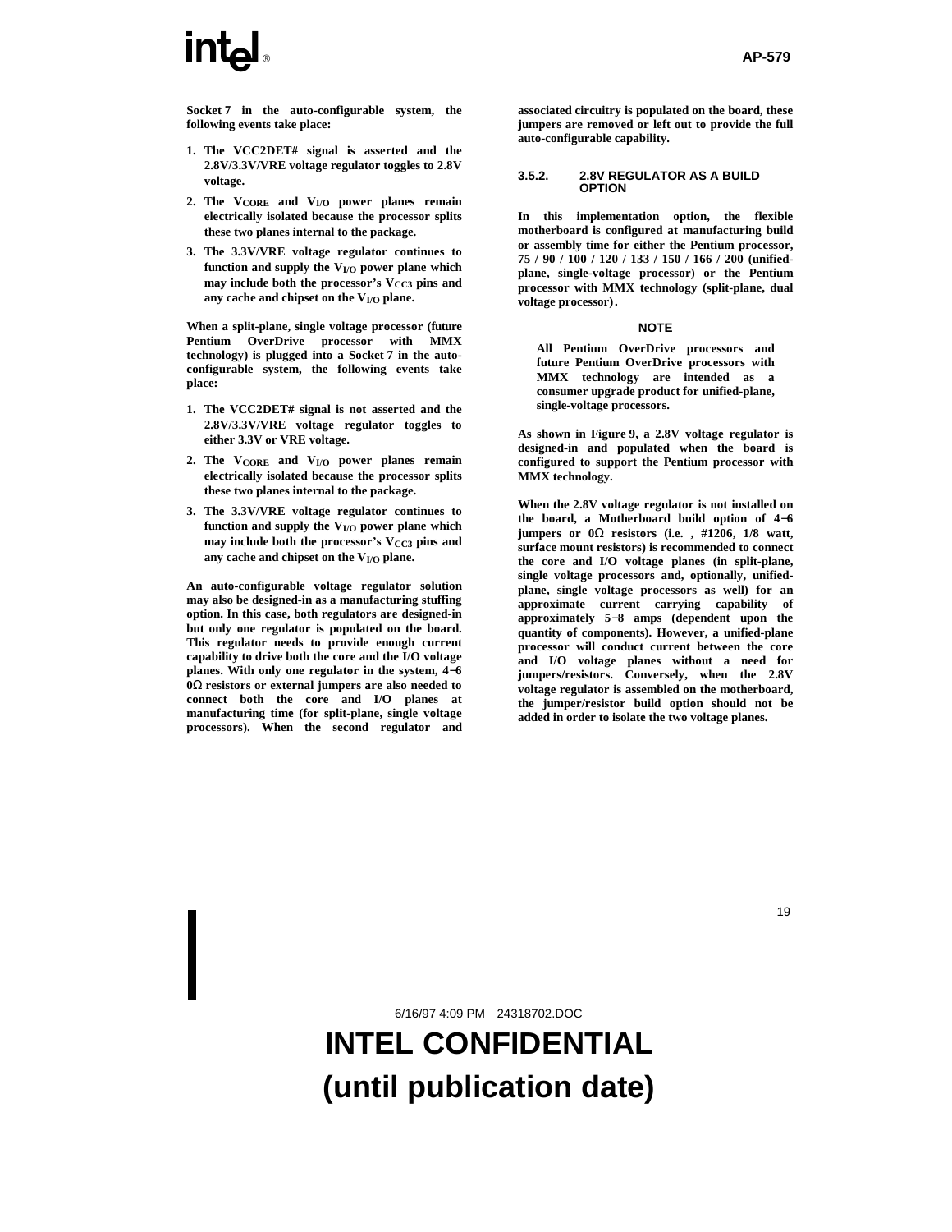Socket 7 in the auto-configurable system, the following events take place:

1. The VCC2DET# signal is asserted and the 2.8V/3.3V/VRE voltage regulator toggles to 2.8V voltage.
2. The $V_{CORE}$ and $V_{I/O}$ power planes remain electrically isolated because the processor splits these two planes internal to the package.
3. The 3.3V/VRE voltage regulator continues to function and supply the $V_{I/O}$ power plane which may include both the processor's $V_{CC3}$ pins and any cache and chipset on the $V_{I/O}$ plane.

When a split-plane, single voltage processor (future Pentium OverDrive processor with MMX technology) is plugged into a Socket 7 in the auto-configurable system, the following events take place:

1. The VCC2DET# signal is not asserted and the 2.8V/3.3V/VRE voltage regulator toggles to either 3.3V or VRE voltage.
2. The $V_{CORE}$ and $V_{I/O}$ power planes remain electrically isolated because the processor splits these two planes internal to the package.
3. The 3.3V/VRE voltage regulator continues to function and supply the $V_{I/O}$ power plane which may include both the processor's $V_{CC3}$ pins and any cache and chipset on the $V_{I/O}$ plane.

An auto-configurable voltage regulator solution may also be designed-in as a manufacturing stuffing option. In this case, both regulators are designed-in but only one regulator is populated on the board. This regulator needs to provide enough current capability to drive both the core and the I/O voltage planes. With only one regulator in the system, 4−6 0Ω resistors or external jumpers are also needed to connect both the core and I/O planes at manufacturing time (for split-plane, single voltage processors). When the second regulator and associated circuitry is populated on the board, these jumpers are removed or left out to provide the full auto-configurable capability.

### 3.5.2. 2.8V REGULATOR AS A BUILD OPTION

In this implementation option, the flexible motherboard is configured at manufacturing build or assembly time for either the Pentium processor, 75 / 90 / 100 / 120 / 133 / 150 / 166 / 200 (unified-plane, single-voltage processor) or the Pentium processor with MMX technology (split-plane, dual voltage processor).

**NOTE**

All Pentium OverDrive processors and future Pentium OverDrive processors with MMX technology are intended as a consumer upgrade product for unified-plane, single-voltage processors.

As shown in Figure 9, a 2.8V voltage regulator is designed-in and populated when the board is configured to support the Pentium processor with MMX technology.

When the 2.8V voltage regulator is not installed on the board, a Motherboard build option of 4−6 jumpers or 0Ω resistors (i.e. , #1206, 1/8 watt, surface mount resistors) is recommended to connect the core and I/O voltage planes (in split-plane, single voltage processors and, optionally, unified-plane, single voltage processors as well) for an approximate current carrying capability of approximately 5−8 amps (dependent upon the quantity of components). However, a unified-plane processor will conduct current between the core and I/O voltage planes without a need for jumpers/resistors. Conversely, when the 2.8V voltage regulator is assembled on the motherboard, the jumper/resistor build option should not be added in order to isolate the two voltage planes.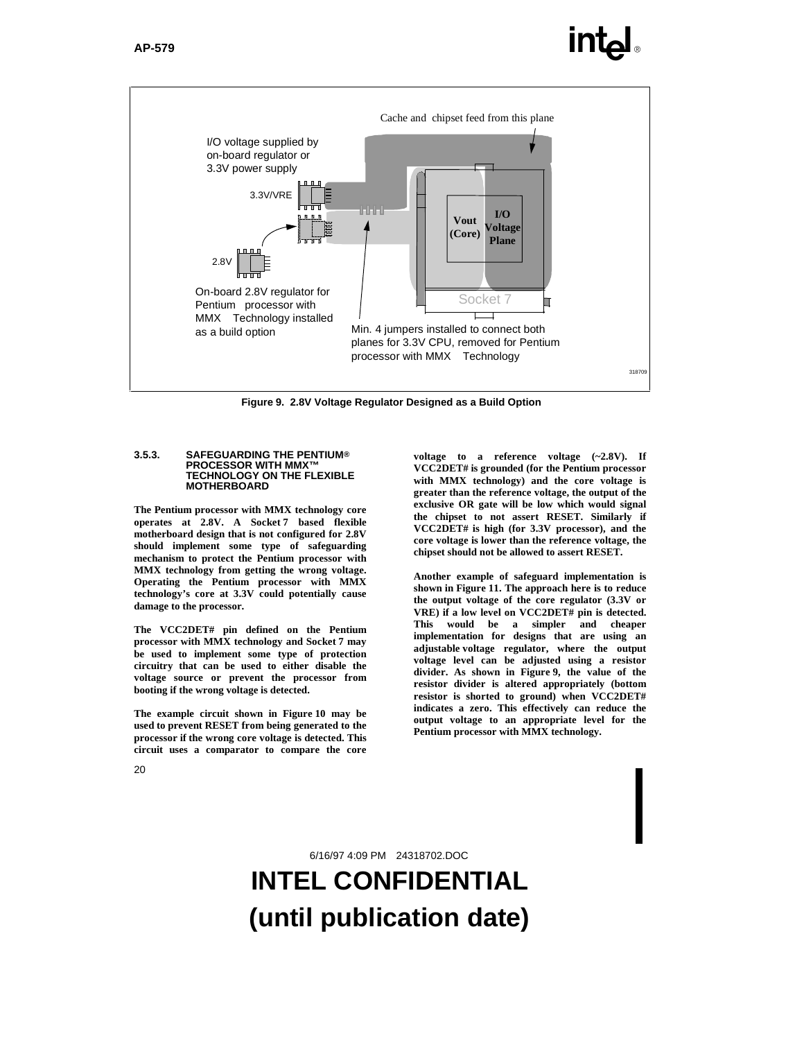Cache and chipset feed from this plane

I/O voltage supplied by on-board regulator or 3.3V power supply

3.3V/VRE

2.8V

Vout (Core)

I/O Voltage Plane

Socket 7

On-board 2.8V regulator for Pentium processor with MMX Technology installed as a build option

Min. 4 jumpers installed to connect both planes for 3.3V CPU, removed for Pentium processor with MMX Technology

318709

**Figure 9. 2.8V Voltage Regulator Designed as a Build Option**

### 3.5.3. SAFEGUARDING THE PENTIUM® PROCESSOR WITH MMX™ TECHNOLOGY ON THE FLEXIBLE MOTHERBOARD

**The Pentium processor with MMX technology core operates at 2.8V. A Socket 7 based flexible motherboard design that is not configured for 2.8V should implement some type of safeguarding mechanism to protect the Pentium processor with MMX technology from getting the wrong voltage. Operating the Pentium processor with MMX technology's core at 3.3V could potentially cause damage to the processor.**

**The VCC2DET# pin defined on the Pentium processor with MMX technology and Socket 7 may be used to implement some type of protection circuitry that can be used to either disable the voltage source or prevent the processor from booting if the wrong voltage is detected.**

**The example circuit shown in Figure 10 may be used to prevent RESET from being generated to the processor if the wrong core voltage is detected. This circuit uses a comparator to compare the core voltage to a reference voltage (~2.8V). If VCC2DET# is grounded (for the Pentium processor with MMX technology) and the core voltage is greater than the reference voltage, the output of the exclusive OR gate will be low which would signal the chipset to not assert RESET. Similarly if VCC2DET# is high (for 3.3V processor), and the core voltage is lower than the reference voltage, the chipset should not be allowed to assert RESET.**

**Another example of safeguard implementation is shown in Figure 11. The approach here is to reduce the output voltage of the core regulator (3.3V or VRE) if a low level on VCC2DET# pin is detected. This would be a simpler and cheaper implementation for designs that are using an adjustable voltage regulator, where the output voltage level can be adjusted using a resistor divider. As shown in Figure 9, the value of the resistor divider is altered appropriately (bottom resistor is shorted to ground) when VCC2DET# indicates a zero. This effectively can reduce the output voltage to an appropriate level for the Pentium processor with MMX technology.**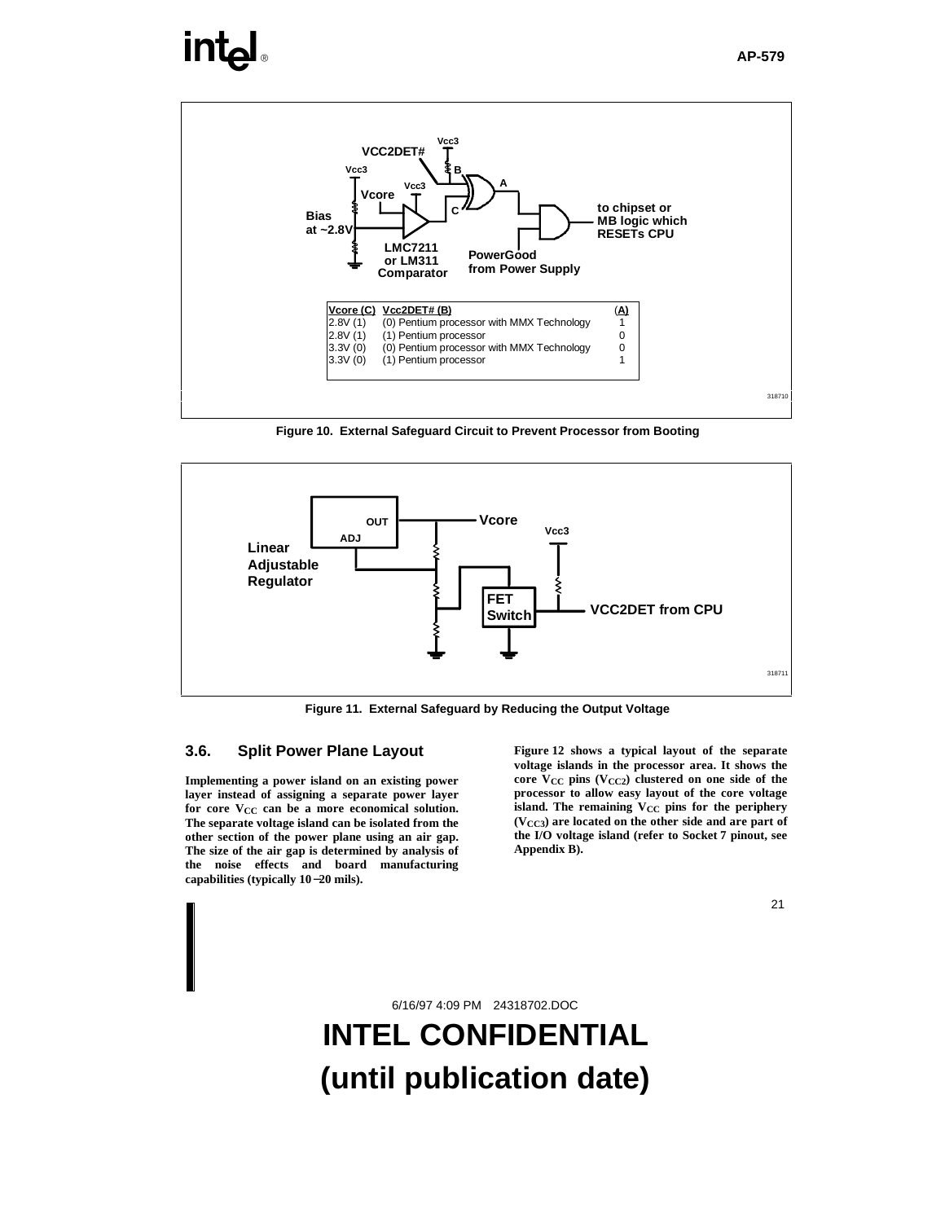| Vcore (C) | VCC2DET# (B) | (A) |
|---|---|---|
| 2.8V (1) | (0) Pentium processor with MMX Technology | 1 |
| 2.8V (1) | (1) Pentium processor | 0 |
| 3.3V (0) | (0) Pentium processor with MMX Technology | 0 |
| 3.3V (0) | (1) Pentium processor | 1 |

**Figure 10. External Safeguard Circuit to Prevent Processor from Booting**

**Figure 11. External Safeguard by Reducing the Output Voltage**

### 3.6. Split Power Plane Layout

Implementing a power island on an existing power layer instead of assigning a separate power layer for core $V_{CC}$ can be a more economical solution. The separate voltage island can be isolated from the other section of the power plane using an air gap. The size of the air gap is determined by analysis of the noise effects and board manufacturing capabilities (typically 10–20 mils).

Figure 12 shows a typical layout of the separate voltage islands in the processor area. It shows the core $V_{CC}$ pins ($V_{CC2}$) clustered on one side of the processor to allow easy layout of the core voltage island. The remaining $V_{CC}$ pins for the periphery ($V_{CC3}$) are located on the other side and are part of the I/O voltage island (refer to Socket 7 pinout, see Appendix B).

6/16/97 4:09 PM 24318702.DOC

# INTEL CONFIDENTIAL (until publication date)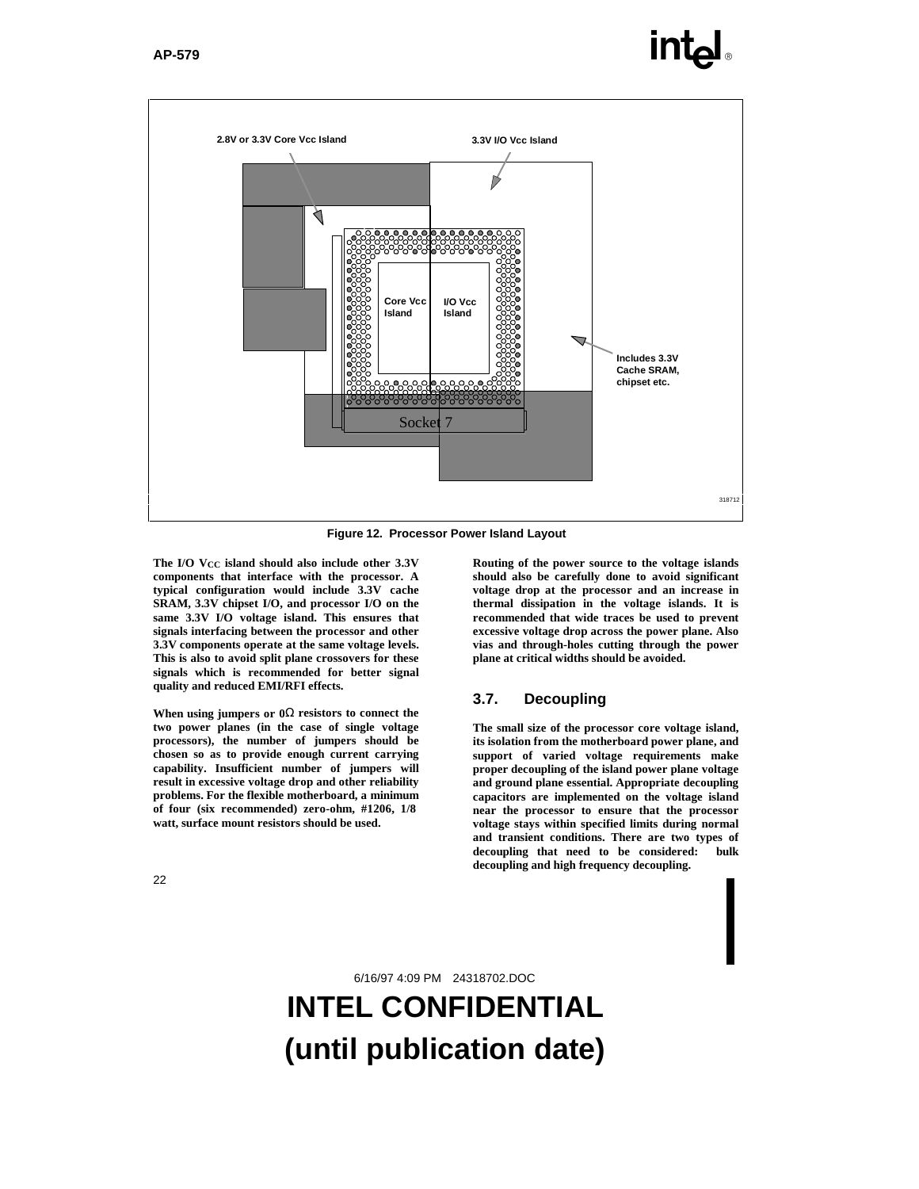Figure 12. Processor Power Island Layout

The I/O $V_{CC}$ island should also include other 3.3V components that interface with the processor. A typical configuration would include 3.3V cache SRAM, 3.3V chipset I/O, and processor I/O on the same 3.3V I/O voltage island. This ensures that signals interfacing between the processor and other 3.3V components operate at the same voltage levels. This is also to avoid split plane crossovers for these signals which is recommended for better signal quality and reduced EMI/RFI effects.

When using jumpers or 0Ω resistors to connect the two power planes (in the case of single voltage processors), the number of jumpers should be chosen so as to provide enough current carrying capability. Insufficient number of jumpers will result in excessive voltage drop and other reliability problems. For the flexible motherboard, a minimum of four (six recommended) zero-ohm, #1206, 1/8 watt, surface mount resistors should be used.

Routing of the power source to the voltage islands should also be carefully done to avoid significant voltage drop at the processor and an increase in thermal dissipation in the voltage islands. It is recommended that wide traces be used to prevent excessive voltage drop across the power plane. Also vias and through-holes cutting through the power plane at critical widths should be avoided.

## 3.7. Decoupling

The small size of the processor core voltage island, its isolation from the motherboard power plane, and support of varied voltage requirements make proper decoupling of the island power plane voltage and ground plane essential. Appropriate decoupling capacitors are implemented on the voltage island near the processor to ensure that the processor voltage stays within specified limits during normal and transient conditions. There are two types of decoupling that need to be considered: bulk decoupling and high frequency decoupling.

6/16/97 4:09 PM 24318702.DOC

**INTEL CONFIDENTIAL**
**(until publication date)**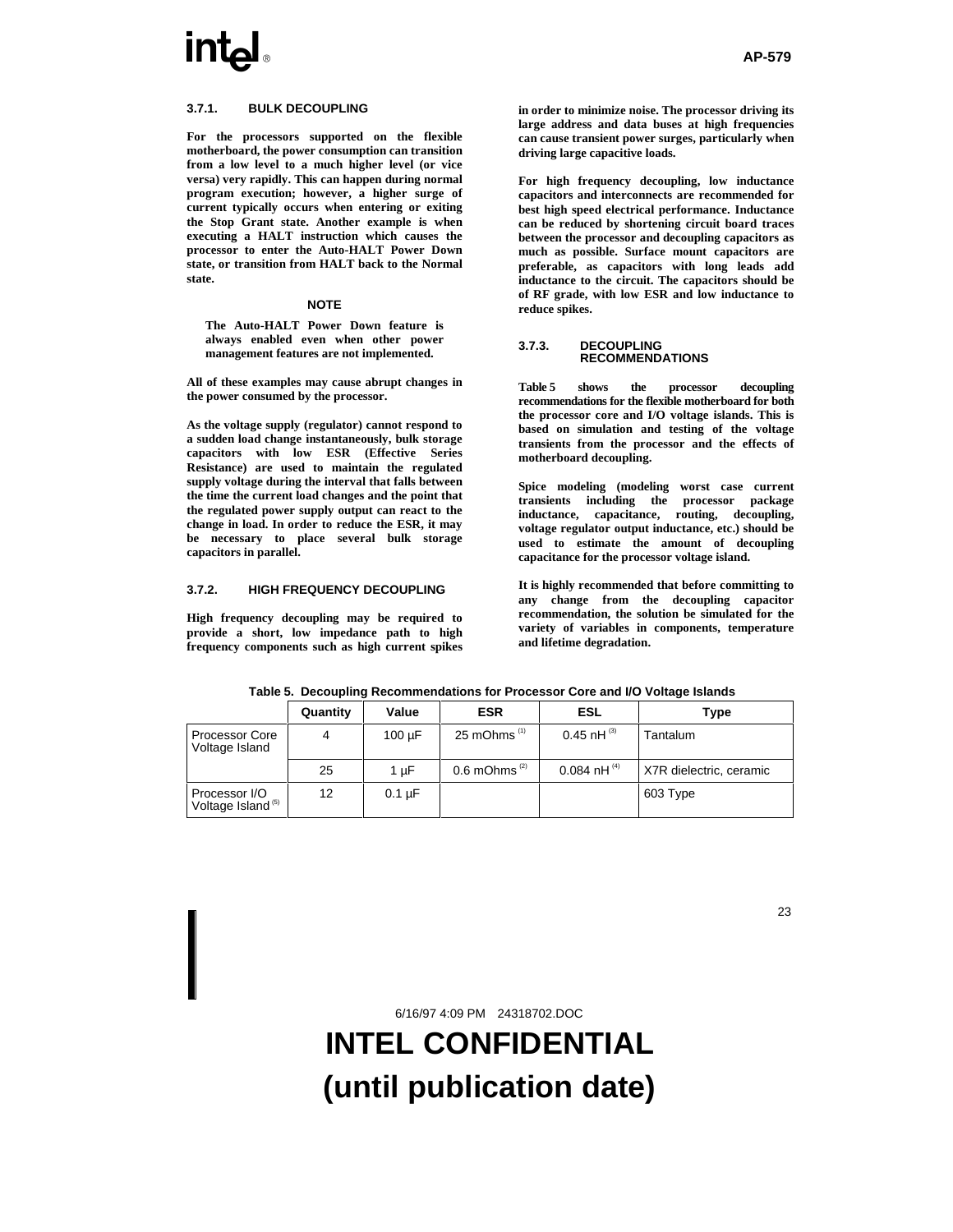### 3.7.1. BULK DECOUPLING

For the processors supported on the flexible motherboard, the power consumption can transition from a low level to a much higher level (or vice versa) very rapidly. This can happen during normal program execution; however, a higher surge of current typically occurs when entering or exiting the Stop Grant state. Another example is when executing a HALT instruction which causes the processor to enter the Auto-HALT Power Down state, or transition from HALT back to the Normal state.

**NOTE**

The Auto-HALT Power Down feature is always enabled even when other power management features are not implemented.

All of these examples may cause abrupt changes in the power consumed by the processor.

As the voltage supply (regulator) cannot respond to a sudden load change instantaneously, bulk storage capacitors with low ESR (Effective Series Resistance) are used to maintain the regulated supply voltage during the interval that falls between the time the current load changes and the point that the regulated power supply output can react to the change in load. In order to reduce the ESR, it may be necessary to place several bulk storage capacitors in parallel.

### 3.7.2. HIGH FREQUENCY DECOUPLING

High frequency decoupling may be required to provide a short, low impedance path to high frequency components such as high current spikes in order to minimize noise. The processor driving its large address and data buses at high frequencies can cause transient power surges, particularly when driving large capacitive loads.

For high frequency decoupling, low inductance capacitors and interconnects are recommended for best high speed electrical performance. Inductance can be reduced by shortening circuit board traces between the processor and decoupling capacitors as much as possible. Surface mount capacitors are preferable, as capacitors with long leads add inductance to the circuit. The capacitors should be of RF grade, with low ESR and low inductance to reduce spikes.

### 3.7.3. DECOUPLING RECOMMENDATIONS

Table 5 shows the processor decoupling recommendations for the flexible motherboard for both the processor core and I/O voltage islands. This is based on simulation and testing of the voltage transients from the processor and the effects of motherboard decoupling.

Spice modeling (modeling worst case current transients including the processor package inductance, capacitance, routing, decoupling, voltage regulator output inductance, etc.) should be used to estimate the amount of decoupling capacitance for the processor voltage island.

It is highly recommended that before committing to any change from the decoupling capacitor recommendation, the solution be simulated for the variety of variables in components, temperature and lifetime degradation.

**Table 5. Decoupling Recommendations for Processor Core and I/O Voltage Islands**

| | Quantity | Value | ESR | ESL | Type |
|---|---|---|---|---|---|
| Processor Core Voltage Island | 4 | 100 µF | 25 mOhms [1] | 0.45 nH [3] | Tantalum |
| | 25 | 1 µF | 0.6 mOhms [2] | 0.084 nH [4] | X7R dielectric, ceramic |
| Processor I/O Voltage Island [5] | 12 | 0.1 µF | | | 603 Type |

6/16/97 4:09 PM 24318702.DOC

**INTEL CONFIDENTIAL (until publication date)**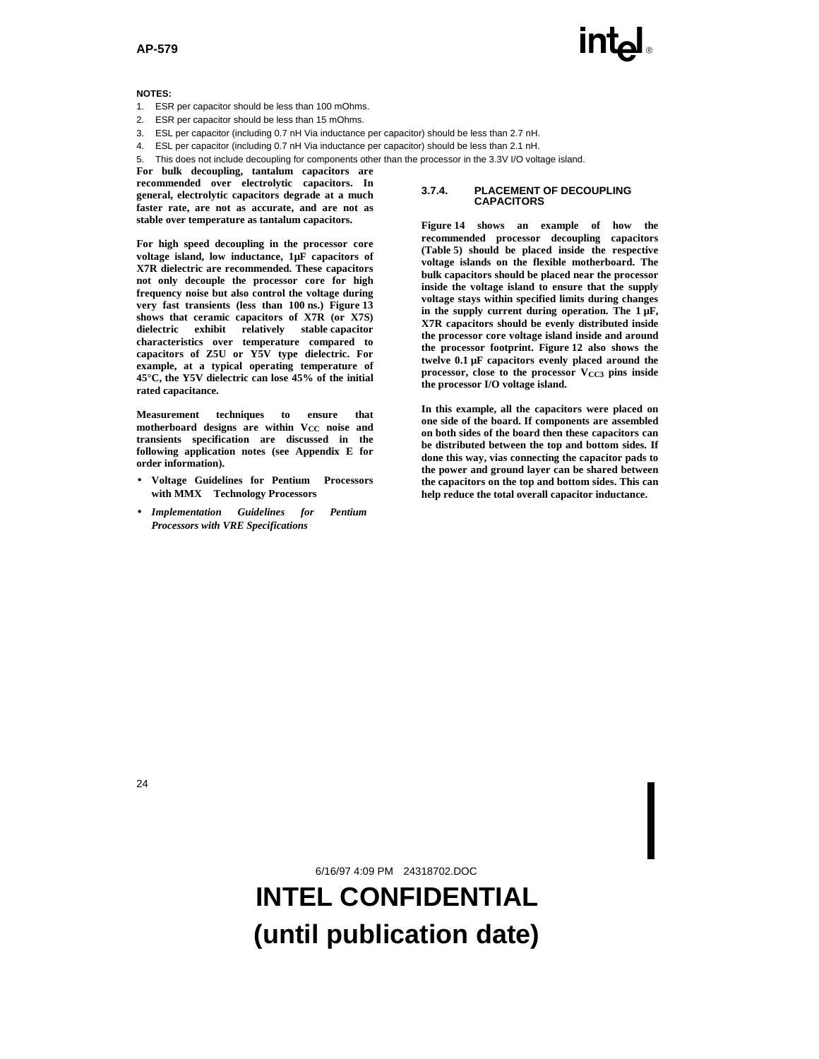**NOTES:**

1. ESR per capacitor should be less than 100 mOhms.
2. ESR per capacitor should be less than 15 mOhms.
3. ESL per capacitor (including 0.7 nH Via inductance per capacitor) should be less than 2.7 nH.
4. ESL per capacitor (including 0.7 nH Via inductance per capacitor) should be less than 2.1 nH.
5. This does not include decoupling for components other than the processor in the 3.3V I/O voltage island.

For bulk decoupling, tantalum capacitors are recommended over electrolytic capacitors. In general, electrolytic capacitors degrade at a much faster rate, are not as accurate, and are not as stable over temperature as tantalum capacitors.

For high speed decoupling in the processor core voltage island, low inductance, 1µF capacitors of X7R dielectric are recommended. These capacitors not only decouple the processor core for high frequency noise but also control the voltage during very fast transients (less than 100 ns.) Figure 13 shows that ceramic capacitors of X7R (or X7S) dielectric exhibit relatively stable capacitor characteristics over temperature compared to capacitors of Z5U or Y5V type dielectric. For example, at a typical operating temperature of 45°C, the Y5V dielectric can lose 45% of the initial rated capacitance.

Measurement techniques to ensure that motherboard designs are within $V_{CC}$ noise and transients specification are discussed in the following application notes (see Appendix E for order information).

- Voltage Guidelines for Pentium Processors with MMX Technology Processors
- *Implementation Guidelines for Pentium Processors with VRE Specifications*

### 3.7.4. PLACEMENT OF DECOUPLING CAPACITORS

Figure 14 shows an example of how the recommended processor decoupling capacitors (Table 5) should be placed inside the respective voltage islands on the flexible motherboard. The bulk capacitors should be placed near the processor inside the voltage island to ensure that the supply voltage stays within specified limits during changes in the supply current during operation. The 1 µF, X7R capacitors should be evenly distributed inside the processor core voltage island inside and around the processor footprint. Figure 12 also shows the twelve 0.1 µF capacitors evenly placed around the processor, close to the processor $V_{CC3}$ pins inside the processor I/O voltage island.

In this example, all the capacitors were placed on one side of the board. If components are assembled on both sides of the board then these capacitors can be distributed between the top and bottom sides. If done this way, vias connecting the capacitor pads to the power and ground layer can be shared between the capacitors on the top and bottom sides. This can help reduce the total overall capacitor inductance.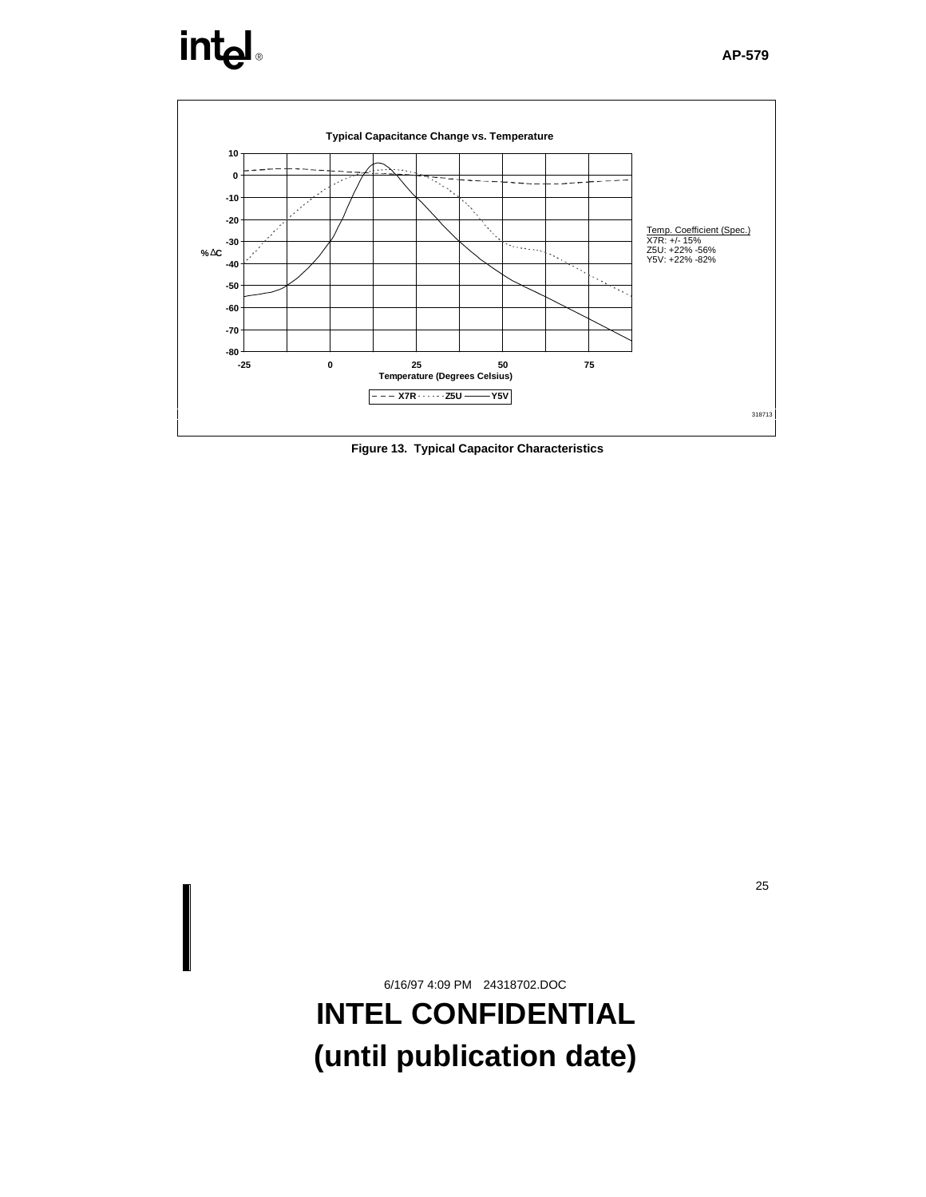**Typical Capacitance Change vs. Temperature**

Temp. Coefficient (Spec.)
X7R: +/- 15%
Z5U: +22% -56%
Y5V: +22% -82%

Figure 13. Typical Capacitor Characteristics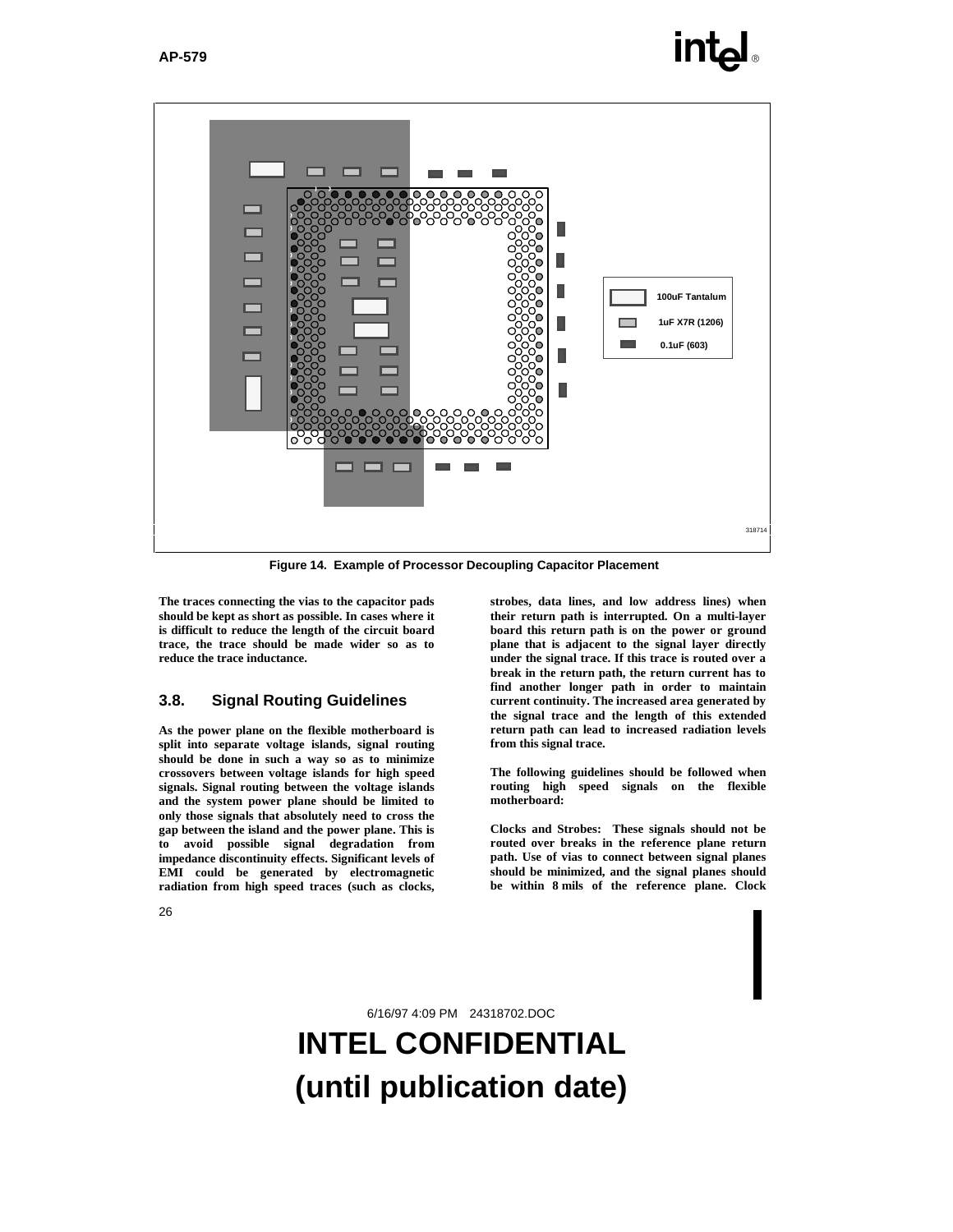100uF Tantalum

1uF X7R (1206)

0.1uF (603)

318714

Figure 14. Example of Processor Decoupling Capacitor Placement

The traces connecting the vias to the capacitor pads should be kept as short as possible. In cases where it is difficult to reduce the length of the circuit board trace, the trace should be made wider so as to reduce the trace inductance.

## 3.8. Signal Routing Guidelines

As the power plane on the flexible motherboard is split into separate voltage islands, signal routing should be done in such a way so as to minimize crossovers between voltage islands for high speed signals. Signal routing between the voltage islands and the system power plane should be limited to only those signals that absolutely need to cross the gap between the island and the power plane. This is to avoid possible signal degradation from impedance discontinuity effects. Significant levels of EMI could be generated by electromagnetic radiation from high speed traces (such as clocks, strobes, data lines, and low address lines) when their return path is interrupted. On a multi-layer board this return path is on the power or ground plane that is adjacent to the signal layer directly under the signal trace. If this trace is routed over a break in the return path, the return current has to find another longer path in order to maintain current continuity. The increased area generated by the signal trace and the length of this extended return path can lead to increased radiation levels from this signal trace.

The following guidelines should be followed when routing high speed signals on the flexible motherboard:

Clocks and Strobes: These signals should not be routed over breaks in the reference plane return path. Use of vias to connect between signal planes should be minimized, and the signal planes should be within 8 mils of the reference plane. Clock

6/16/97 4:09 PM 24318702.DOC

INTEL CONFIDENTIAL
(until publication date)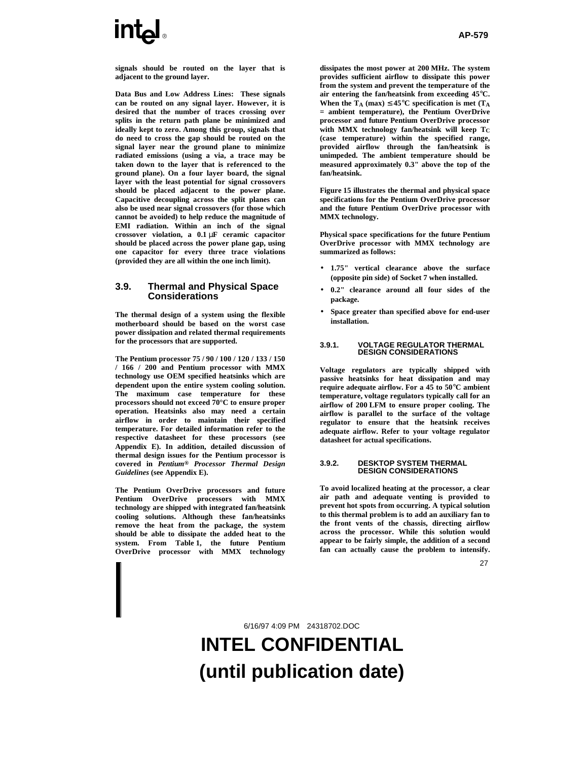signals should be routed on the layer that is adjacent to the ground layer.

Data Bus and Low Address Lines: These signals can be routed on any signal layer. However, it is desired that the number of traces crossing over splits in the return path plane be minimized and ideally kept to zero. Among this group, signals that do need to cross the gap should be routed on the signal layer near the ground plane to minimize radiated emissions (using a via, a trace may be taken down to the layer that is referenced to the ground plane). On a four layer board, the signal layer with the least potential for signal crossovers should be placed adjacent to the power plane. Capacitive decoupling across the split planes can also be used near signal crossovers (for those which cannot be avoided) to help reduce the magnitude of EMI radiation. Within an inch of the signal crossover violation, a 0.1 µF ceramic capacitor should be placed across the power plane gap, using one capacitor for every three trace violations (provided they are all within the one inch limit).

## 3.9. Thermal and Physical Space Considerations

The thermal design of a system using the flexible motherboard should be based on the worst case power dissipation and related thermal requirements for the processors that are supported.

The Pentium processor 75 / 90 / 100 / 120 / 133 / 150 / 166 / 200 and Pentium processor with MMX technology use OEM specified heatsinks which are dependent upon the entire system cooling solution. The maximum case temperature for these processors should not exceed 70°C to ensure proper operation. Heatsinks also may need a certain airflow in order to maintain their specified temperature. For detailed information refer to the respective datasheet for these processors (see Appendix E). In addition, detailed discussion of thermal design issues for the Pentium processor is covered in *Pentium® Processor Thermal Design Guidelines* (see Appendix E).

The Pentium OverDrive processors and future Pentium OverDrive processors with MMX technology are shipped with integrated fan/heatsink cooling solutions. Although these fan/heatsinks remove the heat from the package, the system should be able to dissipate the added heat to the system. From Table 1, the future Pentium OverDrive processor with MMX technology dissipates the most power at 200 MHz. The system provides sufficient airflow to dissipate this power from the system and prevent the temperature of the air entering the fan/heatsink from exceeding 45°C. When the $T_A$ (max) ≤ 45°C specification is met ($T_A$ = ambient temperature), the Pentium OverDrive processor and future Pentium OverDrive processor with MMX technology fan/heatsink will keep $T_C$ (case temperature) within the specified range, provided airflow through the fan/heatsink is unimpeded. The ambient temperature should be measured approximately 0.3" above the top of the fan/heatsink.

Figure 15 illustrates the thermal and physical space specifications for the Pentium OverDrive processor and the future Pentium OverDrive processor with MMX technology.

Physical space specifications for the future Pentium OverDrive processor with MMX technology are summarized as follows:

- 1.75" vertical clearance above the surface (opposite pin side) of Socket 7 when installed.
- 0.2" clearance around all four sides of the package.
- Space greater than specified above for end-user installation.

### 3.9.1. VOLTAGE REGULATOR THERMAL DESIGN CONSIDERATIONS

Voltage regulators are typically shipped with passive heatsinks for heat dissipation and may require adequate airflow. For a 45 to 50°C ambient temperature, voltage regulators typically call for an airflow of 200 LFM to ensure proper cooling. The airflow is parallel to the surface of the voltage regulator to ensure that the heatsink receives adequate airflow. Refer to your voltage regulator datasheet for actual specifications.

### 3.9.2. DESKTOP SYSTEM THERMAL DESIGN CONSIDERATIONS

To avoid localized heating at the processor, a clear air path and adequate venting is provided to prevent hot spots from occurring. A typical solution to this thermal problem is to add an auxiliary fan to the front vents of the chassis, directing airflow across the processor. While this solution would appear to be fairly simple, the addition of a second fan can actually cause the problem to intensify.

6/16/97 4:09 PM 24318702.DOC

**INTEL CONFIDENTIAL (until publication date)**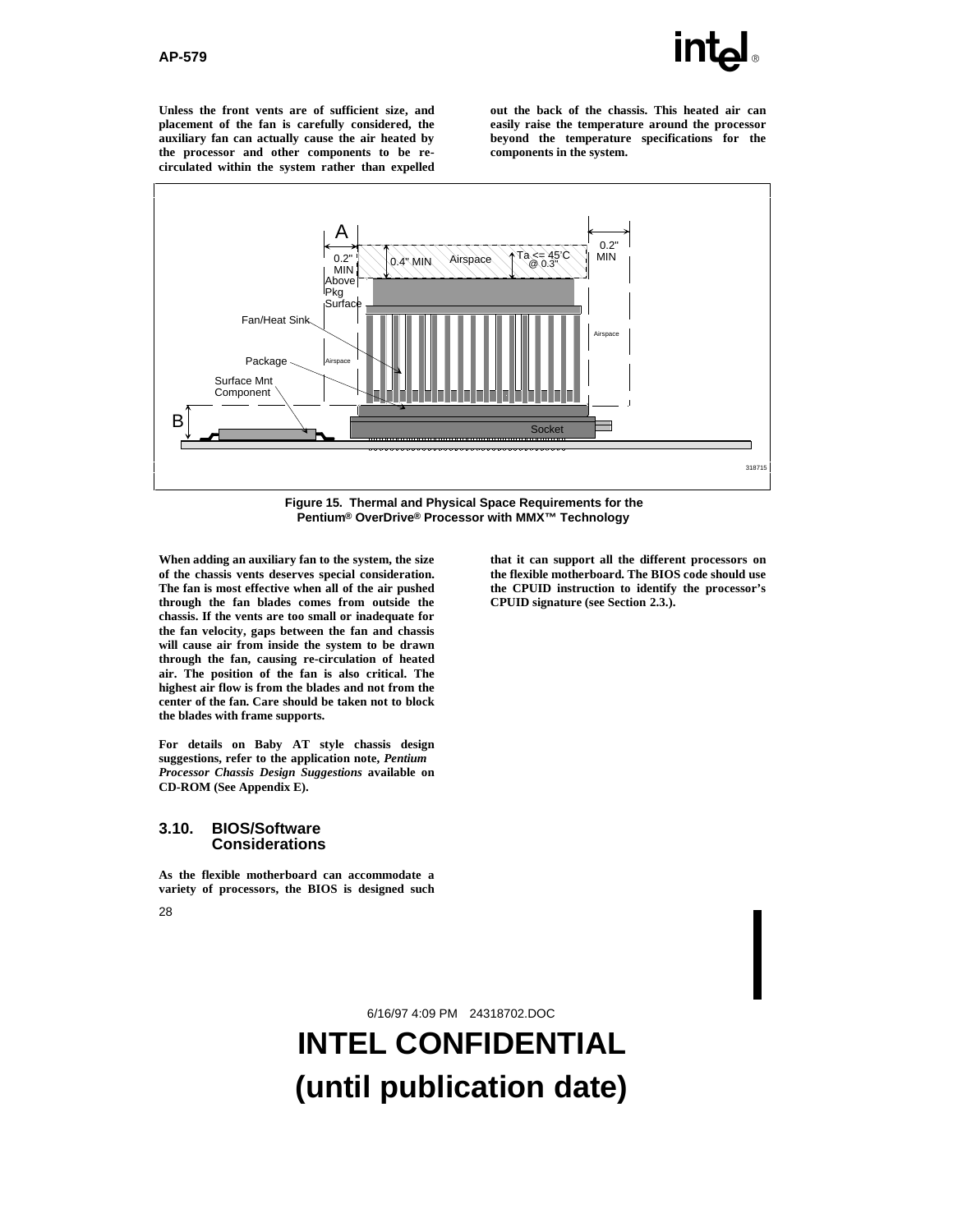Unless the front vents are of sufficient size, and placement of the fan is carefully considered, the auxiliary fan can actually cause the air heated by the processor and other components to be re-circulated within the system rather than expelled out the back of the chassis. This heated air can easily raise the temperature around the processor beyond the temperature specifications for the components in the system.

**Figure 15. Thermal and Physical Space Requirements for the Pentium® OverDrive® Processor with MMX™ Technology**

When adding an auxiliary fan to the system, the size of the chassis vents deserves special consideration. The fan is most effective when all of the air pushed through the fan blades comes from outside the chassis. If the vents are too small or inadequate for the fan velocity, gaps between the fan and chassis will cause air from inside the system to be drawn through the fan, causing re-circulation of heated air. The position of the fan is also critical. The highest air flow is from the blades and not from the center of the fan. Care should be taken not to block the blades with frame supports.

For details on Baby AT style chassis design suggestions, refer to the application note, *Pentium Processor Chassis Design Suggestions* available on CD-ROM (See Appendix E).

## 3.10. BIOS/Software Considerations

As the flexible motherboard can accommodate a variety of processors, the BIOS is designed such that it can support all the different processors on the flexible motherboard. The BIOS code should use the CPUID instruction to identify the processor's CPUID signature (see Section 2.3.).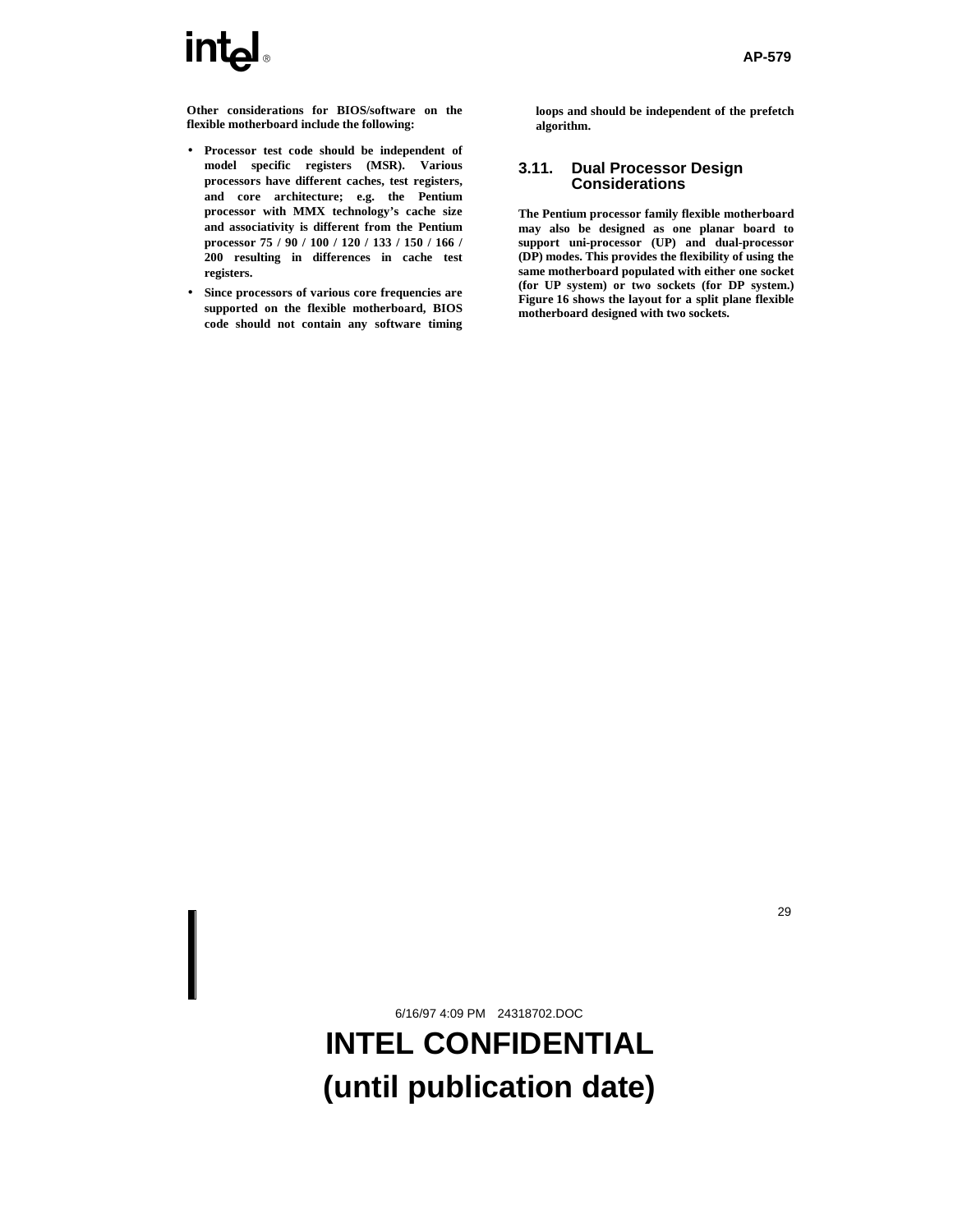**Other considerations for BIOS/software on the flexible motherboard include the following:**

- **Processor test code should be independent of model specific registers (MSR). Various processors have different caches, test registers, and core architecture; e.g. the Pentium processor with MMX technology's cache size and associativity is different from the Pentium processor 75 / 90 / 100 / 120 / 133 / 150 / 166 / 200 resulting in differences in cache test registers.**
- **Since processors of various core frequencies are supported on the flexible motherboard, BIOS code should not contain any software timing loops and should be independent of the prefetch algorithm.**

## 3.11. Dual Processor Design Considerations

**The Pentium processor family flexible motherboard may also be designed as one planar board to support uni-processor (UP) and dual-processor (DP) modes. This provides the flexibility of using the same motherboard populated with either one socket (for UP system) or two sockets (for DP system.) Figure 16 shows the layout for a split plane flexible motherboard designed with two sockets.**

6/16/97 4:09 PM 24318702.DOC

**INTEL CONFIDENTIAL**
**(until publication date)**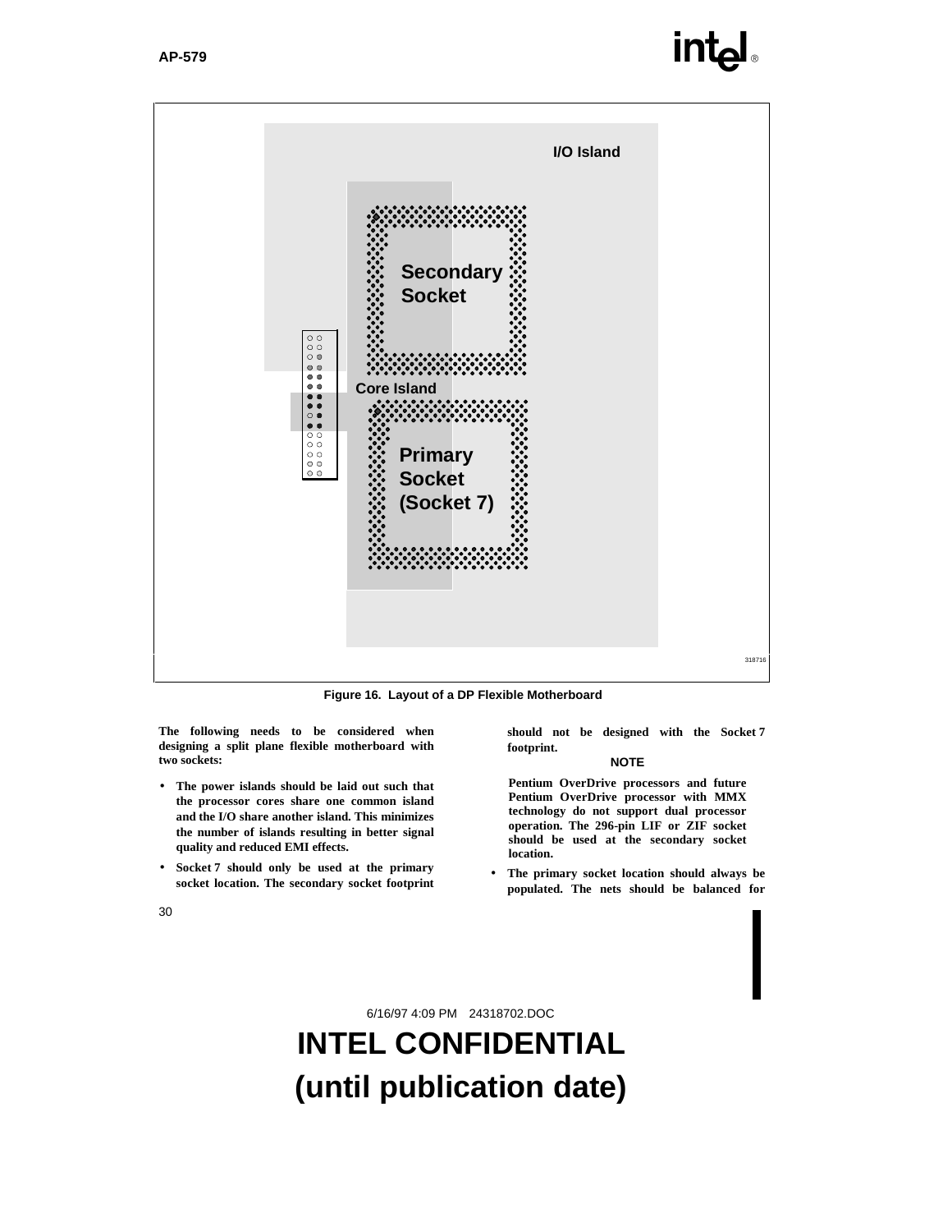I/O Island

Secondary Socket

Core Island

Primary Socket (Socket 7)

Figure 16. Layout of a DP Flexible Motherboard

The following needs to be considered when designing a split plane flexible motherboard with two sockets:

- The power islands should be laid out such that the processor cores share one common island and the I/O share another island. This minimizes the number of islands resulting in better signal quality and reduced EMI effects.
- Socket 7 should only be used at the primary socket location. The secondary socket footprint should not be designed with the Socket 7 footprint.

**NOTE**

Pentium OverDrive processors and future Pentium OverDrive processor with MMX technology do not support dual processor operation. The 296-pin LIF or ZIF socket should be used at the secondary socket location.

- The primary socket location should always be populated. The nets should be balanced for

6/16/97 4:09 PM 24318702.DOC

**INTEL CONFIDENTIAL**
**(until publication date)**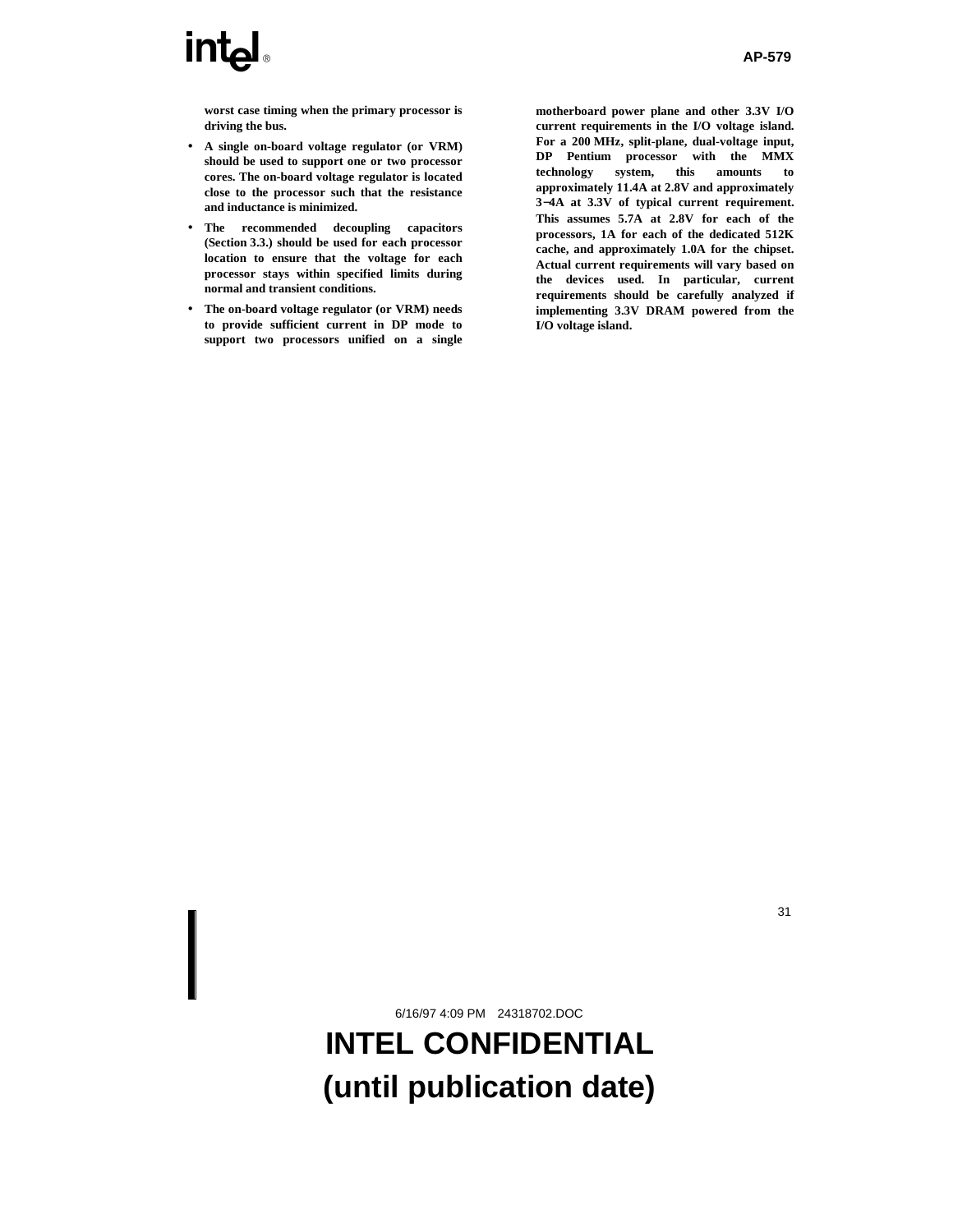**worst case timing when the primary processor is driving the bus.**

- **A single on-board voltage regulator (or VRM) should be used to support one or two processor cores. The on-board voltage regulator is located close to the processor such that the resistance and inductance is minimized.**
- **The recommended decoupling capacitors (Section 3.3.) should be used for each processor location to ensure that the voltage for each processor stays within specified limits during normal and transient conditions.**
- **The on-board voltage regulator (or VRM) needs to provide sufficient current in DP mode to support two processors unified on a single motherboard power plane and other 3.3V I/O current requirements in the I/O voltage island. For a 200 MHz, split-plane, dual-voltage input, DP Pentium processor with the MMX technology system, this amounts to approximately 11.4A at 2.8V and approximately 3–4A at 3.3V of typical current requirement. This assumes 5.7A at 2.8V for each of the processors, 1A for each of the dedicated 512K cache, and approximately 1.0A for the chipset. Actual current requirements will vary based on the devices used. In particular, current requirements should be carefully analyzed if implementing 3.3V DRAM powered from the I/O voltage island.**

6/16/97 4:09 PM 24318702.DOC

**INTEL CONFIDENTIAL**
**(until publication date)**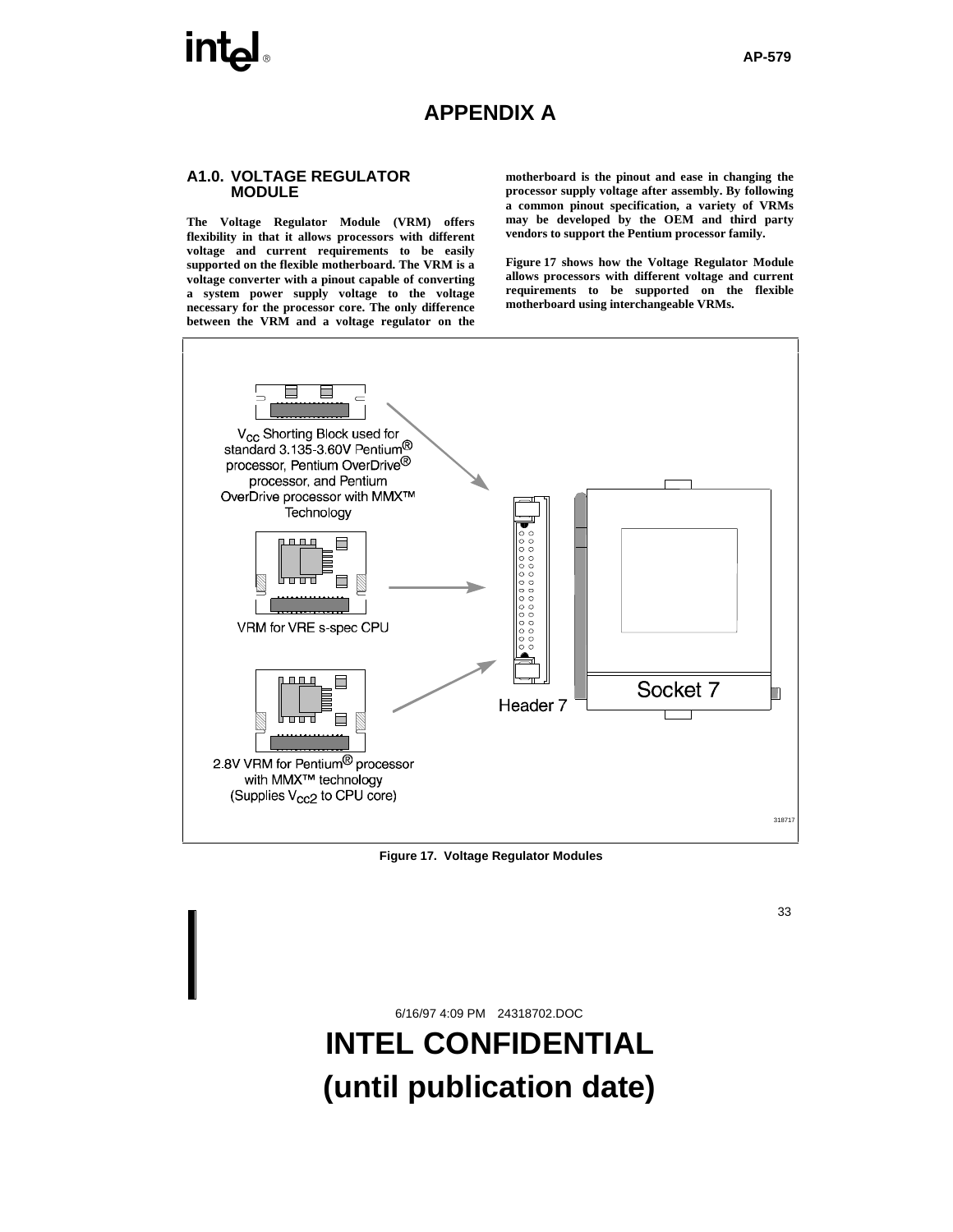# APPENDIX A

## A1.0. VOLTAGE REGULATOR MODULE

**The Voltage Regulator Module (VRM) offers flexibility in that it allows processors with different voltage and current requirements to be easily supported on the flexible motherboard. The VRM is a voltage converter with a pinout capable of converting a system power supply voltage to the voltage necessary for the processor core. The only difference between the VRM and a voltage regulator on the motherboard is the pinout and ease in changing the processor supply voltage after assembly. By following a common pinout specification, a variety of VRMs may be developed by the OEM and third party vendors to support the Pentium processor family.**

**Figure 17 shows how the Voltage Regulator Module allows processors with different voltage and current requirements to be supported on the flexible motherboard using interchangeable VRMs.**

$V_{CC}$ Shorting Block used for standard 3.135-3.60V Pentium® processor, Pentium OverDrive® processor, and Pentium OverDrive processor with MMX™ Technology

VRM for VRE s-spec CPU

2.8V VRM for Pentium® processor with MMX™ technology (Supplies $V_{CC2}$ to CPU core)

Header 7

Socket 7

318717

**Figure 17. Voltage Regulator Modules**

6/16/97 4:09 PM 24318702.DOC

**INTEL CONFIDENTIAL (until publication date)**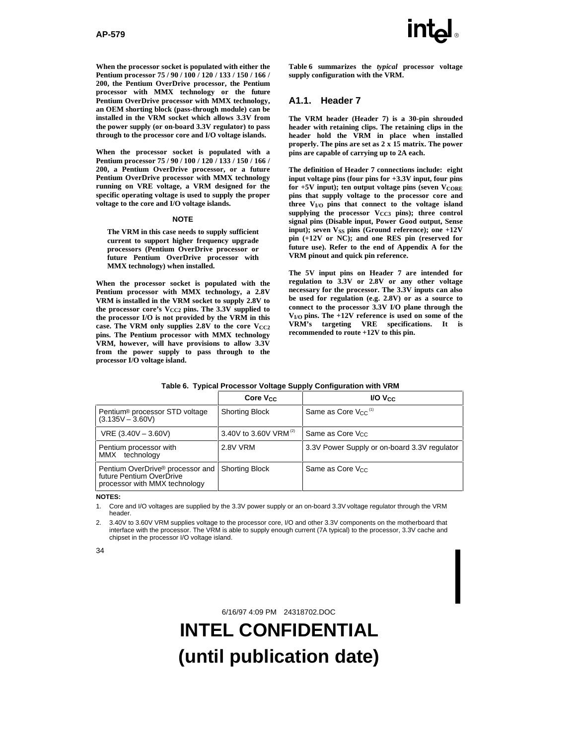When the processor socket is populated with either the Pentium processor 75 / 90 / 100 / 120 / 133 / 150 / 166 / 200, the Pentium OverDrive processor, the Pentium processor with MMX technology or the future Pentium OverDrive processor with MMX technology, an OEM shorting block (pass-through module) can be installed in the VRM socket which allows 3.3V from the power supply (or on-board 3.3V regulator) to pass through to the processor core and I/O voltage islands.

When the processor socket is populated with a Pentium processor 75 / 90 / 100 / 120 / 133 / 150 / 166 / 200, a Pentium OverDrive processor, or a future Pentium OverDrive processor with MMX technology running on VRE voltage, a VRM designed for the specific operating voltage is used to supply the proper voltage to the core and I/O voltage islands.

**NOTE**

The VRM in this case needs to supply sufficient current to support higher frequency upgrade processors (Pentium OverDrive processor or future Pentium OverDrive processor with MMX technology) when installed.

When the processor socket is populated with the Pentium processor with MMX technology, a 2.8V VRM is installed in the VRM socket to supply 2.8V to the processor core's $V_{CC2}$ pins. The 3.3V supplied to the processor I/O is not provided by the VRM in this case. The VRM only supplies 2.8V to the core $V_{CC2}$ pins. The Pentium processor with MMX technology VRM, however, will have provisions to allow 3.3V from the power supply to pass through to the processor I/O voltage island.

Table 6 summarizes the *typical* processor voltage supply configuration with the VRM.

## A1.1. Header 7

The VRM header (Header 7) is a 30-pin shrouded header with retaining clips. The retaining clips in the header hold the VRM in place when installed properly. The pins are set as 2 x 15 matrix. The power pins are capable of carrying up to 2A each.

The definition of Header 7 connections include: eight input voltage pins (four pins for +3.3V input, four pins for +5V input); ten output voltage pins (seven $V_{CORE}$ pins that supply voltage to the processor core and three $V_{I/O}$ pins that connect to the voltage island supplying the processor $V_{CC3}$ pins); three control signal pins (Disable input, Power Good output, Sense input); seven $V_{SS}$ pins (Ground reference); one +12V pin (+12V or NC); and one RES pin (reserved for future use). Refer to the end of Appendix A for the VRM pinout and quick pin reference.

The 5V input pins on Header 7 are intended for regulation to 3.3V or 2.8V or any other voltage necessary for the processor. The 3.3V inputs can also be used for regulation (e.g. 2.8V) or as a source to connect to the processor 3.3V I/O plane through the $V_{I/O}$ pins. The +12V reference is used on some of the VRM's targeting VRE specifications. It is recommended to route +12V to this pin.

**Table 6. Typical Processor Voltage Supply Configuration with VRM**

| | Core $V_{CC}$ | I/O $V_{CC}$ |
|---|---|---|
| Pentium® processor STD voltage (3.135V – 3.60V) | Shorting Block | Same as Core $V_{CC}$ (1) |
| VRE (3.40V – 3.60V) | 3.40V to 3.60V VRM (2) | Same as Core $V_{CC}$ |
| Pentium processor with MMX technology | 2.8V VRM | 3.3V Power Supply or on-board 3.3V regulator |
| Pentium OverDrive® processor and future Pentium OverDrive processor with MMX technology | Shorting Block | Same as Core $V_{CC}$ |

**NOTES:**

1. Core and I/O voltages are supplied by the 3.3V power supply or an on-board 3.3V voltage regulator through the VRM header.
2. 3.40V to 3.60V VRM supplies voltage to the processor core, I/O and other 3.3V components on the motherboard that interface with the processor. The VRM is able to supply enough current (7A typical) to the processor, 3.3V cache and chipset in the processor I/O voltage island.

6/16/97 4:09 PM 24318702.DOC

**INTEL CONFIDENTIAL**
**(until publication date)**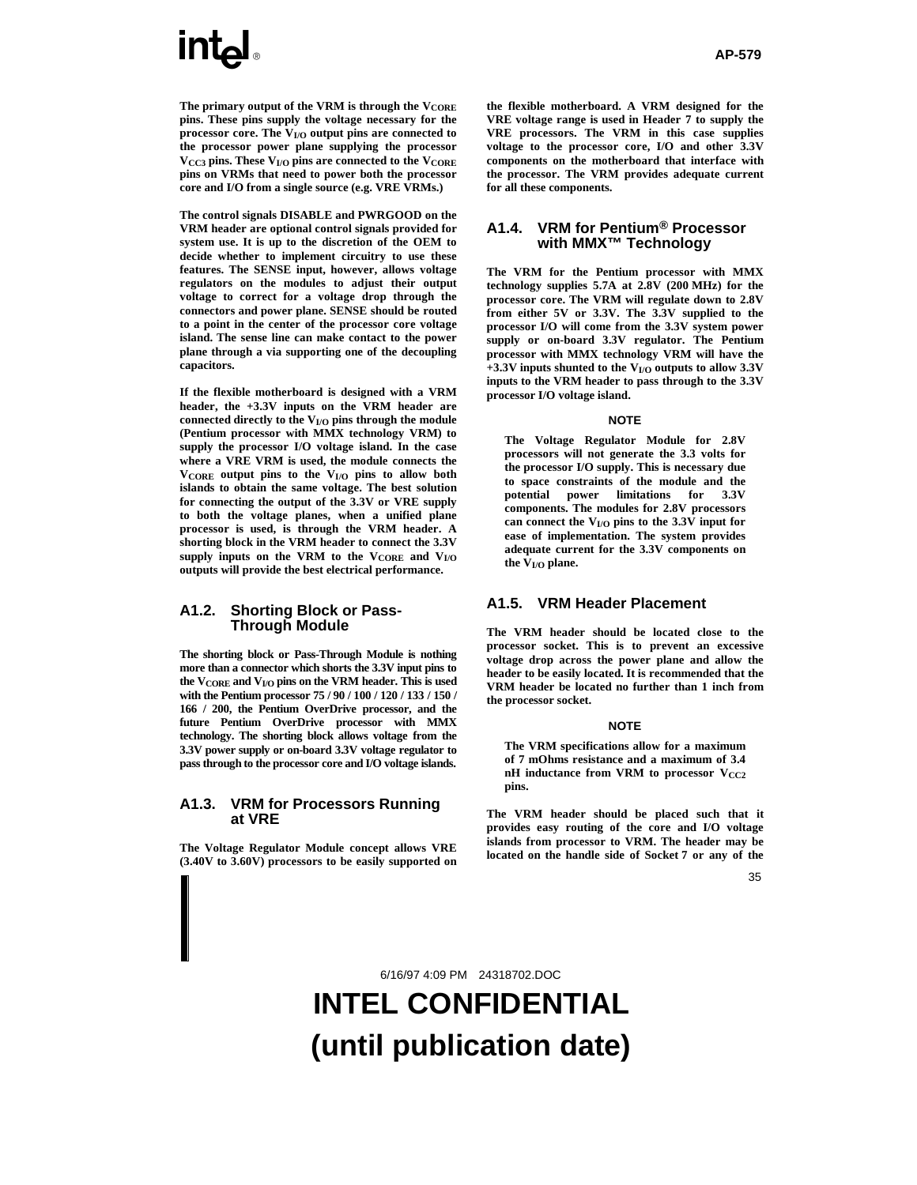**The primary output of the VRM is through the $V_{CORE}$ pins. These pins supply the voltage necessary for the processor core. The $V_{I/O}$ output pins are connected to the processor power plane supplying the processor $V_{CC3}$ pins. These $V_{I/O}$ pins are connected to the $V_{CORE}$ pins on VRMs that need to power both the processor core and I/O from a single source (e.g. VRE VRMs.)**

**The control signals DISABLE and PWRGOOD on the VRM header are optional control signals provided for system use. It is up to the discretion of the OEM to decide whether to implement circuitry to use these features. The SENSE input, however, allows voltage regulators on the modules to adjust their output voltage to correct for a voltage drop through the connectors and power plane. SENSE should be routed to a point in the center of the processor core voltage island. The sense line can make contact to the power plane through a via supporting one of the decoupling capacitors.**

**If the flexible motherboard is designed with a VRM header, the +3.3V inputs on the VRM header are connected directly to the $V_{I/O}$ pins through the module (Pentium processor with MMX technology VRM) to supply the processor I/O voltage island. In the case where a VRE VRM is used, the module connects the $V_{CORE}$ output pins to the $V_{I/O}$ pins to allow both islands to obtain the same voltage. The best solution for connecting the output of the 3.3V or VRE supply to both the voltage planes, when a unified plane processor is used, is through the VRM header. A shorting block in the VRM header to connect the 3.3V supply inputs on the VRM to the $V_{CORE}$ and $V_{I/O}$ outputs will provide the best electrical performance.**

### A1.2. Shorting Block or Pass-Through Module

**The shorting block or Pass-Through Module is nothing more than a connector which shorts the 3.3V input pins to the $V_{CORE}$ and $V_{I/O}$ pins on the VRM header. This is used with the Pentium processor 75 / 90 / 100 / 120 / 133 / 150 / 166 / 200, the Pentium OverDrive processor, and the future Pentium OverDrive processor with MMX technology. The shorting block allows voltage from the 3.3V power supply or on-board 3.3V voltage regulator to pass through to the processor core and I/O voltage islands.**

### A1.3. VRM for Processors Running at VRE

**The Voltage Regulator Module concept allows VRE (3.40V to 3.60V) processors to be easily supported on the flexible motherboard. A VRM designed for the VRE voltage range is used in Header 7 to supply the VRE processors. The VRM in this case supplies voltage to the processor core, I/O and other 3.3V components on the motherboard that interface with the processor. The VRM provides adequate current for all these components.**

### A1.4. VRM for Pentium® Processor with MMX™ Technology

**The VRM for the Pentium processor with MMX technology supplies 5.7A at 2.8V (200 MHz) for the processor core. The VRM will regulate down to 2.8V from either 5V or 3.3V. The 3.3V supplied to the processor I/O will come from the 3.3V system power supply or on-board 3.3V regulator. The Pentium processor with MMX technology VRM will have the +3.3V inputs shunted to the $V_{I/O}$ outputs to allow 3.3V inputs to the VRM header to pass through to the 3.3V processor I/O voltage island.**

**NOTE**

> **The Voltage Regulator Module for 2.8V processors will not generate the 3.3 volts for the processor I/O supply. This is necessary due to space constraints of the module and the potential power limitations for 3.3V components. The modules for 2.8V processors can connect the $V_{I/O}$ pins to the 3.3V input for ease of implementation. The system provides adequate current for the 3.3V components on the $V_{I/O}$ plane.**

### A1.5. VRM Header Placement

**The VRM header should be located close to the processor socket. This is to prevent an excessive voltage drop across the power plane and allow the header to be easily located. It is recommended that the VRM header be located no further than 1 inch from the processor socket.**

**NOTE**

> **The VRM specifications allow for a maximum of 7 mOhms resistance and a maximum of 3.4 nH inductance from VRM to processor $V_{CC2}$ pins.**

**The VRM header should be placed such that it provides easy routing of the core and I/O voltage islands from processor to VRM. The header may be located on the handle side of Socket 7 or any of the**

6/16/97 4:09 PM 24318702.DOC

**INTEL CONFIDENTIAL**
**(until publication date)**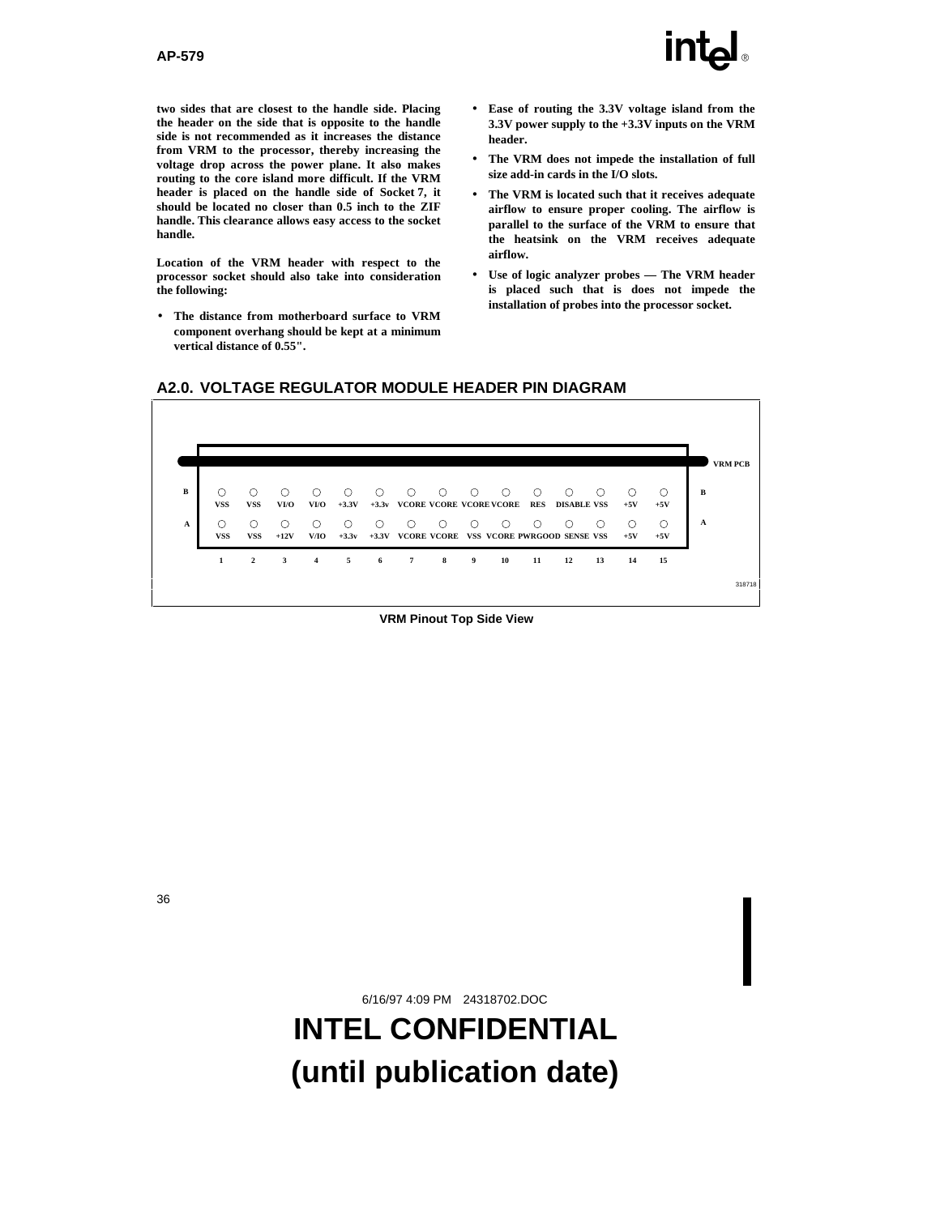two sides that are closest to the handle side. Placing the header on the side that is opposite to the handle side is not recommended as it increases the distance from VRM to the processor, thereby increasing the voltage drop across the power plane. It also makes routing to the core island more difficult. If the VRM header is placed on the handle side of Socket 7, it should be located no closer than 0.5 inch to the ZIF handle. This clearance allows easy access to the socket handle.

Location of the VRM header with respect to the processor socket should also take into consideration the following:

- The distance from motherboard surface to VRM component overhang should be kept at a minimum vertical distance of 0.55".
- Ease of routing the 3.3V voltage island from the 3.3V power supply to the +3.3V inputs on the VRM header.
- The VRM does not impede the installation of full size add-in cards in the I/O slots.
- The VRM is located such that it receives adequate airflow to ensure proper cooling. The airflow is parallel to the surface of the VRM to ensure that the heatsink on the VRM receives adequate airflow.
- Use of logic analyzer probes — The VRM header is placed such that is does not impede the installation of probes into the processor socket.

## A2.0. VOLTAGE REGULATOR MODULE HEADER PIN DIAGRAM

VRM PCB

| Row | 1 | 2 | 3 | 4 | 5 | 6 | 7 | 8 | 9 | 10 | 11 | 12 | 13 | 14 | 15 |
|---|---|---|---|---|---|---|---|---|---|---|---|---|---|---|---|
| B | VSS | VSS | VI/O | VI/O | +3.3V | +3.3v | VCORE | VCORE | VCORE | VCORE | RES | DISABLE | VSS | +5V | +5V |
| A | VSS | VSS | +12V | V/IO | +3.3v | +3.3V | VCORE | VCORE | VSS | VCORE | PWRGOOD | SENSE | VSS | +5V | +5V |

318718

VRM Pinout Top Side View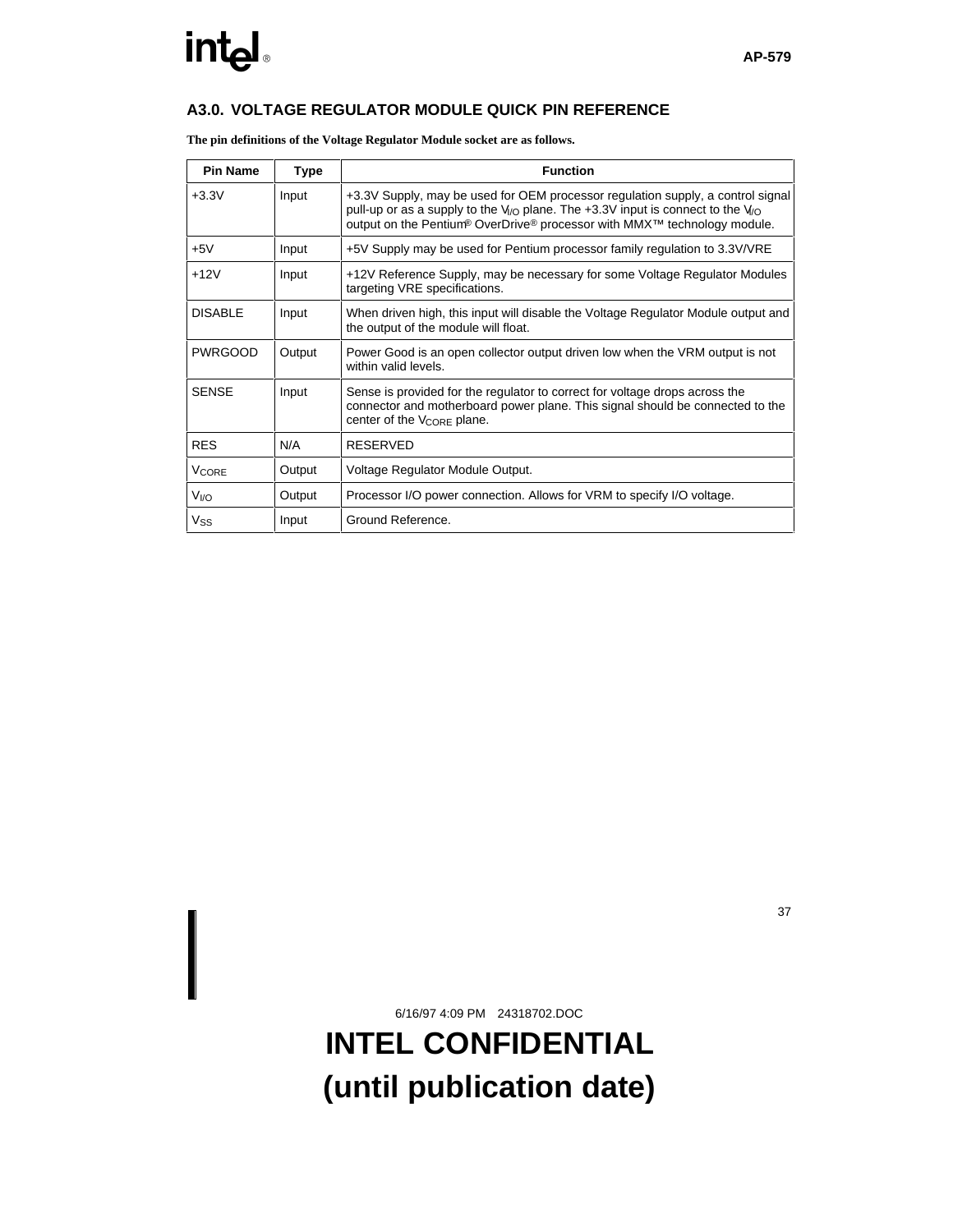## A3.0. VOLTAGE REGULATOR MODULE QUICK PIN REFERENCE

**The pin definitions of the Voltage Regulator Module socket are as follows.**

| Pin Name | Type | Function |
|---|---|---|
| +3.3V | Input | +3.3V Supply, may be used for OEM processor regulation supply, a control signal pull-up or as a supply to the $V_{I/O}$ plane. The +3.3V input is connect to the $V_{I/O}$ output on the Pentium® OverDrive® processor with MMX™ technology module. |
| +5V | Input | +5V Supply may be used for Pentium processor family regulation to 3.3V/VRE |
| +12V | Input | +12V Reference Supply, may be necessary for some Voltage Regulator Modules targeting VRE specifications. |
| DISABLE | Input | When driven high, this input will disable the Voltage Regulator Module output and the output of the module will float. |
| PWRGOOD | Output | Power Good is an open collector output driven low when the VRM output is not within valid levels. |
| SENSE | Input | Sense is provided for the regulator to correct for voltage drops across the connector and motherboard power plane. This signal should be connected to the center of the $V_{CORE}$ plane. |
| RES | N/A | RESERVED |
| $V_{CORE}$ | Output | Voltage Regulator Module Output. |
| $V_{I/O}$ | Output | Processor I/O power connection. Allows for VRM to specify I/O voltage. |
| $V_{SS}$ | Input | Ground Reference. |

6/16/97 4:09 PM 24318702.DOC

**INTEL CONFIDENTIAL**

**(until publication date)**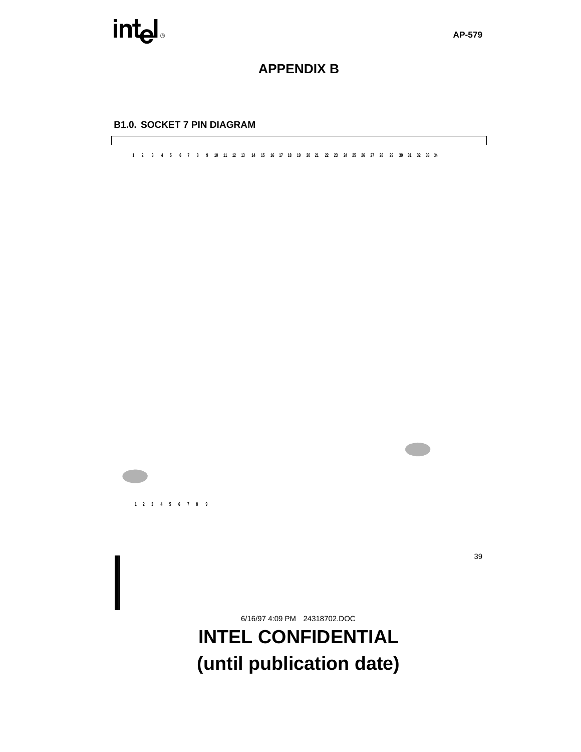# APPENDIX B

## B1.0. SOCKET 7 PIN DIAGRAM

1 2 3 4 5 6 7 8 9 10 11 12 13 14 15 16 17 18 19 20 21 22 23 24 25 26 27 28 29 30 31 32 33 34

1 2 3 4 5 6 7 8 9

6/16/97 4:09 PM 24318702.DOC

**INTEL CONFIDENTIAL**

**(until publication date)**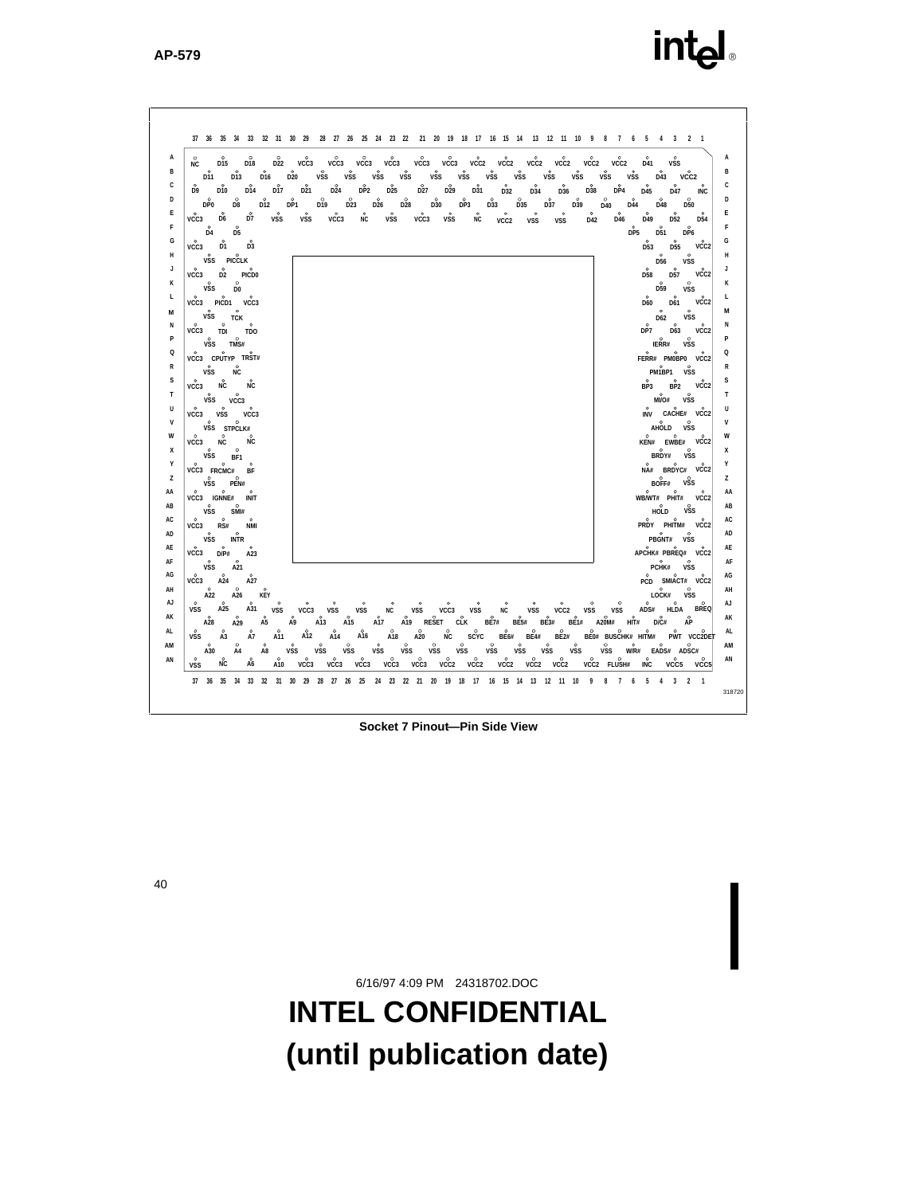| Row | Pins (left to right, columns 37 → 1) |
| --- | --- |
| A | NC, D15, D18, D22, VCC3, VCC3, VCC3, VCC3, VCC3, VCC3, VCC2, VCC2, VCC2, VCC2, VCC2, VCC2, VCC2, D41, VSS |
| B | D11, D13, D16, D20, VSS, VSS, VSS, VSS, VSS, VSS, VSS, VSS, VSS, VSS, VSS, VSS, D43, VCC2 |
| C | D9, D10, D14, D17, D21, D24, DP2, D25, D27, D29, D31, D32, D34, D36, D38, DP4, D45, D47, INC |
| D | DP0, D8, D12, DP1, D19, D23, D26, D28, D30, DP3, D33, D35, D37, D39, D40, D44, D48, D50 |
| E | VCC3, D6, D7, VSS, VSS, VCC3, NC, VSS, VCC3, VSS, NC, VCC2, VSS, VSS, D42, D46, D49, D52, D54 |
| F | D4, D5 … DP5, D51, DP6 |
| G | VCC3, D1, D3 … D53, D55, VCC2 |
| H | VSS, PICCLK … D56, VSS |
| J | VCC3, D2, PICD0 … D58, D57, VCC2 |
| K | VSS, D0 … D59, VSS |
| L | VCC3, PICD1, VCC3 … D60, D61, VCC2 |
| M | VSS, TCK … D62, VSS |
| N | VCC3, TDI, TDO … DP7, D63, VCC2 |
| P | VSS, TMS# … IERR#, VSS |
| Q | VCC3, CPUTYP, TRST# … FERR#, PM0BP0, VCC2 |
| R | VSS, NC … PM1BP1, VSS |
| S | VCC3, NC, NC … BP3, BP2, VCC2 |
| T | VSS, VCC3 … MI/O#, VSS |
| U | VCC3, VSS, VCC3 … INV, CACHE#, VCC2 |
| V | VSS, STPCLK# … AHOLD, VSS |
| W | VCC3, NC, NC … KEN#, EWBE#, VCC2 |
| X | VSS, BF1 … BRDY#, VSS |
| Y | VCC3, FRCMC#, BF … NA#, BRDYC#, VCC2 |
| Z | VSS, PEN# … BOFF#, VSS |
| AA | VCC3, IGNNE#, INIT … WB/WT#, PHIT#, VCC2 |
| AB | VSS, SMI# … HOLD, VSS |
| AC | VCC3, RS#, NMI … PRDY, PHITM#, VCC2 |
| AD | VSS, INTR … PBGNT#, VSS |
| AE | VCC3, D/P#, A23 … APCHK#, PBREQ#, VCC2 |
| AF | VSS, A21 … PCHK#, VSS |
| AG | VCC3, A24, A27 … PCD, SMIACT#, VCC2 |
| AH | A22, A26, KEY … LOCK#, VSS |
| AJ | VSS, A25, A31, VSS, VCC3, VSS, VSS, NC, VSS, VCC3, VSS, NC, VSS, VCC2, VSS, VSS, ADS#, HLDA, BREQ |
| AK | A28, A29, A5, A9, A13, A15, A17, A19, RESET, CLK, BE7#, BE5#, BE3#, BE1#, A20M#, HIT#, D/C#, AP |
| AL | VSS, A3, A7, A11, A12, A14, A16, A18, A20, NC, SCYC, BE6#, BE4#, BE2#, BE0#, BUSCHK#, HITM#, PWT, VCC2DET |
| AM | A30, A4, A8, VSS, VSS, VSS, VSS, VSS, VSS, VSS, VSS, VSS, VSS, VSS, VSS, W/R#, EADS#, ADSC# |
| AN | VSS, NC, A6, A10, VCC3, VCC3, VCC3, VCC3, VCC3, VCC2, VCC2, VCC2, VCC2, VCC2, VCC2, FLUSH#, INC, VCC5, VCC5 |

318720

**Socket 7 Pinout—Pin Side View**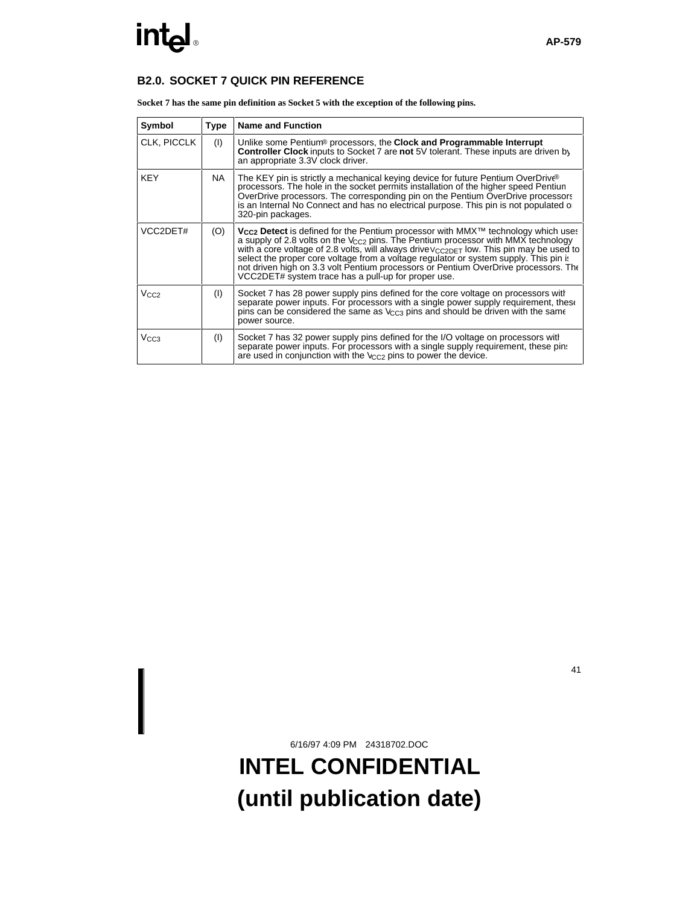## B2.0. SOCKET 7 QUICK PIN REFERENCE

**Socket 7 has the same pin definition as Socket 5 with the exception of the following pins.**

| Symbol | Type | Name and Function |
|---|---|---|
| CLK, PICCLK | (I) | Unlike some Pentium® processors, the **Clock and Programmable Interrupt Controller Clock** inputs to Socket 7 are **not** 5V tolerant. These inputs are driven by an appropriate 3.3V clock driver. |
| KEY | NA | The KEY pin is strictly a mechanical keying device for future Pentium OverDrive® processors. The hole in the socket permits installation of the higher speed Pentium OverDrive processors. The corresponding pin on the Pentium OverDrive processors is an Internal No Connect and has no electrical purpose. This pin is not populated on 320-pin packages. |
| VCC2DET# | (O) | **$V_{CC2}$ Detect** is defined for the Pentium processor with MMX™ technology which uses a supply of 2.8 volts on the $V_{CC2}$ pins. The Pentium processor with MMX technology with a core voltage of 2.8 volts, will always drive $V_{CC2DET}$ low. This pin may be used to select the proper core voltage from a voltage regulator or system supply. This pin is not driven high on 3.3 volt Pentium processors or Pentium OverDrive processors. The VCC2DET# system trace has a pull-up for proper use. |
| $V_{CC2}$ | (I) | Socket 7 has 28 power supply pins defined for the core voltage on processors with separate power inputs. For processors with a single power supply requirement, these pins can be considered the same as $V_{CC3}$ pins and should be driven with the same power source. |
| $V_{CC3}$ | (I) | Socket 7 has 32 power supply pins defined for the I/O voltage on processors with separate power inputs. For processors with a single supply requirement, these pins are used in conjunction with the $V_{CC2}$ pins to power the device. |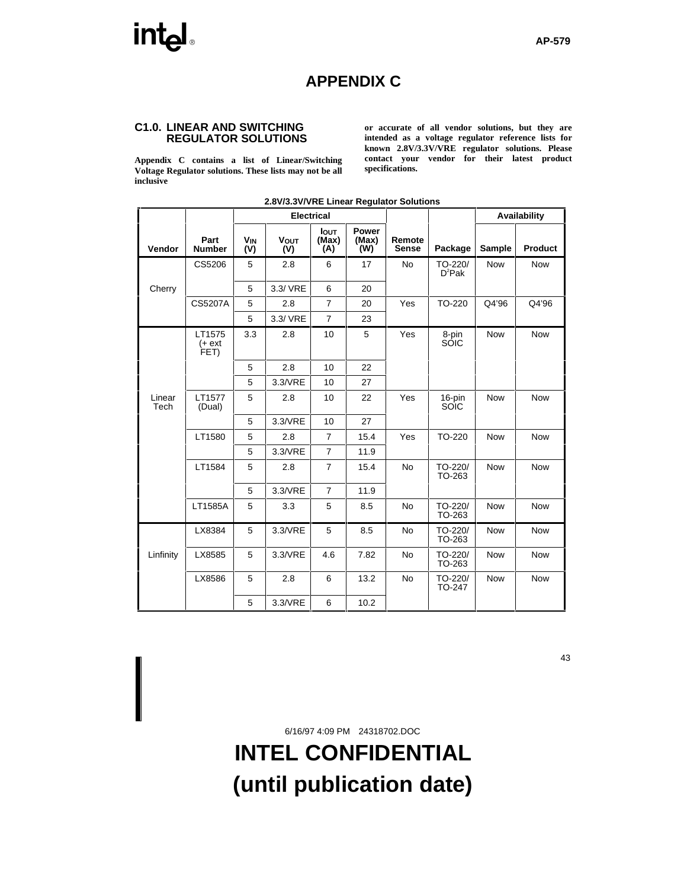# APPENDIX C

## C1.0. LINEAR AND SWITCHING REGULATOR SOLUTIONS

**Appendix C contains a list of Linear/Switching Voltage Regulator solutions. These lists may not be all inclusive or accurate of all vendor solutions, but they are intended as a voltage regulator reference lists for known 2.8V/3.3V/VRE regulator solutions. Please contact your vendor for their latest product specifications.**

**2.8V/3.3V/VRE Linear Regulator Solutions**

| Vendor | Part Number | Electrical | | | | Remote Sense | Package | Availability | |
|---|---|---|---|---|---|---|---|---|---|
| | | $V_{IN}$ (V) | $V_{OUT}$ (V) | $I_{OUT}$ (Max) (A) | Power (Max) (W) | | | Sample | Product |
| Cherry | CS5206 | 5 | 2.8 | 6 | 17 | No | TO-220/ $D^2$Pak | Now | Now |
| | | 5 | 3.3/ VRE | 6 | 20 | | | | |
| | CS5207A | 5 | 2.8 | 7 | 20 | Yes | TO-220 | Q4'96 | Q4'96 |
| | | 5 | 3.3/ VRE | 7 | 23 | | | | |
| Linear Tech | LT1575 (+ ext FET) | 3.3 | 2.8 | 10 | 5 | Yes | 8-pin SOIC | Now | Now |
| | | 5 | 2.8 | 10 | 22 | | | | |
| | | 5 | 3.3/VRE | 10 | 27 | | | | |
| | LT1577 (Dual) | 5 | 2.8 | 10 | 22 | Yes | 16-pin SOIC | Now | Now |
| | | 5 | 3.3/VRE | 10 | 27 | | | | |
| | LT1580 | 5 | 2.8 | 7 | 15.4 | Yes | TO-220 | Now | Now |
| | | 5 | 3.3/VRE | 7 | 11.9 | | | | |
| | LT1584 | 5 | 2.8 | 7 | 15.4 | No | TO-220/ TO-263 | Now | Now |
| | | 5 | 3.3/VRE | 7 | 11.9 | | | | |
| | LT1585A | 5 | 3.3 | 5 | 8.5 | No | TO-220/ TO-263 | Now | Now |
| Linfinity | LX8384 | 5 | 3.3/VRE | 5 | 8.5 | No | TO-220/ TO-263 | Now | Now |
| | LX8585 | 5 | 3.3/VRE | 4.6 | 7.82 | No | TO-220/ TO-263 | Now | Now |
| | LX8586 | 5 | 2.8 | 6 | 13.2 | No | TO-220/ TO-247 | Now | Now |
| | | 5 | 3.3/VRE | 6 | 10.2 | | | | |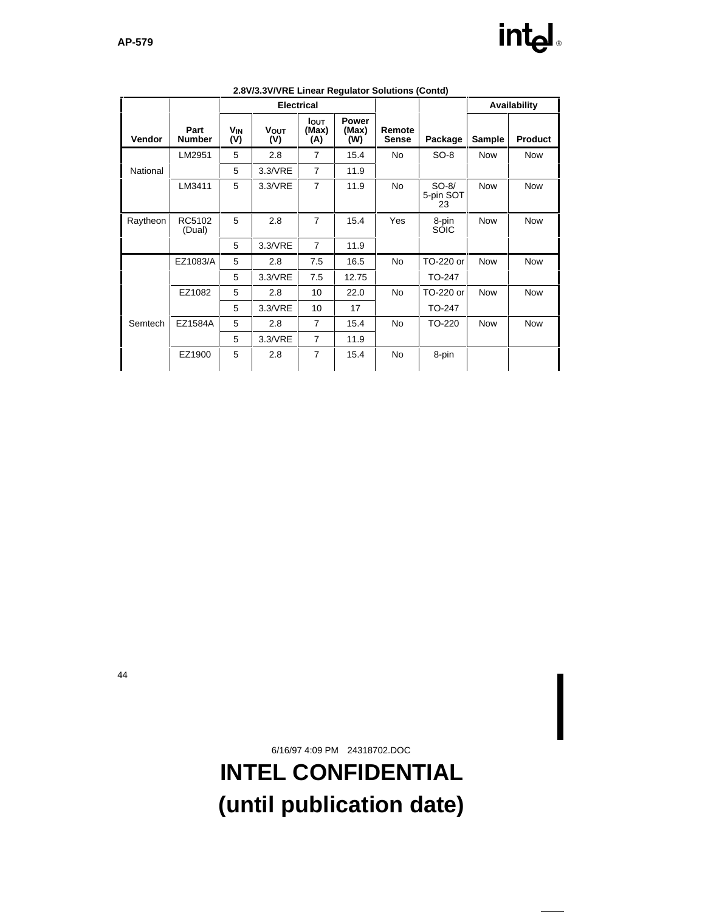**2.8V/3.3V/VRE Linear Regulator Solutions (Contd)**

| Vendor | Part Number | Electrical | | | | Remote Sense | Package | Availability | |
|---|---|---|---|---|---|---|---|---|---|
| | | $V_{IN}$ (V) | $V_{OUT}$ (V) | $I_{OUT}$ (Max) (A) | Power (Max) (W) | | | Sample | Product |
| National | LM2951 | 5 | 2.8 | 7 | 15.4 | No | SO-8 | Now | Now |
| | | 5 | 3.3/VRE | 7 | 11.9 | | | | |
| | LM3411 | 5 | 3.3/VRE | 7 | 11.9 | No | SO-8/ 5-pin SOT 23 | Now | Now |
| Raytheon | RC5102 (Dual) | 5 | 2.8 | 7 | 15.4 | Yes | 8-pin SOIC | Now | Now |
| | | 5 | 3.3/VRE | 7 | 11.9 | | | | |
| Semtech | EZ1083/A | 5 | 2.8 | 7.5 | 16.5 | No | TO-220 or | Now | Now |
| | | 5 | 3.3/VRE | 7.5 | 12.75 | | TO-247 | | |
| | EZ1082 | 5 | 2.8 | 10 | 22.0 | No | TO-220 or | Now | Now |
| | | 5 | 3.3/VRE | 10 | 17 | | TO-247 | | |
| | EZ1584A | 5 | 2.8 | 7 | 15.4 | No | TO-220 | Now | Now |
| | | 5 | 3.3/VRE | 7 | 11.9 | | | | |
| | EZ1900 | 5 | 2.8 | 7 | 15.4 | No | 8-pin | | |

6/16/97 4:09 PM 24318702.DOC

**INTEL CONFIDENTIAL**
**(until publication date)**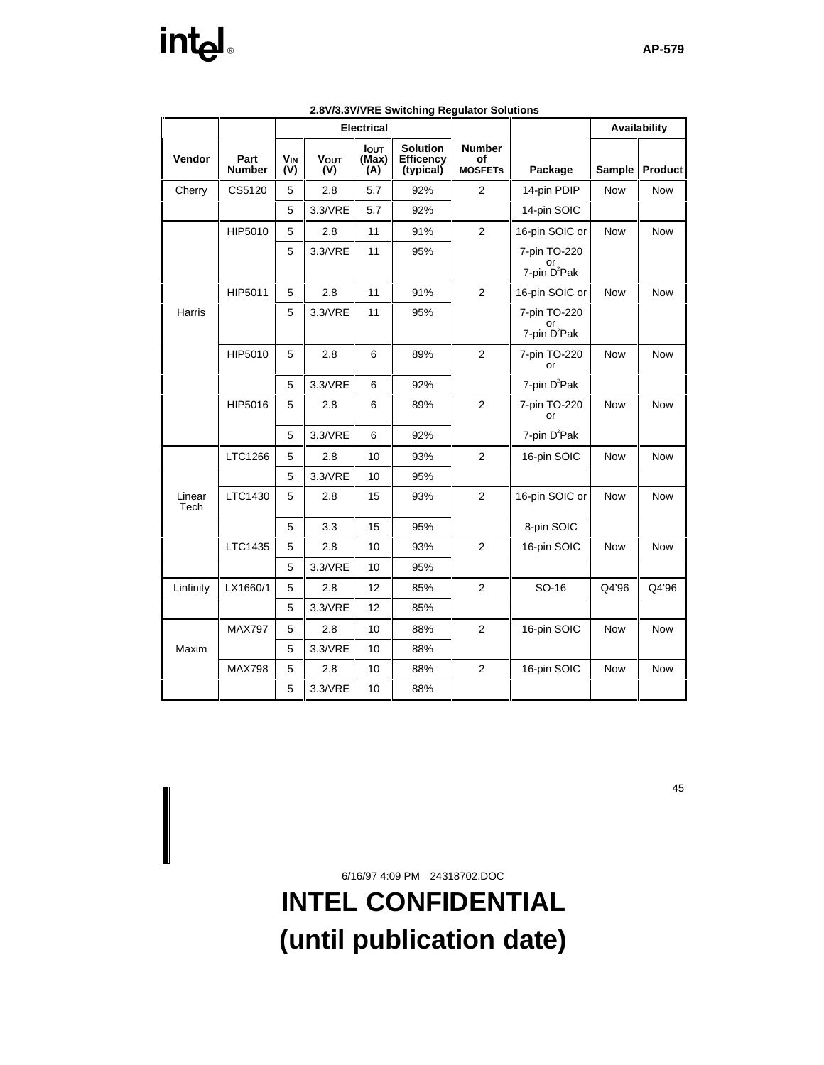**2.8V/3.3V/VRE Switching Regulator Solutions**

| | | Electrical | | | | | | Availability | |
|---|---|---|---|---|---|---|---|---|---|
| Vendor | Part Number | $V_{IN}$ (V) | $V_{OUT}$ (V) | $I_{OUT}$ (Max) (A) | Solution Efficency (typical) | Number of MOSFETs | Package | Sample | Product |
| Cherry | CS5120 | 5 | 2.8 | 5.7 | 92% | 2 | 14-pin PDIP | Now | Now |
| | | 5 | 3.3/VRE | 5.7 | 92% | | 14-pin SOIC | | |
| Harris | HIP5010 | 5 | 2.8 | 11 | 91% | 2 | 16-pin SOIC or | Now | Now |
| | | 5 | 3.3/VRE | 11 | 95% | | 7-pin TO-220 or 7-pin $D^2$Pak | | |
| | HIP5011 | 5 | 2.8 | 11 | 91% | 2 | 16-pin SOIC or | Now | Now |
| | | 5 | 3.3/VRE | 11 | 95% | | 7-pin TO-220 or 7-pin $D^2$Pak | | |
| | HIP5010 | 5 | 2.8 | 6 | 89% | 2 | 7-pin TO-220 or | Now | Now |
| | | 5 | 3.3/VRE | 6 | 92% | | 7-pin $D^2$Pak | | |
| | HIP5016 | 5 | 2.8 | 6 | 89% | 2 | 7-pin TO-220 or | Now | Now |
| | | 5 | 3.3/VRE | 6 | 92% | | 7-pin $D^2$Pak | | |
| Linear Tech | LTC1266 | 5 | 2.8 | 10 | 93% | 2 | 16-pin SOIC | Now | Now |
| | | 5 | 3.3/VRE | 10 | 95% | | | | |
| | LTC1430 | 5 | 2.8 | 15 | 93% | 2 | 16-pin SOIC or | Now | Now |
| | | 5 | 3.3 | 15 | 95% | | 8-pin SOIC | | |
| | LTC1435 | 5 | 2.8 | 10 | 93% | 2 | 16-pin SOIC | Now | Now |
| | | 5 | 3.3/VRE | 10 | 95% | | | | |
| Linfinity | LX1660/1 | 5 | 2.8 | 12 | 85% | 2 | SO-16 | Q4'96 | Q4'96 |
| | | 5 | 3.3/VRE | 12 | 85% | | | | |
| Maxim | MAX797 | 5 | 2.8 | 10 | 88% | 2 | 16-pin SOIC | Now | Now |
| | | 5 | 3.3/VRE | 10 | 88% | | | | |
| | MAX798 | 5 | 2.8 | 10 | 88% | 2 | 16-pin SOIC | Now | Now |
| | | 5 | 3.3/VRE | 10 | 88% | | | | |

6/16/97 4:09 PM 24318702.DOC

**INTEL CONFIDENTIAL**
**(until publication date)**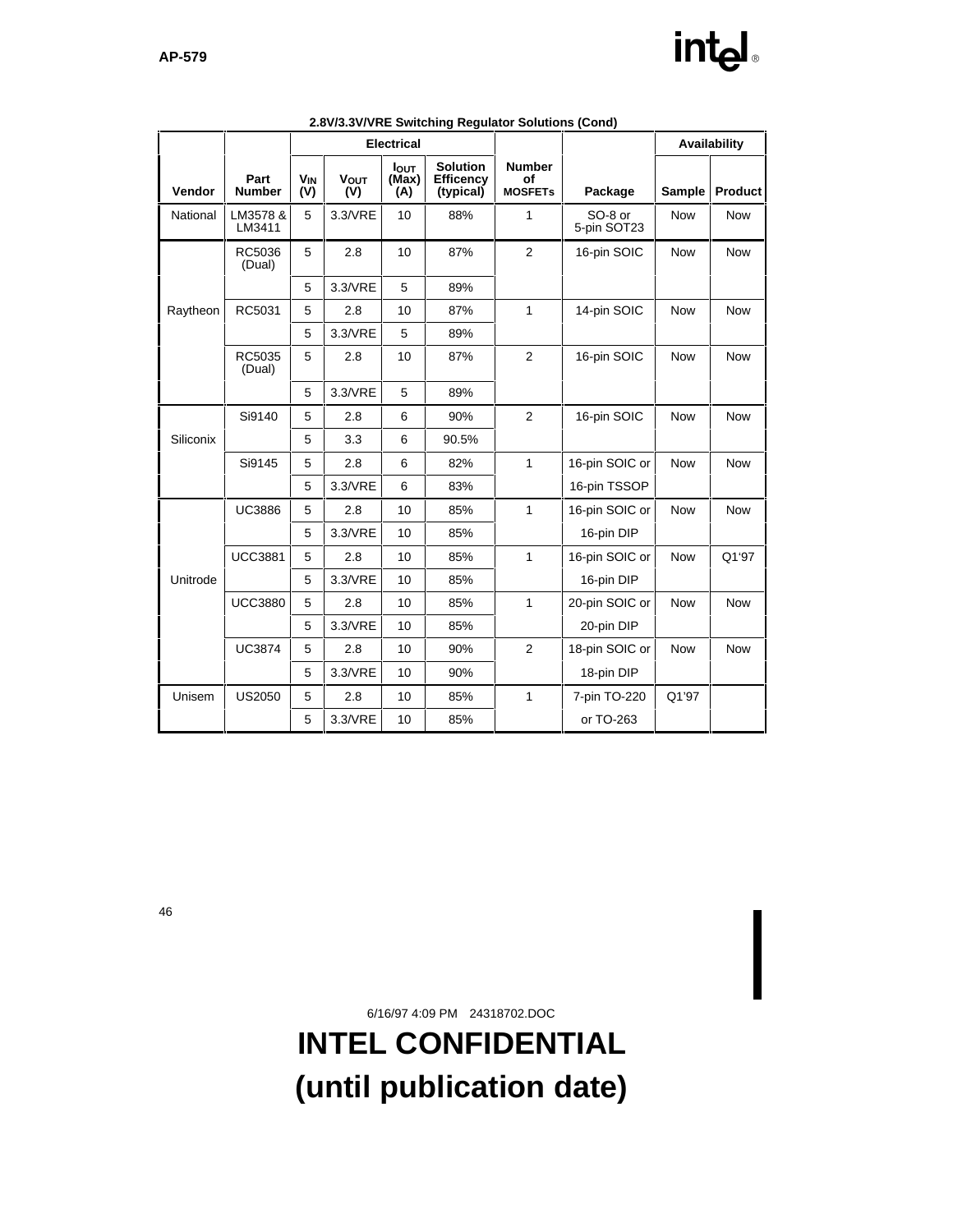**2.8V/3.3V/VRE Switching Regulator Solutions (Cond)**

| | | Electrical | | | | | | Availability | |
|---|---|---|---|---|---|---|---|---|---|
| Vendor | Part Number | $V_{IN}$ (V) | $V_{OUT}$ (V) | $I_{OUT}$ (Max) (A) | Solution Efficency (typical) | Number of MOSFETs | Package | Sample | Product |
| National | LM3578 & LM3411 | 5 | 3.3/VRE | 10 | 88% | 1 | SO-8 or 5-pin SOT23 | Now | Now |
| Raytheon | RC5036 (Dual) | 5 | 2.8 | 10 | 87% | 2 | 16-pin SOIC | Now | Now |
| | | 5 | 3.3/VRE | 5 | 89% | | | | |
| | RC5031 | 5 | 2.8 | 10 | 87% | 1 | 14-pin SOIC | Now | Now |
| | | 5 | 3.3/VRE | 5 | 89% | | | | |
| | RC5035 (Dual) | 5 | 2.8 | 10 | 87% | 2 | 16-pin SOIC | Now | Now |
| | | 5 | 3.3/VRE | 5 | 89% | | | | |
| Siliconix | Si9140 | 5 | 2.8 | 6 | 90% | 2 | 16-pin SOIC | Now | Now |
| | | 5 | 3.3 | 6 | 90.5% | | | | |
| | Si9145 | 5 | 2.8 | 6 | 82% | 1 | 16-pin SOIC or | Now | Now |
| | | 5 | 3.3/VRE | 6 | 83% | | 16-pin TSSOP | | |
| Unitrode | UC3886 | 5 | 2.8 | 10 | 85% | 1 | 16-pin SOIC or | Now | Now |
| | | 5 | 3.3/VRE | 10 | 85% | | 16-pin DIP | | |
| | UCC3881 | 5 | 2.8 | 10 | 85% | 1 | 16-pin SOIC or | Now | Q1'97 |
| | | 5 | 3.3/VRE | 10 | 85% | | 16-pin DIP | | |
| | UCC3880 | 5 | 2.8 | 10 | 85% | 1 | 20-pin SOIC or | Now | Now |
| | | 5 | 3.3/VRE | 10 | 85% | | 20-pin DIP | | |
| | UC3874 | 5 | 2.8 | 10 | 90% | 2 | 18-pin SOIC or | Now | Now |
| | | 5 | 3.3/VRE | 10 | 90% | | 18-pin DIP | | |
| Unisem | US2050 | 5 | 2.8 | 10 | 85% | 1 | 7-pin TO-220 | Q1'97 | |
| | | 5 | 3.3/VRE | 10 | 85% | | or TO-263 | | |

6/16/97 4:09 PM 24318702.DOC

**INTEL CONFIDENTIAL**
**(until publication date)**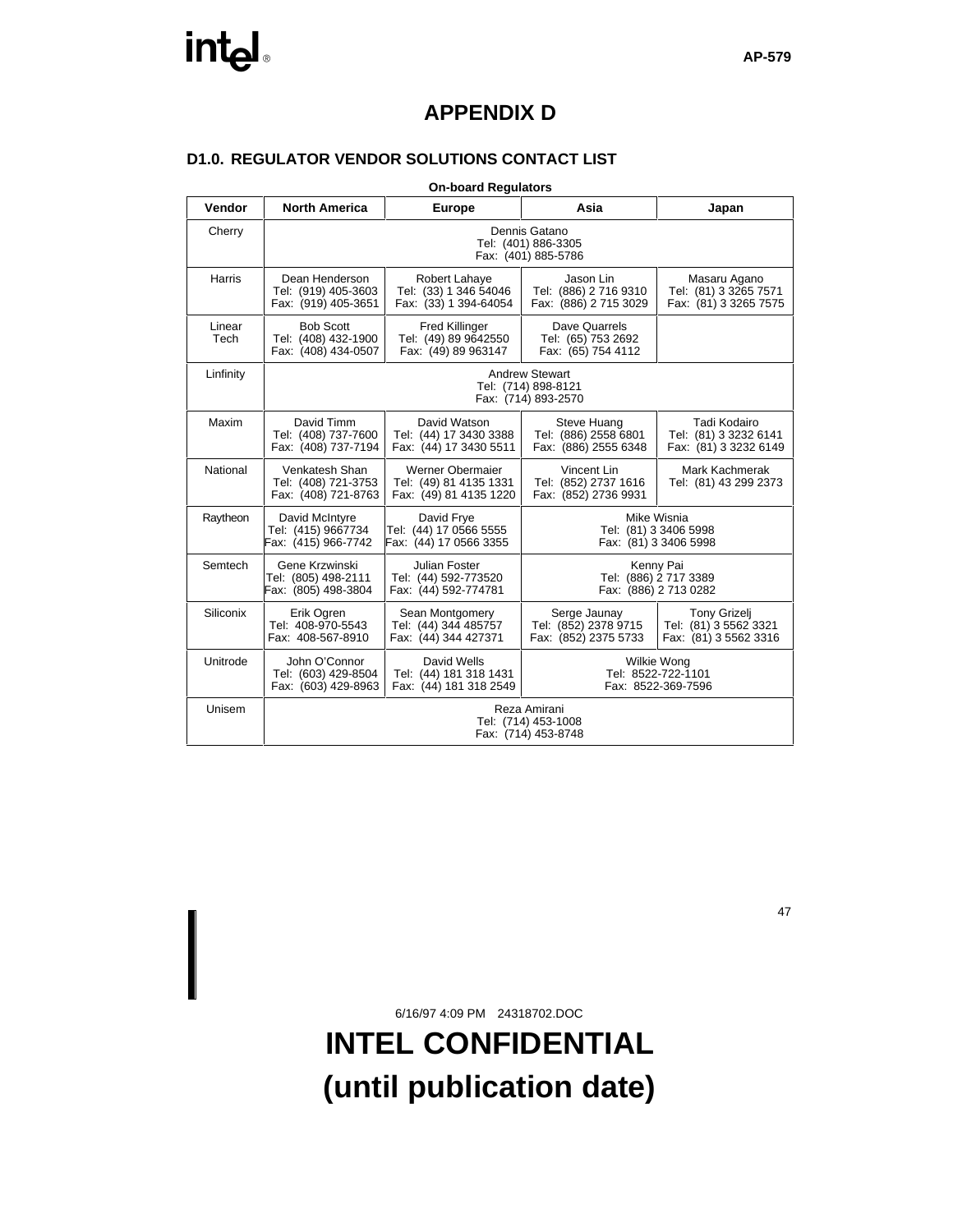# APPENDIX D

## D1.0. REGULATOR VENDOR SOLUTIONS CONTACT LIST

**On-board Regulators**

| Vendor | North America | Europe | Asia | Japan |
|---|---|---|---|---|
| Cherry | Dennis Gatano<br>Tel: (401) 886-3305<br>Fax: (401) 885-5786 | | | |
| Harris | Dean Henderson<br>Tel: (919) 405-3603<br>Fax: (919) 405-3651 | Robert Lahaye<br>Tel: (33) 1 346 54046<br>Fax: (33) 1 394-64054 | Jason Lin<br>Tel: (886) 2 716 9310<br>Fax: (886) 2 715 3029 | Masaru Agano<br>Tel: (81) 3 3265 7571<br>Fax: (81) 3 3265 7575 |
| Linear Tech | Bob Scott<br>Tel: (408) 432-1900<br>Fax: (408) 434-0507 | Fred Killinger<br>Tel: (49) 89 9642550<br>Fax: (49) 89 963147 | Dave Quarrels<br>Tel: (65) 753 2692<br>Fax: (65) 754 4112 | |
| Linfinity | Andrew Stewart<br>Tel: (714) 898-8121<br>Fax: (714) 893-2570 | | | |
| Maxim | David Timm<br>Tel: (408) 737-7600<br>Fax: (408) 737-7194 | David Watson<br>Tel: (44) 17 3430 3388<br>Fax: (44) 17 3430 5511 | Steve Huang<br>Tel: (886) 2558 6801<br>Fax: (886) 2555 6348 | Tadi Kodairo<br>Tel: (81) 3 3232 6141<br>Fax: (81) 3 3232 6149 |
| National | Venkatesh Shan<br>Tel: (408) 721-3753<br>Fax: (408) 721-8763 | Werner Obermaier<br>Tel: (49) 81 4135 1331<br>Fax: (49) 81 4135 1220 | Vincent Lin<br>Tel: (852) 2737 1616<br>Fax: (852) 2736 9931 | Mark Kachmerak<br>Tel: (81) 43 299 2373 |
| Raytheon | David McIntyre<br>Tel: (415) 9667734<br>Fax: (415) 966-7742 | David Frye<br>Tel: (44) 17 0566 5555<br>Fax: (44) 17 0566 3355 | Mike Wisnia<br>Tel: (81) 3 3406 5998<br>Fax: (81) 3 3406 5998 | |
| Semtech | Gene Krzwinski<br>Tel: (805) 498-2111<br>Fax: (805) 498-3804 | Julian Foster<br>Tel: (44) 592-773520<br>Fax: (44) 592-774781 | Kenny Pai<br>Tel: (886) 2 717 3389<br>Fax: (886) 2 713 0282 | |
| Siliconix | Erik Ogren<br>Tel: 408-970-5543<br>Fax: 408-567-8910 | Sean Montgomery<br>Tel: (44) 344 485757<br>Fax: (44) 344 427371 | Serge Jaunay<br>Tel: (852) 2378 9715<br>Fax: (852) 2375 5733 | Tony Grizelj<br>Tel: (81) 3 5562 3321<br>Fax: (81) 3 5562 3316 |
| Unitrode | John O'Connor<br>Tel: (603) 429-8504<br>Fax: (603) 429-8963 | David Wells<br>Tel: (44) 181 318 1431<br>Fax: (44) 181 318 2549 | Wilkie Wong<br>Tel: 8522-722-1101<br>Fax: 8522-369-7596 | |
| Unisem | Reza Amirani<br>Tel: (714) 453-1008<br>Fax: (714) 453-8748 | | | |

6/16/97 4:09 PM 24318702.DOC

**INTEL CONFIDENTIAL**
**(until publication date)**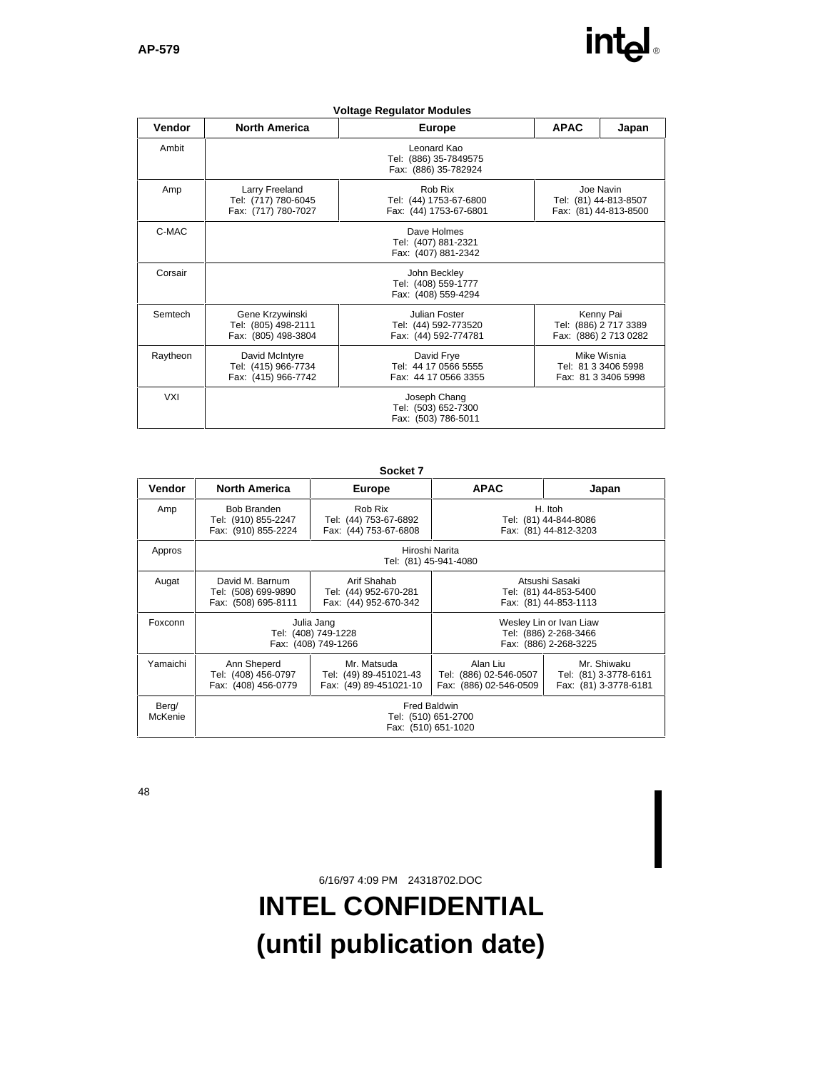**Voltage Regulator Modules**

| Vendor | North America | Europe | APAC | Japan |
|---|---|---|---|---|
| Ambit | Leonard Kao<br>Tel: (886) 35-7849575<br>Fax: (886) 35-782924 | | | |
| Amp | Larry Freeland<br>Tel: (717) 780-6045<br>Fax: (717) 780-7027 | Rob Rix<br>Tel: (44) 1753-67-6800<br>Fax: (44) 1753-67-6801 | Joe Navin<br>Tel: (81) 44-813-8507<br>Fax: (81) 44-813-8500 | |
| C-MAC | Dave Holmes<br>Tel: (407) 881-2321<br>Fax: (407) 881-2342 | | | |
| Corsair | John Beckley<br>Tel: (408) 559-1777<br>Fax: (408) 559-4294 | | | |
| Semtech | Gene Krzywinski<br>Tel: (805) 498-2111<br>Fax: (805) 498-3804 | Julian Foster<br>Tel: (44) 592-773520<br>Fax: (44) 592-774781 | Kenny Pai<br>Tel: (886) 2 717 3389<br>Fax: (886) 2 713 0282 | |
| Raytheon | David McIntyre<br>Tel: (415) 966-7734<br>Fax: (415) 966-7742 | David Frye<br>Tel: 44 17 0566 5555<br>Fax: 44 17 0566 3355 | Mike Wisnia<br>Tel: 81 3 3406 5998<br>Fax: 81 3 3406 5998 | |
| VXI | Joseph Chang<br>Tel: (503) 652-7300<br>Fax: (503) 786-5011 | | | |

**Socket 7**

| Vendor | North America | Europe | APAC | Japan |
|---|---|---|---|---|
| Amp | Bob Branden<br>Tel: (910) 855-2247<br>Fax: (910) 855-2224 | Rob Rix<br>Tel: (44) 753-67-6892<br>Fax: (44) 753-67-6808 | H. Itoh<br>Tel: (81) 44-844-8086<br>Fax: (81) 44-812-3203 | |
| Appros | Hiroshi Narita<br>Tel: (81) 45-941-4080 | | | |
| Augat | David M. Barnum<br>Tel: (508) 699-9890<br>Fax: (508) 695-8111 | Arif Shahab<br>Tel: (44) 952-670-281<br>Fax: (44) 952-670-342 | Atsushi Sasaki<br>Tel: (81) 44-853-5400<br>Fax: (81) 44-853-1113 | |
| Foxconn | Julia Jang<br>Tel: (408) 749-1228<br>Fax: (408) 749-1266 | | Wesley Lin or Ivan Liaw<br>Tel: (886) 2-268-3466<br>Fax: (886) 2-268-3225 | |
| Yamaichi | Ann Sheperd<br>Tel: (408) 456-0797<br>Fax: (408) 456-0779 | Mr. Matsuda<br>Tel: (49) 89-451021-43<br>Fax: (49) 89-451021-10 | Alan Liu<br>Tel: (886) 02-546-0507<br>Fax: (886) 02-546-0509 | Mr. Shiwaku<br>Tel: (81) 3-3778-6161<br>Fax: (81) 3-3778-6181 |
| Berg/ McKenie | Fred Baldwin<br>Tel: (510) 651-2700<br>Fax: (510) 651-1020 | | | |

6/16/97 4:09 PM 24318702.DOC

**INTEL CONFIDENTIAL**
**(until publication date)**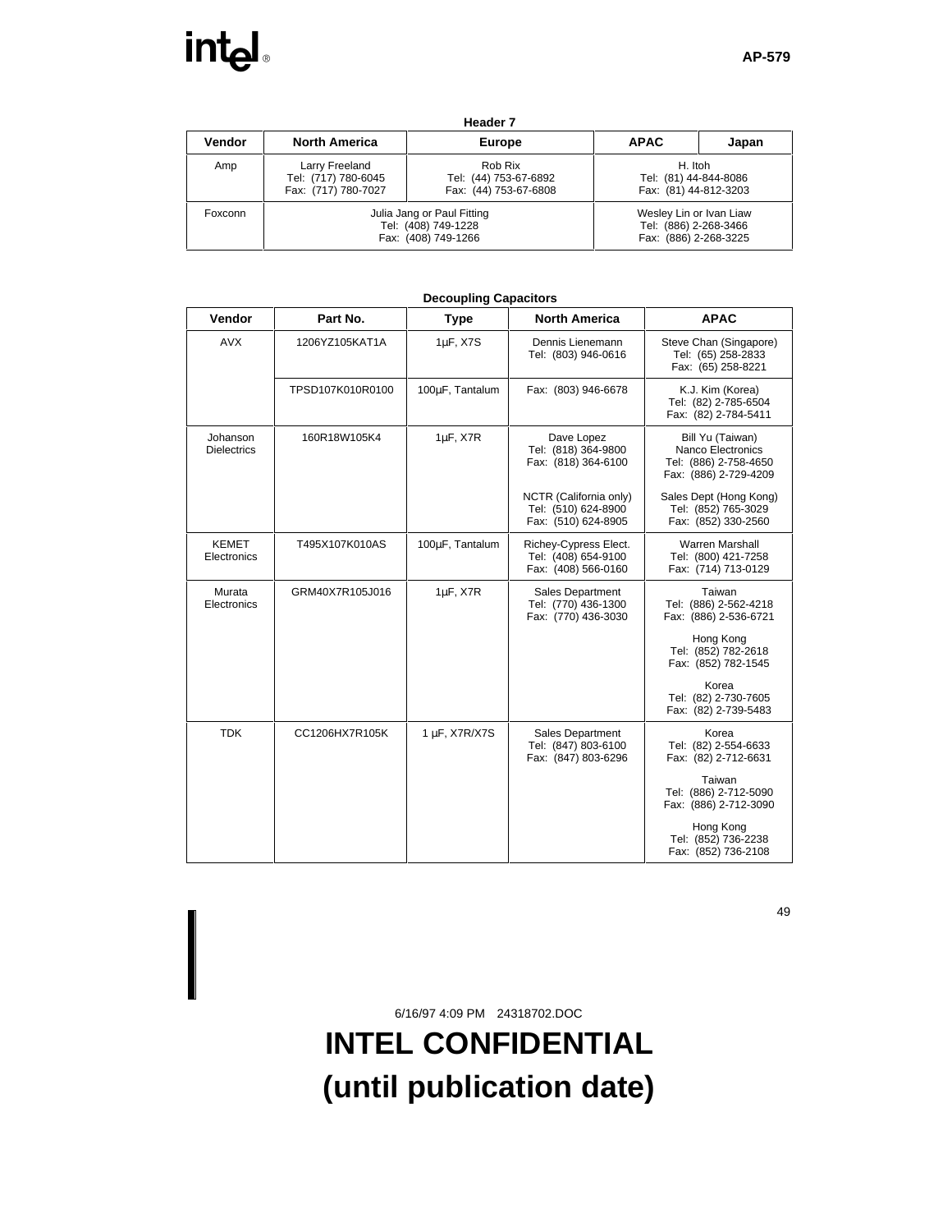**Header 7**

| Vendor | North America | Europe | APAC | Japan |
|---|---|---|---|---|
| Amp | Larry Freeland<br>Tel: (717) 780-6045<br>Fax: (717) 780-7027 | Rob Rix<br>Tel: (44) 753-67-6892<br>Fax: (44) 753-67-6808 | H. Itoh<br>Tel: (81) 44-844-8086<br>Fax: (81) 44-812-3203 | |
| Foxconn | Julia Jang or Paul Fitting<br>Tel: (408) 749-1228<br>Fax: (408) 749-1266 | | Wesley Lin or Ivan Liaw<br>Tel: (886) 2-268-3466<br>Fax: (886) 2-268-3225 | |

**Decoupling Capacitors**

| Vendor | Part No. | Type | North America | APAC |
|---|---|---|---|---|
| AVX | 1206YZ105KAT1A | 1µF, X7S | Dennis Lienemann<br>Tel: (803) 946-0616 | Steve Chan (Singapore)<br>Tel: (65) 258-2833<br>Fax: (65) 258-8221 |
| | TPSD107K010R0100 | 100µF, Tantalum | Fax: (803) 946-6678 | K.J. Kim (Korea)<br>Tel: (82) 2-785-6504<br>Fax: (82) 2-784-5411 |
| Johanson Dielectrics | 160R18W105K4 | 1µF, X7R | Dave Lopez<br>Tel: (818) 364-9800<br>Fax: (818) 364-6100<br><br>NCTR (California only)<br>Tel: (510) 624-8900<br>Fax: (510) 624-8905 | Bill Yu (Taiwan)<br>Nanco Electronics<br>Tel: (886) 2-758-4650<br>Fax: (886) 2-729-4209<br><br>Sales Dept (Hong Kong)<br>Tel: (852) 765-3029<br>Fax: (852) 330-2560 |
| KEMET Electronics | T495X107K010AS | 100µF, Tantalum | Richey-Cypress Elect.<br>Tel: (408) 654-9100<br>Fax: (408) 566-0160 | Warren Marshall<br>Tel: (800) 421-7258<br>Fax: (714) 713-0129 |
| Murata Electronics | GRM40X7R105J016 | 1µF, X7R | Sales Department<br>Tel: (770) 436-1300<br>Fax: (770) 436-3030 | Taiwan<br>Tel: (886) 2-562-4218<br>Fax: (886) 2-536-6721<br><br>Hong Kong<br>Tel: (852) 782-2618<br>Fax: (852) 782-1545<br><br>Korea<br>Tel: (82) 2-730-7605<br>Fax: (82) 2-739-5483 |
| TDK | CC1206HX7R105K | 1 µF, X7R/X7S | Sales Department<br>Tel: (847) 803-6100<br>Fax: (847) 803-6296 | Korea<br>Tel: (82) 2-554-6633<br>Fax: (82) 2-712-6631<br><br>Taiwan<br>Tel: (886) 2-712-5090<br>Fax: (886) 2-712-3090<br><br>Hong Kong<br>Tel: (852) 736-2238<br>Fax: (852) 736-2108 |

6/16/97 4:09 PM 24318702.DOC

**INTEL CONFIDENTIAL**
**(until publication date)**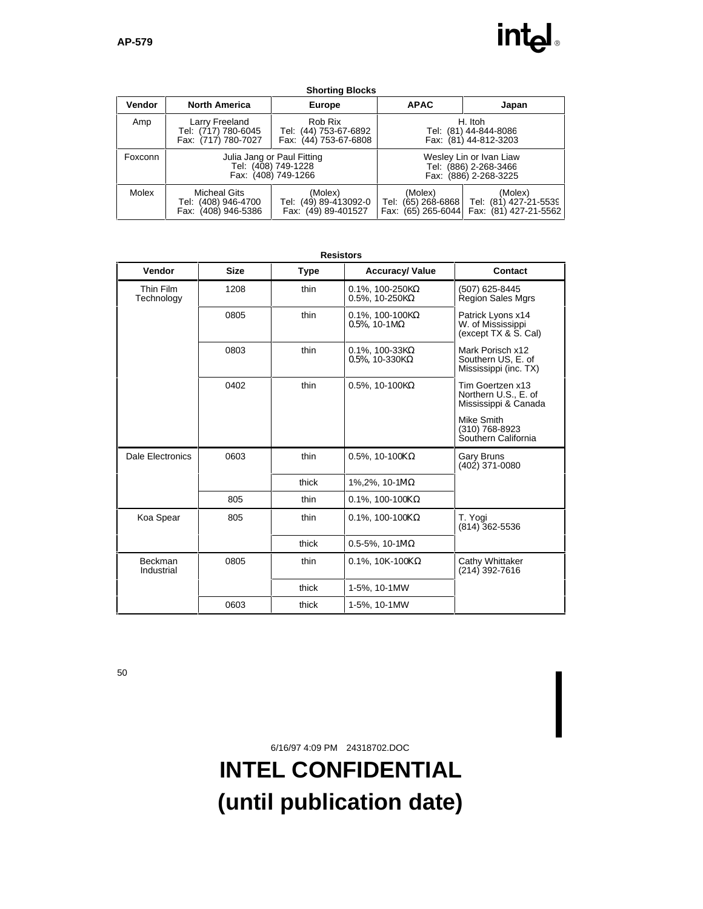**Shorting Blocks**

| Vendor | North America | Europe | APAC | Japan |
|---|---|---|---|---|
| Amp | Larry Freeland<br>Tel: (717) 780-6045<br>Fax: (717) 780-7027 | Rob Rix<br>Tel: (44) 753-67-6892<br>Fax: (44) 753-67-6808 | H. Itoh<br>Tel: (81) 44-844-8086<br>Fax: (81) 44-812-3203 | |
| Foxconn | Julia Jang or Paul Fitting<br>Tel: (408) 749-1228<br>Fax: (408) 749-1266 | | Wesley Lin or Ivan Liaw<br>Tel: (886) 2-268-3466<br>Fax: (886) 2-268-3225 | |
| Molex | Micheal Gits<br>Tel: (408) 946-4700<br>Fax: (408) 946-5386 | (Molex)<br>Tel: (49) 89-413092-0<br>Fax: (49) 89-401527 | (Molex)<br>Tel: (65) 268-6868<br>Fax: (65) 265-6044 | (Molex)<br>Tel: (81) 427-21-5539<br>Fax: (81) 427-21-5562 |

**Resistors**

| Vendor | Size | Type | Accuracy/ Value | Contact |
|---|---|---|---|---|
| Thin Film Technology | 1208 | thin | 0.1%, 100-250KΩ<br>0.5%, 10-250KΩ | (507) 625-8445<br>Region Sales Mgrs |
| | 0805 | thin | 0.1%, 100-100KΩ<br>0.5%, 10-1MΩ | Patrick Lyons x14<br>W. of Mississippi<br>(except TX & S. Cal) |
| | 0803 | thin | 0.1%, 100-33KΩ<br>0.5%, 10-330KΩ | Mark Porisch x12<br>Southern US, E. of Mississippi (inc. TX) |
| | 0402 | thin | 0.5%, 10-100KΩ | Tim Goertzen x13<br>Northern U.S., E. of Mississippi & Canada<br><br>Mike Smith<br>(310) 768-8923<br>Southern California |
| Dale Electronics | 0603 | thin | 0.5%, 10-100KΩ | Gary Bruns<br>(402) 371-0080 |
| | | thick | 1%,2%, 10-1MΩ | |
| | 805 | thin | 0.1%, 100-100KΩ | |
| Koa Spear | 805 | thin | 0.1%, 100-100KΩ | T. Yogi<br>(814) 362-5536 |
| | | thick | 0.5-5%, 10-1MΩ | |
| Beckman Industrial | 0805 | thin | 0.1%, 10K-100KΩ | Cathy Whittaker<br>(214) 392-7616 |
| | | thick | 1-5%, 10-1MW | |
| | 0603 | thick | 1-5%, 10-1MW | |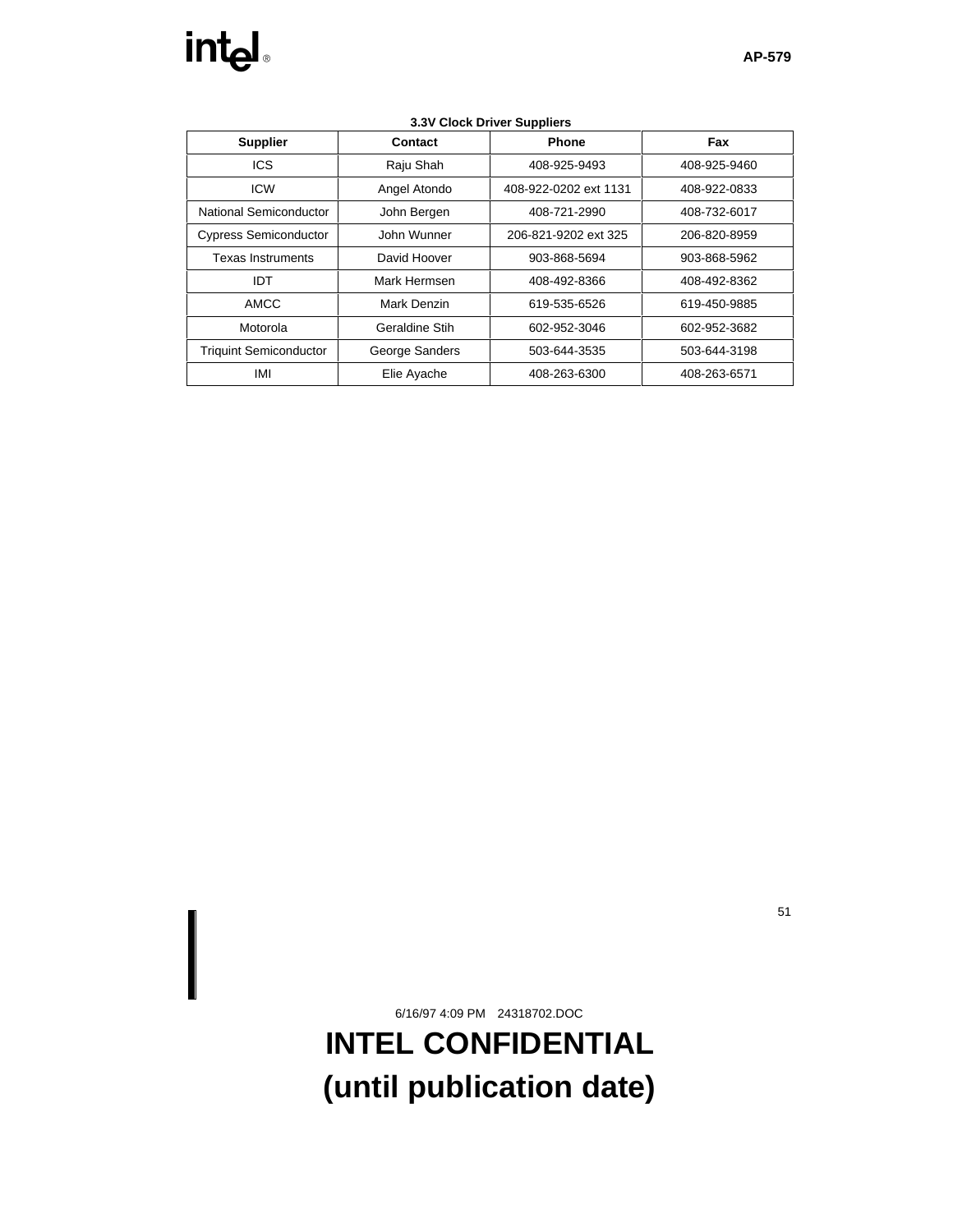**3.3V Clock Driver Suppliers**

| Supplier | Contact | Phone | Fax |
|---|---|---|---|
| ICS | Raju Shah | 408-925-9493 | 408-925-9460 |
| ICW | Angel Atondo | 408-922-0202 ext 1131 | 408-922-0833 |
| National Semiconductor | John Bergen | 408-721-2990 | 408-732-6017 |
| Cypress Semiconductor | John Wunner | 206-821-9202 ext 325 | 206-820-8959 |
| Texas Instruments | David Hoover | 903-868-5694 | 903-868-5962 |
| IDT | Mark Hermsen | 408-492-8366 | 408-492-8362 |
| AMCC | Mark Denzin | 619-535-6526 | 619-450-9885 |
| Motorola | Geraldine Stih | 602-952-3046 | 602-952-3682 |
| Triquint Semiconductor | George Sanders | 503-644-3535 | 503-644-3198 |
| IMI | Elie Ayache | 408-263-6300 | 408-263-6571 |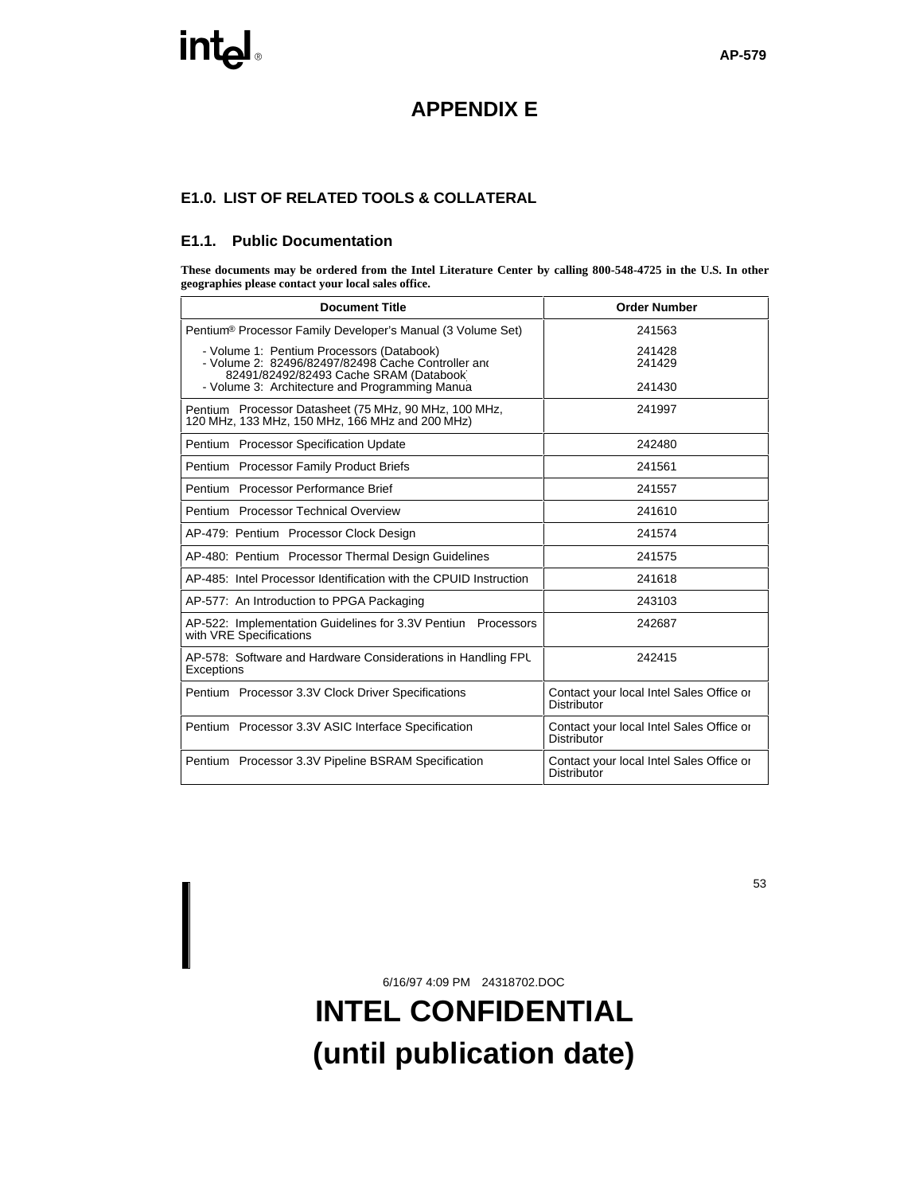# APPENDIX E

## E1.0. LIST OF RELATED TOOLS & COLLATERAL

### E1.1. Public Documentation

**These documents may be ordered from the Intel Literature Center by calling 800-548-4725 in the U.S. In other geographies please contact your local sales office.**

| Document Title | Order Number |
|---|---|
| Pentium® Processor Family Developer's Manual (3 Volume Set)<br>- Volume 1: Pentium Processors (Databook)<br>- Volume 2: 82496/82497/82498 Cache Controller and 82491/82492/82493 Cache SRAM (Databook)<br>- Volume 3: Architecture and Programming Manual | 241563<br>241428<br>241429<br><br>241430 |
| Pentium Processor Datasheet (75 MHz, 90 MHz, 100 MHz, 120 MHz, 133 MHz, 150 MHz, 166 MHz and 200 MHz) | 241997 |
| Pentium Processor Specification Update | 242480 |
| Pentium Processor Family Product Briefs | 241561 |
| Pentium Processor Performance Brief | 241557 |
| Pentium Processor Technical Overview | 241610 |
| AP-479: Pentium Processor Clock Design | 241574 |
| AP-480: Pentium Processor Thermal Design Guidelines | 241575 |
| AP-485: Intel Processor Identification with the CPUID Instruction | 241618 |
| AP-577: An Introduction to PPGA Packaging | 243103 |
| AP-522: Implementation Guidelines for 3.3V Pentium Processors with VRE Specifications | 242687 |
| AP-578: Software and Hardware Considerations in Handling FPU Exceptions | 242415 |
| Pentium Processor 3.3V Clock Driver Specifications | Contact your local Intel Sales Office or Distributor |
| Pentium Processor 3.3V ASIC Interface Specification | Contact your local Intel Sales Office or Distributor |
| Pentium Processor 3.3V Pipeline BSRAM Specification | Contact your local Intel Sales Office or Distributor |

6/16/97 4:09 PM 24318702.DOC

**INTEL CONFIDENTIAL**
**(until publication date)**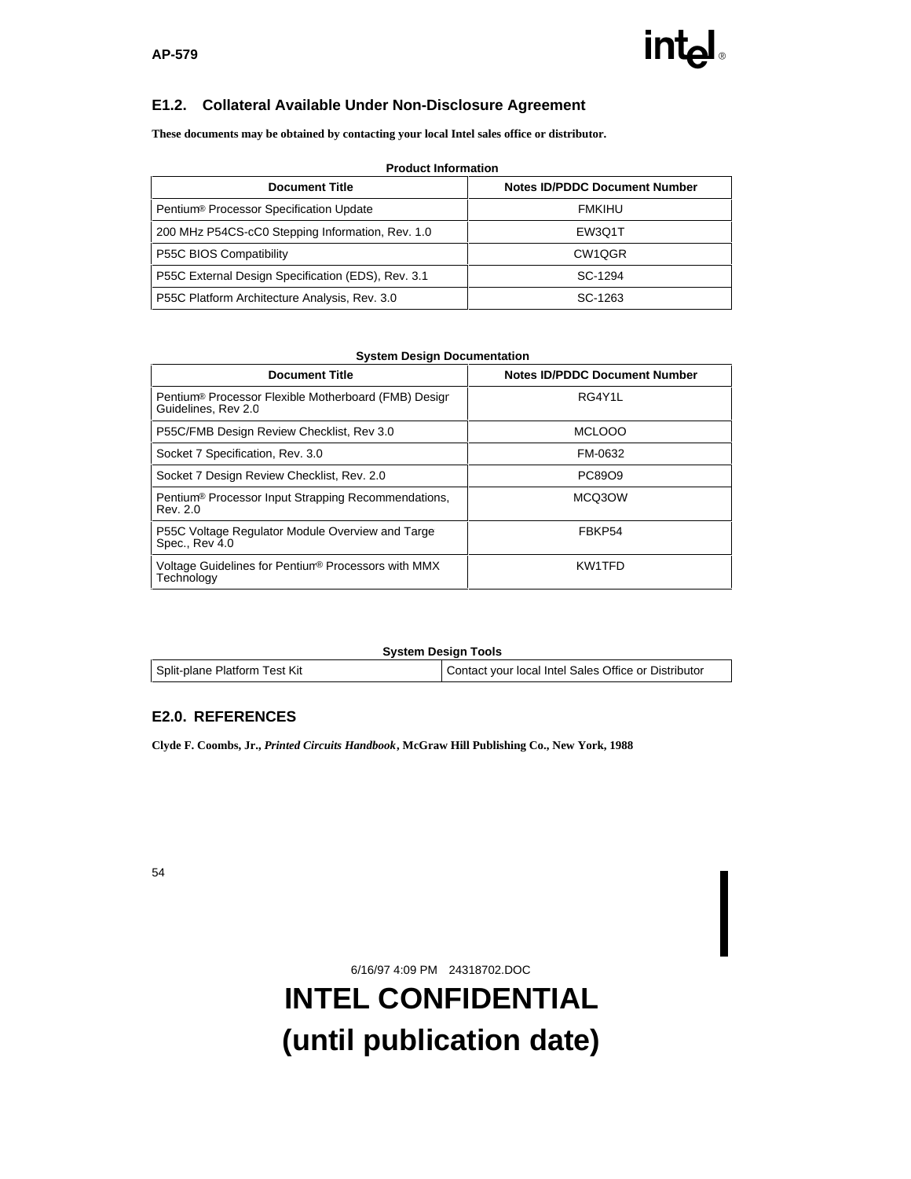## E1.2. Collateral Available Under Non-Disclosure Agreement

**These documents may be obtained by contacting your local Intel sales office or distributor.**

**Product Information**

| Document Title | Notes ID/PDDC Document Number |
|---|---|
| Pentium® Processor Specification Update | FMKIHU |
| 200 MHz P54CS-cC0 Stepping Information, Rev. 1.0 | EW3Q1T |
| P55C BIOS Compatibility | CW1QGR |
| P55C External Design Specification (EDS), Rev. 3.1 | SC-1294 |
| P55C Platform Architecture Analysis, Rev. 3.0 | SC-1263 |

**System Design Documentation**

| Document Title | Notes ID/PDDC Document Number |
|---|---|
| Pentium® Processor Flexible Motherboard (FMB) Design Guidelines, Rev 2.0 | RG4Y1L |
| P55C/FMB Design Review Checklist, Rev 3.0 | MCLOOO |
| Socket 7 Specification, Rev. 3.0 | FM-0632 |
| Socket 7 Design Review Checklist, Rev. 2.0 | PC89O9 |
| Pentium® Processor Input Strapping Recommendations, Rev. 2.0 | MCQ3OW |
| P55C Voltage Regulator Module Overview and Targe Spec., Rev 4.0 | FBKP54 |
| Voltage Guidelines for Pentium® Processors with MMX Technology | KW1TFD |

**System Design Tools**

| | |
|---|---|
| Split-plane Platform Test Kit | Contact your local Intel Sales Office or Distributor |

## E2.0. REFERENCES

**Clyde F. Coombs, Jr., *Printed Circuits Handbook*, McGraw Hill Publishing Co., New York, 1988**

6/16/97 4:09 PM 24318702.DOC

**INTEL CONFIDENTIAL**
**(until publication date)**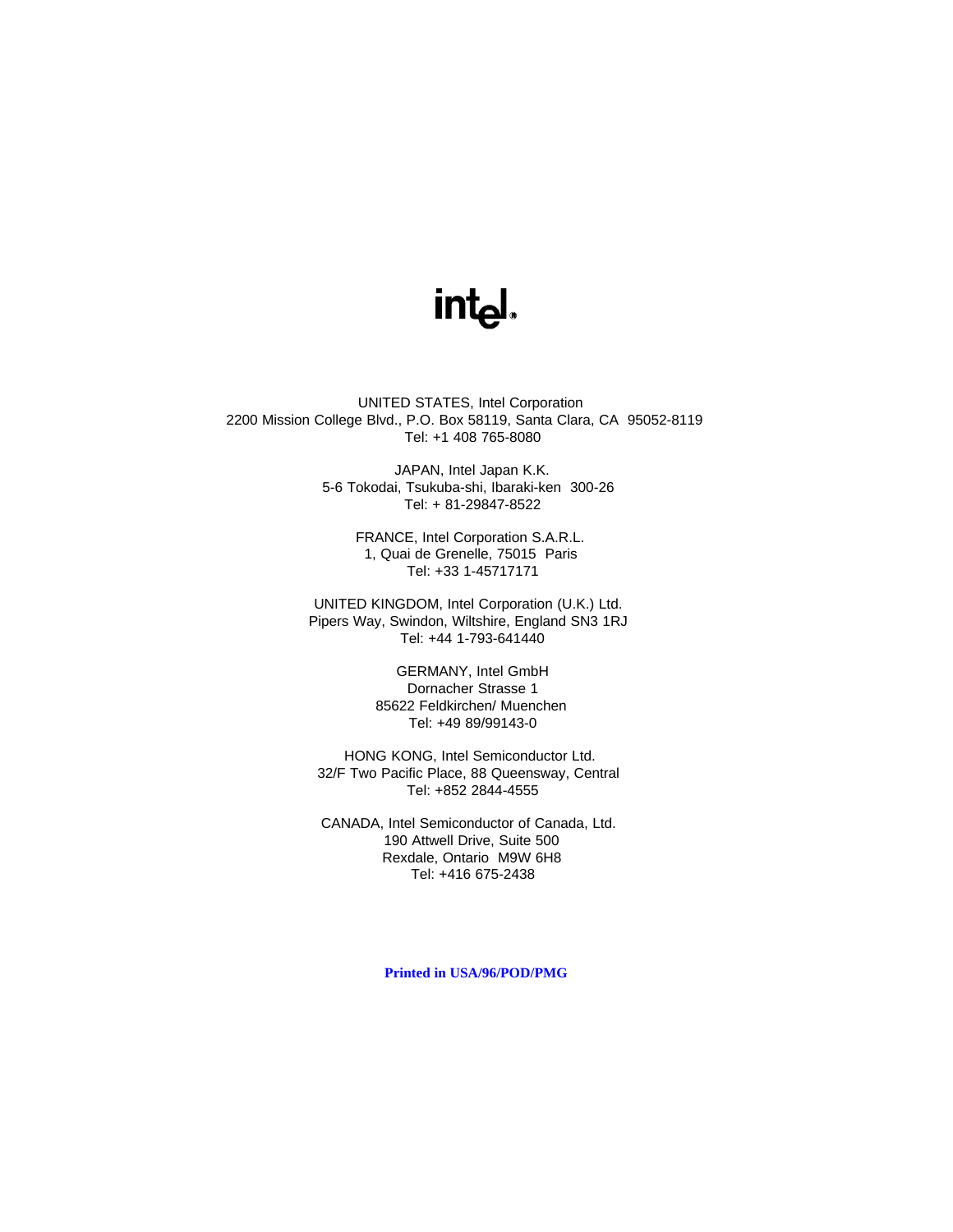intel®

UNITED STATES, Intel Corporation
2200 Mission College Blvd., P.O. Box 58119, Santa Clara, CA 95052-8119
Tel: +1 408 765-8080

JAPAN, Intel Japan K.K.
5-6 Tokodai, Tsukuba-shi, Ibaraki-ken 300-26
Tel: + 81-29847-8522

FRANCE, Intel Corporation S.A.R.L.
1, Quai de Grenelle, 75015 Paris
Tel: +33 1-45717171

UNITED KINGDOM, Intel Corporation (U.K.) Ltd.
Pipers Way, Swindon, Wiltshire, England SN3 1RJ
Tel: +44 1-793-641440

GERMANY, Intel GmbH
Dornacher Strasse 1
85622 Feldkirchen/ Muenchen
Tel: +49 89/99143-0

HONG KONG, Intel Semiconductor Ltd.
32/F Two Pacific Place, 88 Queensway, Central
Tel: +852 2844-4555

CANADA, Intel Semiconductor of Canada, Ltd.
190 Attwell Drive, Suite 500
Rexdale, Ontario M9W 6H8
Tel: +416 675-2438

**Printed in USA/96/POD/PMG**